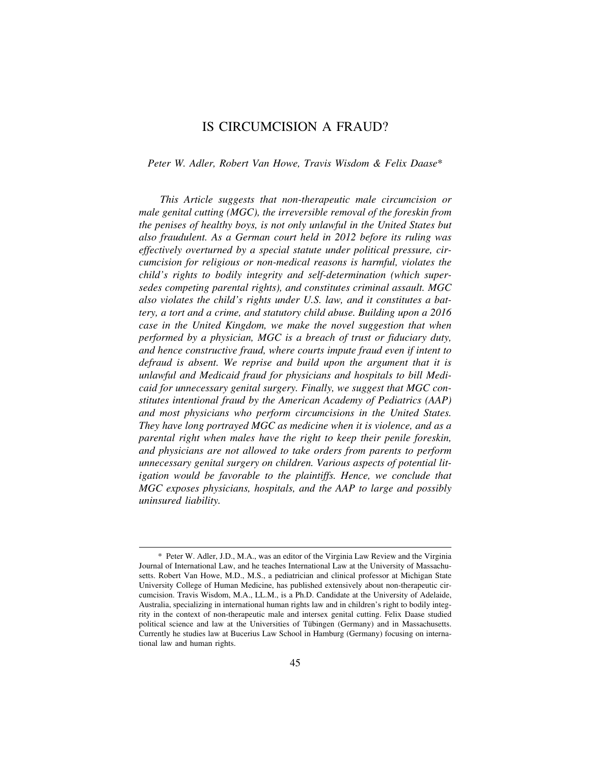# IS CIRCUMCISION A FRAUD?

*Peter W. Adler, Robert Van Howe, Travis Wisdom & Felix Daase\**

*This Article suggests that non-therapeutic male circumcision or male genital cutting (MGC), the irreversible removal of the foreskin from the penises of healthy boys, is not only unlawful in the United States but also fraudulent. As a German court held in 2012 before its ruling was effectively overturned by a special statute under political pressure, circumcision for religious or non-medical reasons is harmful, violates the child's rights to bodily integrity and self-determination (which supersedes competing parental rights), and constitutes criminal assault. MGC also violates the child's rights under U.S. law, and it constitutes a battery, a tort and a crime, and statutory child abuse. Building upon a 2016 case in the United Kingdom, we make the novel suggestion that when performed by a physician, MGC is a breach of trust or fiduciary duty, and hence constructive fraud, where courts impute fraud even if intent to defraud is absent. We reprise and build upon the argument that it is unlawful and Medicaid fraud for physicians and hospitals to bill Medicaid for unnecessary genital surgery. Finally, we suggest that MGC constitutes intentional fraud by the American Academy of Pediatrics (AAP) and most physicians who perform circumcisions in the United States. They have long portrayed MGC as medicine when it is violence, and as a parental right when males have the right to keep their penile foreskin, and physicians are not allowed to take orders from parents to perform unnecessary genital surgery on children. Various aspects of potential litigation would be favorable to the plaintiffs. Hence, we conclude that MGC exposes physicians, hospitals, and the AAP to large and possibly uninsured liability.*

---

\* Peter W. Adler, J.D., M.A., was an editor of the Virginia Law Review and the Virginia Journal of International Law, and he teaches International Law at the University of Massachusetts. Robert Van Howe, M.D., M.S., a pediatrician and clinical professor at Michigan State University College of Human Medicine, has published extensively about non-therapeutic circumcision. Travis Wisdom, M.A., LL.M., is a Ph.D. Candidate at the University of Adelaide, Australia, specializing in international human rights law and in children's right to bodily integrity in the context of non-therapeutic male and intersex genital cutting. Felix Daase studied political science and law at the Universities of Tübingen (Germany) and in Massachusetts. Currently he studies law at Bucerius Law School in Hamburg (Germany) focusing on international law and human rights.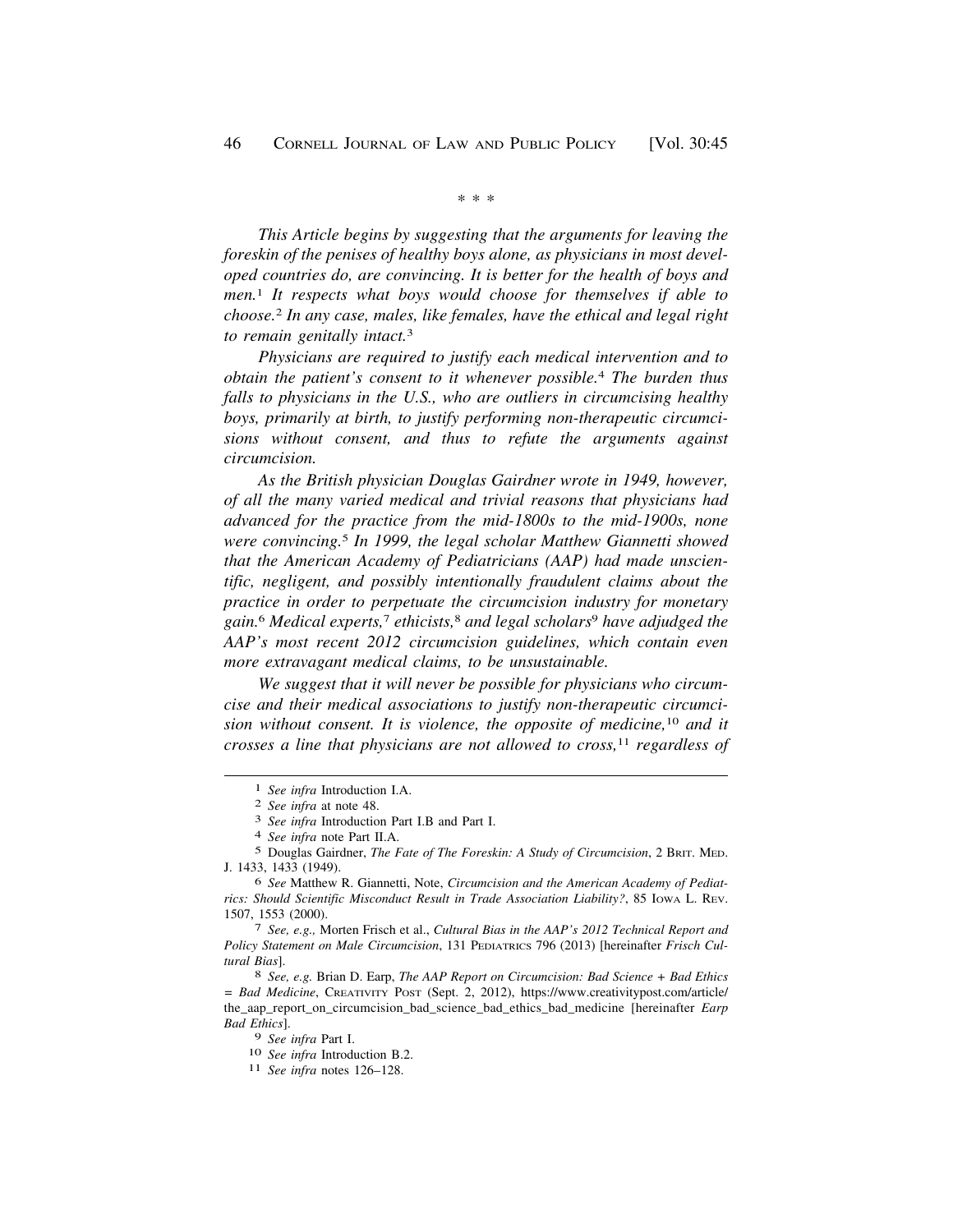\* \* \*

*This Article begins by suggesting that the arguments for leaving the foreskin of the penises of healthy boys alone, as physicians in most developed countries do, are convincing. It is better for the health of boys and men.*[1] *It respects what boys would choose for themselves if able to choose.*[2] *In any case, males, like females, have the ethical and legal right to remain genitally intact.*[3]

*Physicians are required to justify each medical intervention and to obtain the patient's consent to it whenever possible.*[4] *The burden thus falls to physicians in the U.S., who are outliers in circumcising healthy boys, primarily at birth, to justify performing non-therapeutic circumcisions without consent, and thus to refute the arguments against circumcision.*

*As the British physician Douglas Gairdner wrote in 1949, however, of all the many varied medical and trivial reasons that physicians had advanced for the practice from the mid-1800s to the mid-1900s, none were convincing.*[5] *In 1999, the legal scholar Matthew Giannetti showed that the American Academy of Pediatricians (AAP) had made unscientific, negligent, and possibly intentionally fraudulent claims about the practice in order to perpetuate the circumcision industry for monetary gain.*[6] *Medical experts,*[7] *ethicists,*[8] *and legal scholars*[9] *have adjudged the AAP's most recent 2012 circumcision guidelines, which contain even more extravagant medical claims, to be unsustainable.*

*We suggest that it will never be possible for physicians who circumcise and their medical associations to justify non-therapeutic circumcision without consent. It is violence, the opposite of medicine,*[10] *and it crosses a line that physicians are not allowed to cross,*[11] *regardless of*

---

[1] *See infra* Introduction I.A.

[2] *See infra* at note 48.

[3] *See infra* Introduction Part I.B and Part I.

[4] *See infra* note Part II.A.

[5] Douglas Gairdner, *The Fate of The Foreskin: A Study of Circumcision*, 2 BRIT. MED. J. 1433, 1433 (1949).

[6] *See* Matthew R. Giannetti, Note, *Circumcision and the American Academy of Pediatrics: Should Scientific Misconduct Result in Trade Association Liability?*, 85 IOWA L. REV. 1507, 1553 (2000).

[7] *See, e.g.,* Morten Frisch et al., *Cultural Bias in the AAP's 2012 Technical Report and Policy Statement on Male Circumcision*, 131 PEDIATRICS 796 (2013) [hereinafter *Frisch Cultural Bias*].

[8] *See, e.g.* Brian D. Earp, *The AAP Report on Circumcision: Bad Science + Bad Ethics = Bad Medicine*, CREATIVITY POST (Sept. 2, 2012), https://www.creativitypost.com/article/the_aap_report_on_circumcision_bad_science_bad_ethics_bad_medicine [hereinafter *Earp Bad Ethics*].

[9] *See infra* Part I.

[10] *See infra* Introduction B.2.

[11] *See infra* notes 126–128.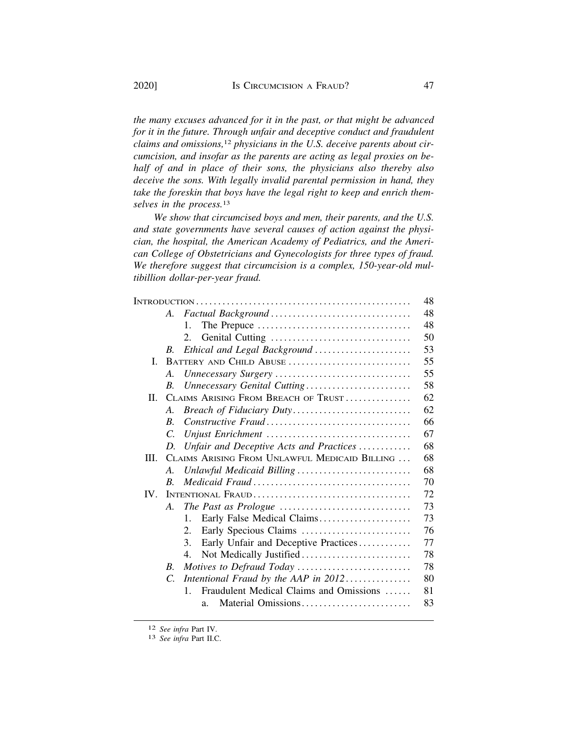*the many excuses advanced for it in the past, or that might be advanced for it in the future. Through unfair and deceptive conduct and fraudulent claims and omissions,*[12] *physicians in the U.S. deceive parents about circumcision, and insofar as the parents are acting as legal proxies on behalf of and in place of their sons, the physicians also thereby also deceive the sons. With legally invalid parental permission in hand, they take the foreskin that boys have the legal right to keep and enrich themselves in the process.*[13]

*We show that circumcised boys and men, their parents, and the U.S. and state governments have several causes of action against the physician, the hospital, the American Academy of Pediatrics, and the American College of Obstetricians and Gynecologists for three types of fraud. We therefore suggest that circumcision is a complex, 150-year-old multibillion dollar-per-year fraud.*

| | | |
|---|---|---|
| INTRODUCTION | | 48 |
| | A. *Factual Background* | 48 |
| | 1. The Prepuce | 48 |
| | 2. Genital Cutting | 50 |
| | B. *Ethical and Legal Background* | 53 |
| I. | BATTERY AND CHILD ABUSE | 55 |
| | A. *Unnecessary Surgery* | 55 |
| | B. *Unnecessary Genital Cutting* | 58 |
| II. | CLAIMS ARISING FROM BREACH OF TRUST | 62 |
| | A. *Breach of Fiduciary Duty* | 62 |
| | B. *Constructive Fraud* | 66 |
| | C. *Unjust Enrichment* | 67 |
| | D. *Unfair and Deceptive Acts and Practices* | 68 |
| III. | CLAIMS ARISING FROM UNLAWFUL MEDICAID BILLING | 68 |
| | A. *Unlawful Medicaid Billing* | 68 |
| | B. *Medicaid Fraud* | 70 |
| IV. | INTENTIONAL FRAUD | 72 |
| | A. *The Past as Prologue* | 73 |
| | 1. Early False Medical Claims | 73 |
| | 2. Early Specious Claims | 76 |
| | 3. Early Unfair and Deceptive Practices | 77 |
| | 4. Not Medically Justified | 78 |
| | B. *Motives to Defraud Today* | 78 |
| | C. *Intentional Fraud by the AAP in 2012* | 80 |
| | 1. Fraudulent Medical Claims and Omissions | 81 |
| | a. Material Omissions | 83 |

[12] *See infra* Part IV.

[13] *See infra* Part II.C.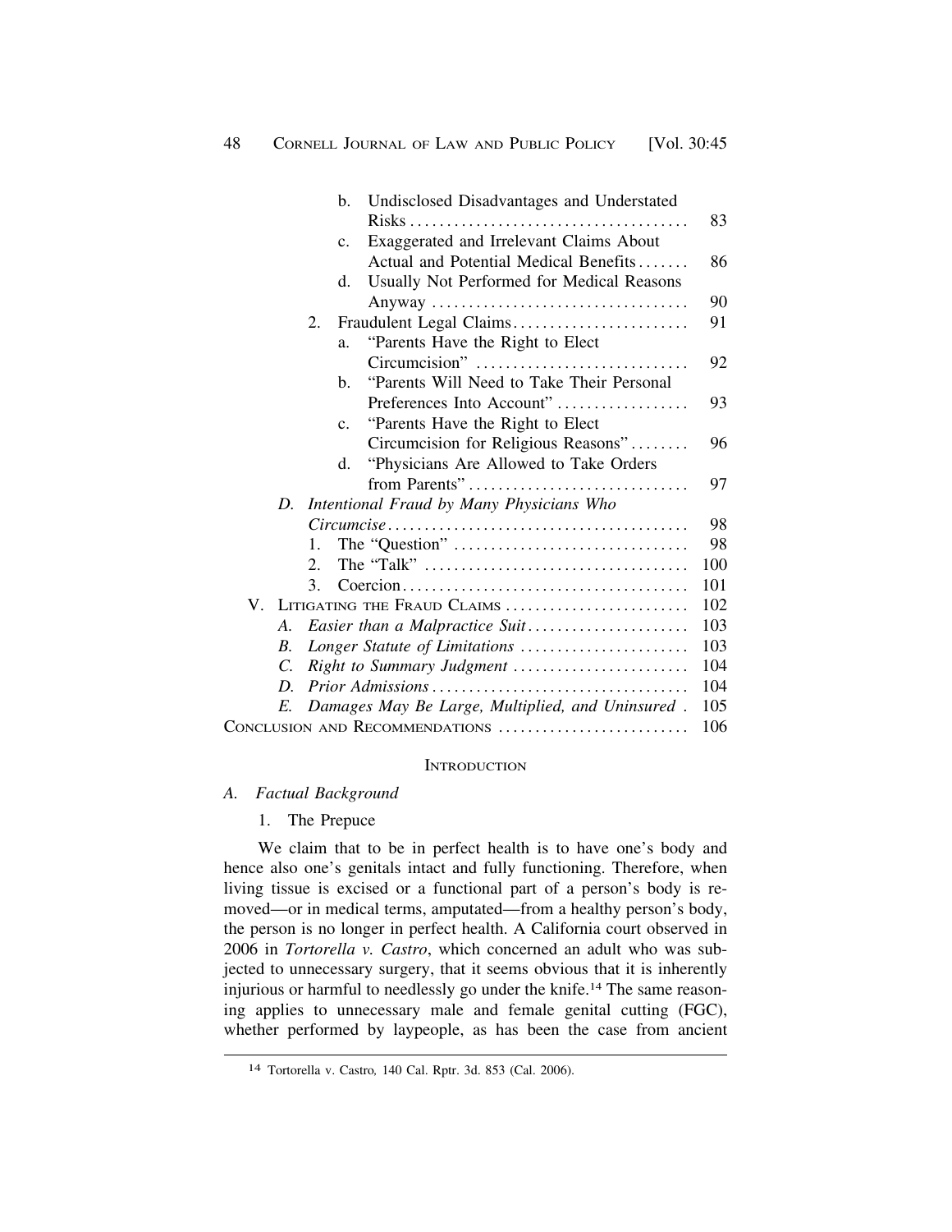b. Undisclosed Disadvantages and Understated Risks ..... 83
c. Exaggerated and Irrelevant Claims About Actual and Potential Medical Benefits ..... 86
d. Usually Not Performed for Medical Reasons Anyway ..... 90

2. Fraudulent Legal Claims ..... 91
a. "Parents Have the Right to Elect Circumcision" ..... 92
b. "Parents Will Need to Take Their Personal Preferences Into Account" ..... 93
c. "Parents Have the Right to Elect Circumcision for Religious Reasons" ..... 96
d. "Physicians Are Allowed to Take Orders from Parents" ..... 97

D. *Intentional Fraud by Many Physicians Who Circumcise* ..... 98
1. The "Question" ..... 98
2. The "Talk" ..... 100
3. Coercion ..... 101

V. Litigating the Fraud Claims ..... 102
A. *Easier than a Malpractice Suit* ..... 103
B. *Longer Statute of Limitations* ..... 103
C. *Right to Summary Judgment* ..... 104
D. *Prior Admissions* ..... 104
E. *Damages May Be Large, Multiplied, and Uninsured* ..... 105

Conclusion and Recommendations ..... 106

## Introduction

### A. *Factual Background*

#### 1. The Prepuce

We claim that to be in perfect health is to have one's body and hence also one's genitals intact and fully functioning. Therefore, when living tissue is excised or a functional part of a person's body is removed—or in medical terms, amputated—from a healthy person's body, the person is no longer in perfect health. A California court observed in 2006 in *Tortorella v. Castro*, which concerned an adult who was subjected to unnecessary surgery, that it seems obvious that it is inherently injurious or harmful to needlessly go under the knife.[14] The same reasoning applies to unnecessary male and female genital cutting (FGC), whether performed by laypeople, as has been the case from ancient

[14] Tortorella v. Castro, 140 Cal. Rptr. 3d. 853 (Cal. 2006).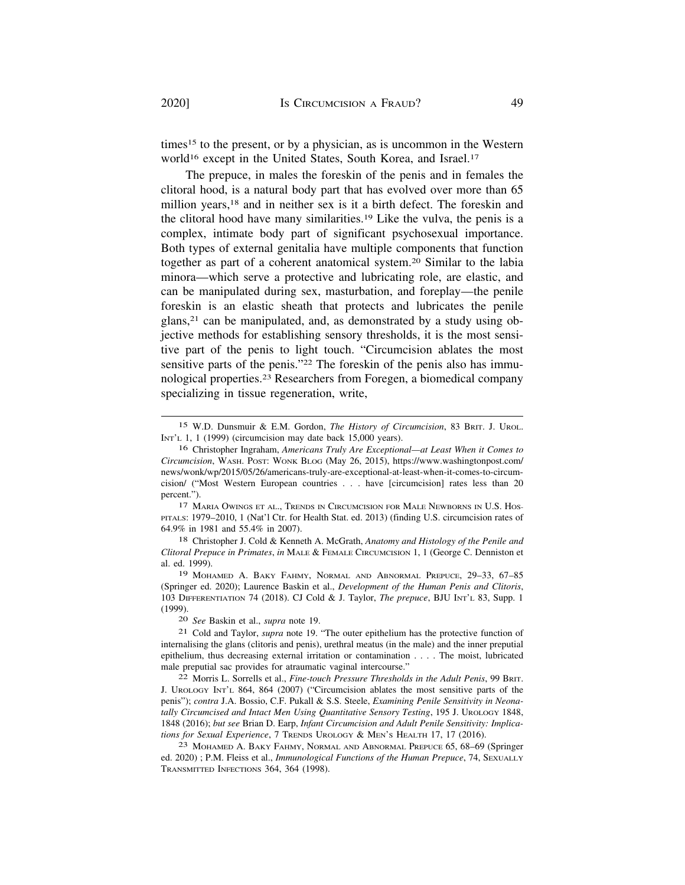times[15] to the present, or by a physician, as is uncommon in the Western world[16] except in the United States, South Korea, and Israel.[17]

The prepuce, in males the foreskin of the penis and in females the clitoral hood, is a natural body part that has evolved over more than 65 million years,[18] and in neither sex is it a birth defect. The foreskin and the clitoral hood have many similarities.[19] Like the vulva, the penis is a complex, intimate body part of significant psychosexual importance. Both types of external genitalia have multiple components that function together as part of a coherent anatomical system.[20] Similar to the labia minora—which serve a protective and lubricating role, are elastic, and can be manipulated during sex, masturbation, and foreplay—the penile foreskin is an elastic sheath that protects and lubricates the penile glans,[21] can be manipulated, and, as demonstrated by a study using objective methods for establishing sensory thresholds, it is the most sensitive part of the penis to light touch. "Circumcision ablates the most sensitive parts of the penis."[22] The foreskin of the penis also has immunological properties.[23] Researchers from Foregen, a biomedical company specializing in tissue regeneration, write,

---

[15] W.D. Dunsmuir & E.M. Gordon, *The History of Circumcision*, 83 BRIT. J. UROL. INT'L 1, 1 (1999) (circumcision may date back 15,000 years).

[16] Christopher Ingraham, *Americans Truly Are Exceptional—at Least When it Comes to Circumcision*, WASH. POST: WONK BLOG (May 26, 2015), https://www.washingtonpost.com/news/wonk/wp/2015/05/26/americans-truly-are-exceptional-at-least-when-it-comes-to-circumcision/ ("Most Western European countries . . . have [circumcision] rates less than 20 percent.").

[17] MARIA OWINGS ET AL., TRENDS IN CIRCUMCISION FOR MALE NEWBORNS IN U.S. HOSPITALS: 1979–2010, 1 (Nat'l Ctr. for Health Stat. ed. 2013) (finding U.S. circumcision rates of 64.9% in 1981 and 55.4% in 2007).

[18] Christopher J. Cold & Kenneth A. McGrath, *Anatomy and Histology of the Penile and Clitoral Prepuce in Primates*, *in* MALE & FEMALE CIRCUMCISION 1, 1 (George C. Denniston et al. ed. 1999).

[19] MOHAMED A. BAKY FAHMY, NORMAL AND ABNORMAL PREPUCE, 29–33, 67–85 (Springer ed. 2020); Laurence Baskin et al., *Development of the Human Penis and Clitoris*, 103 DIFFERENTIATION 74 (2018). CJ Cold & J. Taylor, *The prepuce*, BJU INT'L 83, Supp. 1 (1999).

[20] *See* Baskin et al., *supra* note 19.

[21] Cold and Taylor, *supra* note 19. "The outer epithelium has the protective function of internalising the glans (clitoris and penis), urethral meatus (in the male) and the inner preputial epithelium, thus decreasing external irritation or contamination . . . . The moist, lubricated male preputial sac provides for atraumatic vaginal intercourse."

[22] Morris L. Sorrells et al., *Fine-touch Pressure Thresholds in the Adult Penis*, 99 BRIT. J. UROLOGY INT'L 864, 864 (2007) ("Circumcision ablates the most sensitive parts of the penis"); *contra* J.A. Bossio, C.F. Pukall & S.S. Steele, *Examining Penile Sensitivity in Neonatally Circumcised and Intact Men Using Quantitative Sensory Testing*, 195 J. UROLOGY 1848, 1848 (2016); *but see* Brian D. Earp, *Infant Circumcision and Adult Penile Sensitivity: Implications for Sexual Experience*, 7 TRENDS UROLOGY & MEN'S HEALTH 17, 17 (2016).

[23] MOHAMED A. BAKY FAHMY, NORMAL AND ABNORMAL PREPUCE 65, 68–69 (Springer ed. 2020) ; P.M. Fleiss et al., *Immunological Functions of the Human Prepuce*, 74, SEXUALLY TRANSMITTED INFECTIONS 364, 364 (1998).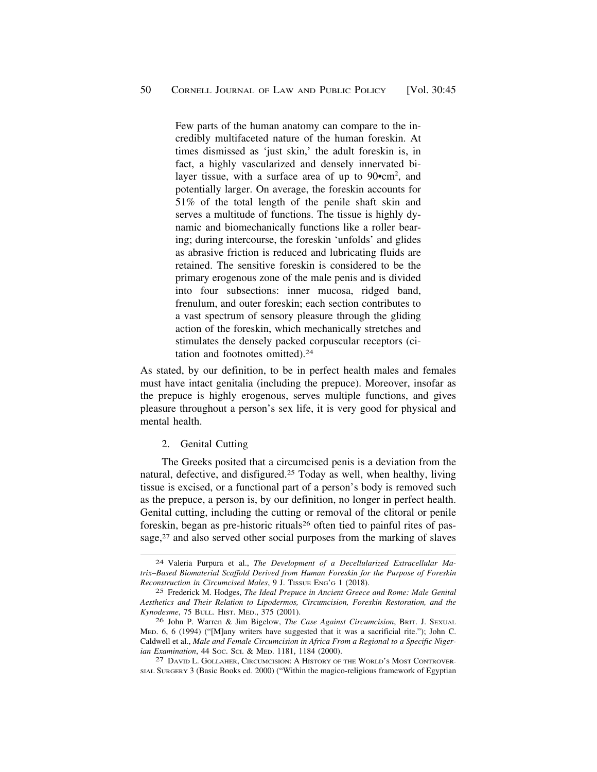> Few parts of the human anatomy can compare to the incredibly multifaceted nature of the human foreskin. At times dismissed as 'just skin,' the adult foreskin is, in fact, a highly vascularized and densely innervated bilayer tissue, with a surface area of up to 90•cm$^2$, and potentially larger. On average, the foreskin accounts for 51% of the total length of the penile shaft skin and serves a multitude of functions. The tissue is highly dynamic and biomechanically functions like a roller bearing; during intercourse, the foreskin 'unfolds' and glides as abrasive friction is reduced and lubricating fluids are retained. The sensitive foreskin is considered to be the primary erogenous zone of the male penis and is divided into four subsections: inner mucosa, ridged band, frenulum, and outer foreskin; each section contributes to a vast spectrum of sensory pleasure through the gliding action of the foreskin, which mechanically stretches and stimulates the densely packed corpuscular receptors (citation and footnotes omitted).[24]

As stated, by our definition, to be in perfect health males and females must have intact genitalia (including the prepuce). Moreover, insofar as the prepuce is highly erogenous, serves multiple functions, and gives pleasure throughout a person's sex life, it is very good for physical and mental health.

### 2. Genital Cutting

The Greeks posited that a circumcised penis is a deviation from the natural, defective, and disfigured.[25] Today as well, when healthy, living tissue is excised, or a functional part of a person's body is removed such as the prepuce, a person is, by our definition, no longer in perfect health. Genital cutting, including the cutting or removal of the clitoral or penile foreskin, began as pre-historic rituals[26] often tied to painful rites of passage,[27] and also served other social purposes from the marking of slaves

---

[24] Valeria Purpura et al., *The Development of a Decellularized Extracellular Matrix–Based Biomaterial Scaffold Derived from Human Foreskin for the Purpose of Foreskin Reconstruction in Circumcised Males*, 9 J. Tissue Eng'g 1 (2018).

[25] Frederick M. Hodges, *The Ideal Prepuce in Ancient Greece and Rome: Male Genital Aesthetics and Their Relation to Lipodermos, Circumcision, Foreskin Restoration, and the Kynodesme*, 75 Bull. Hist. Med., 375 (2001).

[26] John P. Warren & Jim Bigelow, *The Case Against Circumcision*, Brit. J. Sexual Med. 6, 6 (1994) ("[M]any writers have suggested that it was a sacrificial rite."); John C. Caldwell et al., *Male and Female Circumcision in Africa From a Regional to a Specific Nigerian Examination*, 44 Soc. Sci. & Med. 1181, 1184 (2000).

[27] David L. Gollaher, Circumcision: A History of the World's Most Controversial Surgery 3 (Basic Books ed. 2000) ("Within the magico-religious framework of Egyptian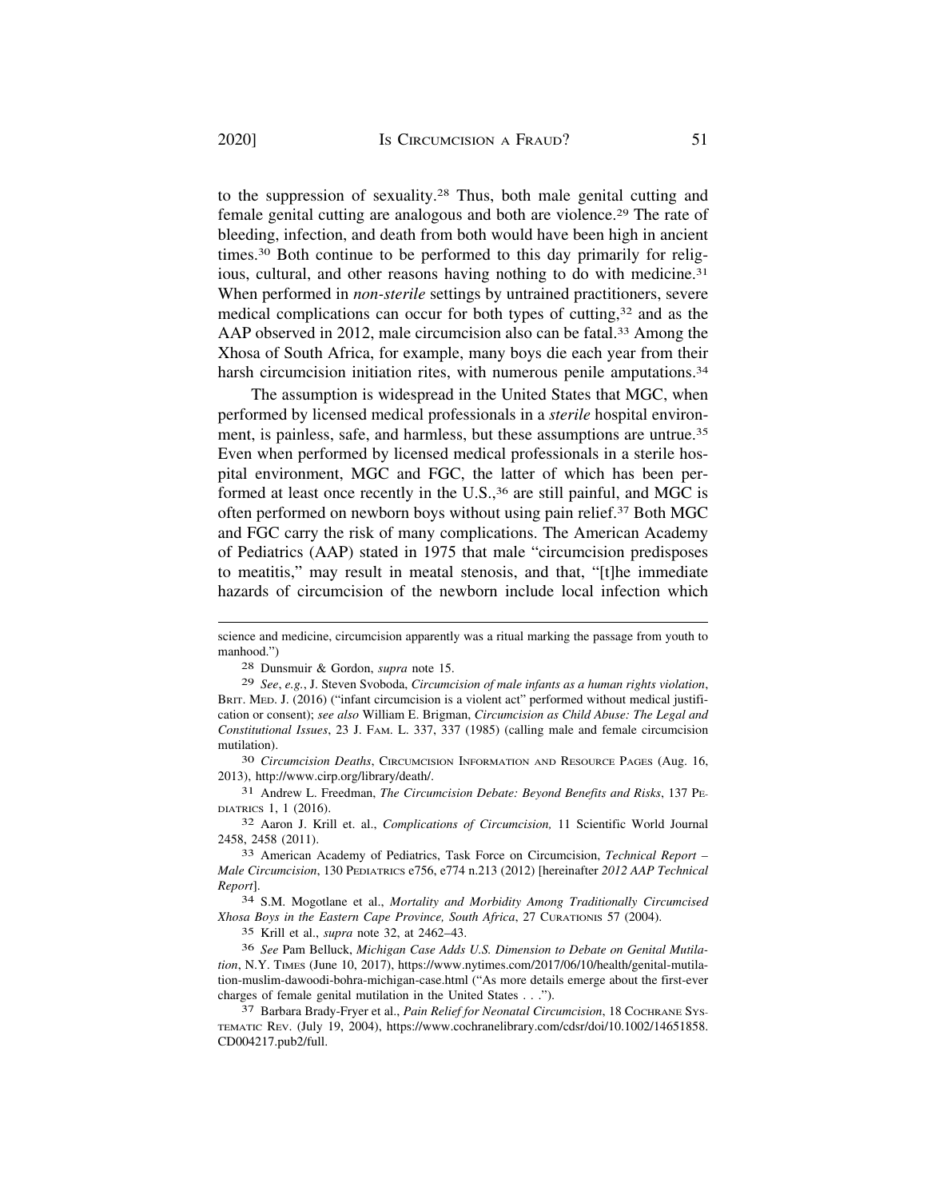to the suppression of sexuality.[28] Thus, both male genital cutting and female genital cutting are analogous and both are violence.[29] The rate of bleeding, infection, and death from both would have been high in ancient times.[30] Both continue to be performed to this day primarily for religious, cultural, and other reasons having nothing to do with medicine.[31] When performed in *non-sterile* settings by untrained practitioners, severe medical complications can occur for both types of cutting,[32] and as the AAP observed in 2012, male circumcision also can be fatal.[33] Among the Xhosa of South Africa, for example, many boys die each year from their harsh circumcision initiation rites, with numerous penile amputations.[34]

The assumption is widespread in the United States that MGC, when performed by licensed medical professionals in a *sterile* hospital environment, is painless, safe, and harmless, but these assumptions are untrue.[35] Even when performed by licensed medical professionals in a sterile hospital environment, MGC and FGC, the latter of which has been performed at least once recently in the U.S.,[36] are still painful, and MGC is often performed on newborn boys without using pain relief.[37] Both MGC and FGC carry the risk of many complications. The American Academy of Pediatrics (AAP) stated in 1975 that male "circumcision predisposes to meatitis," may result in meatal stenosis, and that, "[t]he immediate hazards of circumcision of the newborn include local infection which

---

science and medicine, circumcision apparently was a ritual marking the passage from youth to manhood.")

28 Dunsmuir & Gordon, *supra* note 15.

29 *See*, *e.g.*, J. Steven Svoboda, *Circumcision of male infants as a human rights violation*, BRIT. MED. J. (2016) ("infant circumcision is a violent act" performed without medical justification or consent); *see also* William E. Brigman, *Circumcision as Child Abuse: The Legal and Constitutional Issues*, 23 J. FAM. L. 337, 337 (1985) (calling male and female circumcision mutilation).

30 *Circumcision Deaths*, CIRCUMCISION INFORMATION AND RESOURCE PAGES (Aug. 16, 2013), http://www.cirp.org/library/death/.

31 Andrew L. Freedman, *The Circumcision Debate: Beyond Benefits and Risks*, 137 PEDIATRICS 1, 1 (2016).

32 Aaron J. Krill et. al., *Complications of Circumcision,* 11 Scientific World Journal 2458, 2458 (2011).

33 American Academy of Pediatrics, Task Force on Circumcision, *Technical Report – Male Circumcision*, 130 PEDIATRICS e756, e774 n.213 (2012) [hereinafter *2012 AAP Technical Report*].

34 S.M. Mogotlane et al., *Mortality and Morbidity Among Traditionally Circumcised Xhosa Boys in the Eastern Cape Province, South Africa*, 27 CURATIONIS 57 (2004).

35 Krill et al., *supra* note 32, at 2462–43.

36 *See* Pam Belluck, *Michigan Case Adds U.S. Dimension to Debate on Genital Mutilation*, N.Y. TIMES (June 10, 2017), https://www.nytimes.com/2017/06/10/health/genital-mutilation-muslim-dawoodi-bohra-michigan-case.html ("As more details emerge about the first-ever charges of female genital mutilation in the United States . . .").

37 Barbara Brady-Fryer et al., *Pain Relief for Neonatal Circumcision*, 18 COCHRANE SYSTEMATIC REV. (July 19, 2004), https://www.cochranelibrary.com/cdsr/doi/10.1002/14651858.CD004217.pub2/full.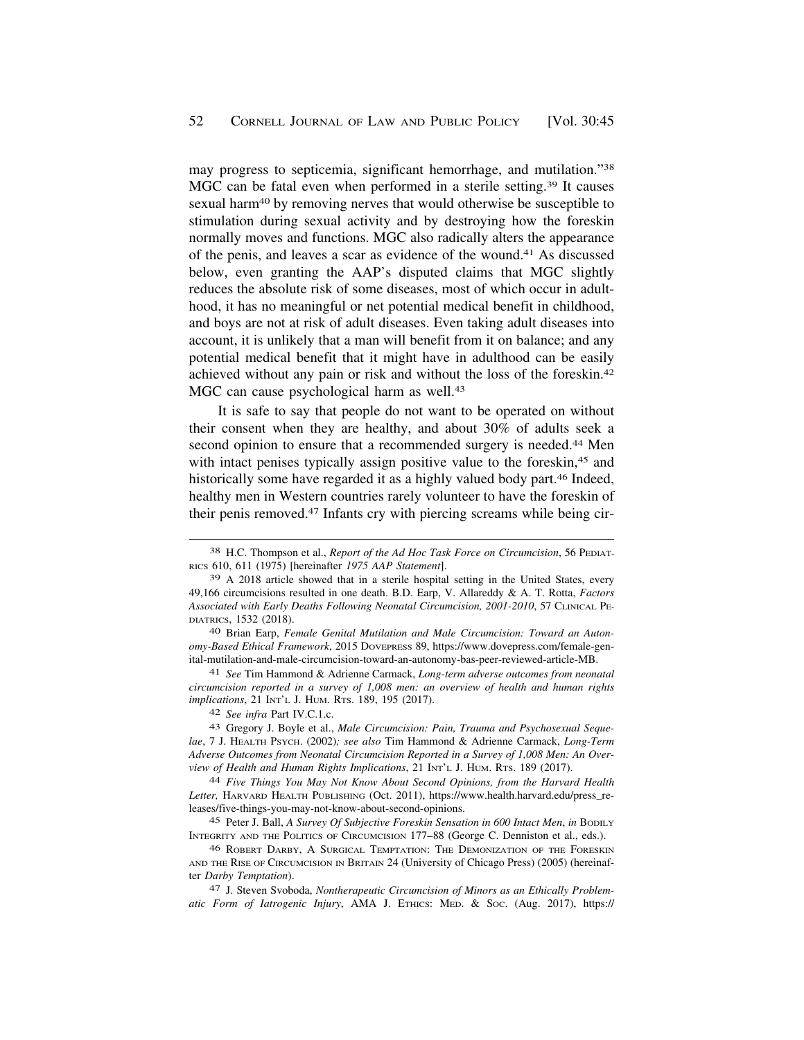may progress to septicemia, significant hemorrhage, and mutilation."[38] MGC can be fatal even when performed in a sterile setting.[39] It causes sexual harm[40] by removing nerves that would otherwise be susceptible to stimulation during sexual activity and by destroying how the foreskin normally moves and functions. MGC also radically alters the appearance of the penis, and leaves a scar as evidence of the wound.[41] As discussed below, even granting the AAP's disputed claims that MGC slightly reduces the absolute risk of some diseases, most of which occur in adulthood, it has no meaningful or net potential medical benefit in childhood, and boys are not at risk of adult diseases. Even taking adult diseases into account, it is unlikely that a man will benefit from it on balance; and any potential medical benefit that it might have in adulthood can be easily achieved without any pain or risk and without the loss of the foreskin.[42] MGC can cause psychological harm as well.[43]

It is safe to say that people do not want to be operated on without their consent when they are healthy, and about 30% of adults seek a second opinion to ensure that a recommended surgery is needed.[44] Men with intact penises typically assign positive value to the foreskin,[45] and historically some have regarded it as a highly valued body part.[46] Indeed, healthy men in Western countries rarely volunteer to have the foreskin of their penis removed.[47] Infants cry with piercing screams while being cir-

---

38 H.C. Thompson et al., *Report of the Ad Hoc Task Force on Circumcision*, 56 PEDIATRICS 610, 611 (1975) [hereinafter *1975 AAP Statement*].

39 A 2018 article showed that in a sterile hospital setting in the United States, every 49,166 circumcisions resulted in one death. B.D. Earp, V. Allareddy & A. T. Rotta, *Factors Associated with Early Deaths Following Neonatal Circumcision, 2001-2010*, 57 CLINICAL PEDIATRICS, 1532 (2018).

40 Brian Earp, *Female Genital Mutilation and Male Circumcision: Toward an Autonomy-Based Ethical Framework*, 2015 DOVEPRESS 89, https://www.dovepress.com/female-genital-mutilation-and-male-circumcision-toward-an-autonomy-bas-peer-reviewed-article-MB.

41 *See* Tim Hammond & Adrienne Carmack, *Long-term adverse outcomes from neonatal circumcision reported in a survey of 1,008 men: an overview of health and human rights implications*, 21 INT'L J. HUM. RTS. 189, 195 (2017).

42 *See infra* Part IV.C.1.c.

43 Gregory J. Boyle et al., *Male Circumcision: Pain, Trauma and Psychosexual Sequelae*, 7 J. HEALTH PSYCH. (2002)*; see also* Tim Hammond & Adrienne Carmack, *Long-Term Adverse Outcomes from Neonatal Circumcision Reported in a Survey of 1,008 Men: An Overview of Health and Human Rights Implications*, 21 INT'L J. HUM. RTS. 189 (2017).

44 *Five Things You May Not Know About Second Opinions, from the Harvard Health Letter,* HARVARD HEALTH PUBLISHING (Oct. 2011), https://www.health.harvard.edu/press_releases/five-things-you-may-not-know-about-second-opinions.

45 Peter J. Ball, *A Survey Of Subjective Foreskin Sensation in 600 Intact Men*, *in* BODILY INTEGRITY AND THE POLITICS OF CIRCUMCISION 177–88 (George C. Denniston et al., eds.).

46 ROBERT DARBY, A SURGICAL TEMPTATION: THE DEMONIZATION OF THE FORESKIN AND THE RISE OF CIRCUMCISION IN BRITAIN 24 (University of Chicago Press) (2005) (hereinafter *Darby Temptation*).

47 J. Steven Svoboda, *Nontherapeutic Circumcision of Minors as an Ethically Problematic Form of Iatrogenic Injury*, AMA J. ETHICS: MED. & SOC. (Aug. 2017), https://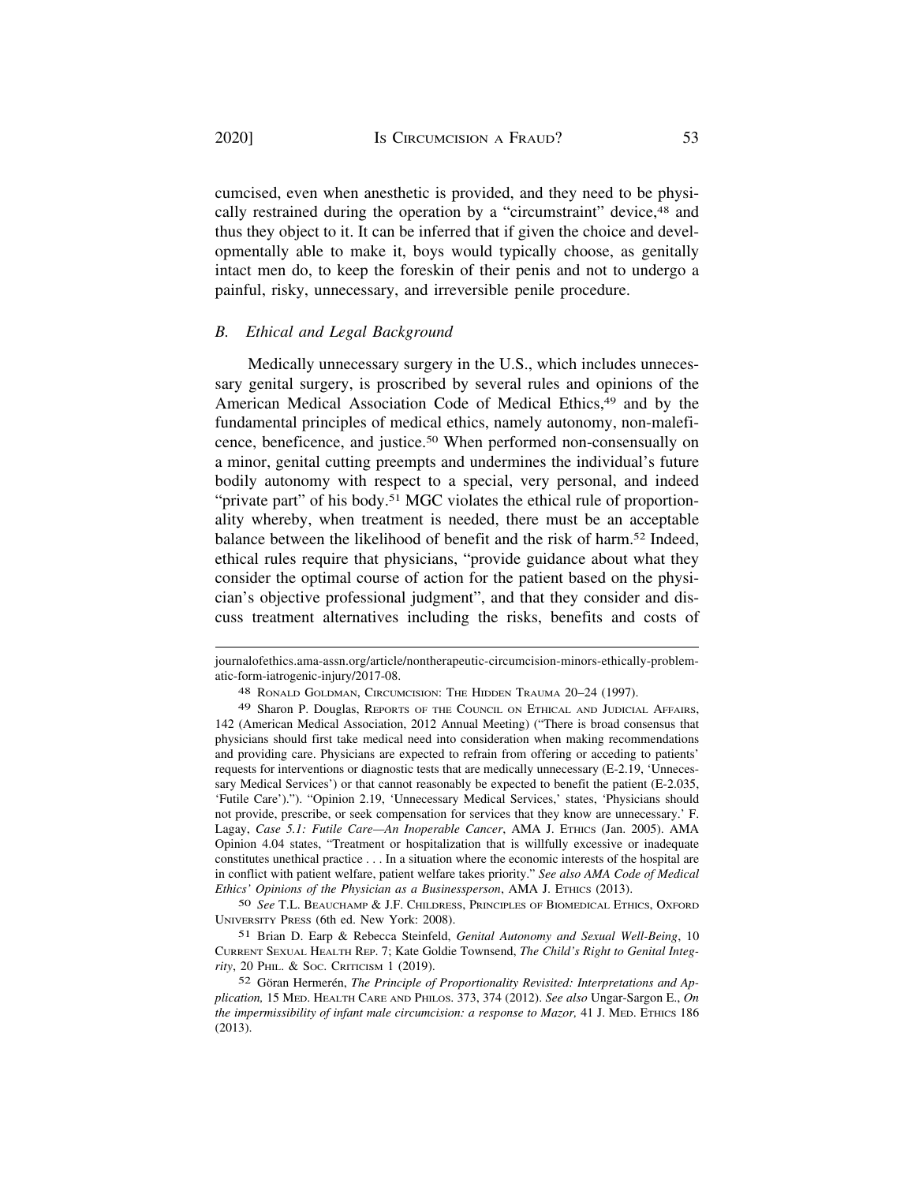cumcised, even when anesthetic is provided, and they need to be physically restrained during the operation by a "circumstraint" device,[48] and thus they object to it. It can be inferred that if given the choice and developmentally able to make it, boys would typically choose, as genitally intact men do, to keep the foreskin of their penis and not to undergo a painful, risky, unnecessary, and irreversible penile procedure.

### *B. Ethical and Legal Background*

Medically unnecessary surgery in the U.S., which includes unnecessary genital surgery, is proscribed by several rules and opinions of the American Medical Association Code of Medical Ethics,[49] and by the fundamental principles of medical ethics, namely autonomy, non-maleficence, beneficence, and justice.[50] When performed non-consensually on a minor, genital cutting preempts and undermines the individual's future bodily autonomy with respect to a special, very personal, and indeed "private part" of his body.[51] MGC violates the ethical rule of proportionality whereby, when treatment is needed, there must be an acceptable balance between the likelihood of benefit and the risk of harm.[52] Indeed, ethical rules require that physicians, "provide guidance about what they consider the optimal course of action for the patient based on the physician's objective professional judgment", and that they consider and discuss treatment alternatives including the risks, benefits and costs of

---

journalofethics.ama-assn.org/article/nontherapeutic-circumcision-minors-ethically-problematic-form-iatrogenic-injury/2017-08.

48 Ronald Goldman, Circumcision: The Hidden Trauma 20–24 (1997).

49 Sharon P. Douglas, Reports of the Council on Ethical and Judicial Affairs, 142 (American Medical Association, 2012 Annual Meeting) ("There is broad consensus that physicians should first take medical need into consideration when making recommendations and providing care. Physicians are expected to refrain from offering or acceding to patients' requests for interventions or diagnostic tests that are medically unnecessary (E-2.19, 'Unnecessary Medical Services') or that cannot reasonably be expected to benefit the patient (E-2.035, 'Futile Care')."). "Opinion 2.19, 'Unnecessary Medical Services,' states, 'Physicians should not provide, prescribe, or seek compensation for services that they know are unnecessary.' F. Lagay, *Case 5.1: Futile Care—An Inoperable Cancer*, AMA J. Ethics (Jan. 2005). AMA Opinion 4.04 states, "Treatment or hospitalization that is willfully excessive or inadequate constitutes unethical practice . . . In a situation where the economic interests of the hospital are in conflict with patient welfare, patient welfare takes priority." *See also AMA Code of Medical Ethics' Opinions of the Physician as a Businessperson*, AMA J. Ethics (2013).

50 *See* T.L. Beauchamp & J.F. Childress, Principles of Biomedical Ethics, Oxford University Press (6th ed. New York: 2008).

51 Brian D. Earp & Rebecca Steinfeld, *Genital Autonomy and Sexual Well-Being*, 10 Current Sexual Health Rep. 7; Kate Goldie Townsend, *The Child's Right to Genital Integrity*, 20 Phil. & Soc. Criticism 1 (2019).

52 Göran Hermerén, *The Principle of Proportionality Revisited: Interpretations and Application,* 15 Med. Health Care and Philos. 373, 374 (2012). *See also* Ungar-Sargon E., *On the impermissibility of infant male circumcision: a response to Mazor,* 41 J. Med. Ethics 186 (2013).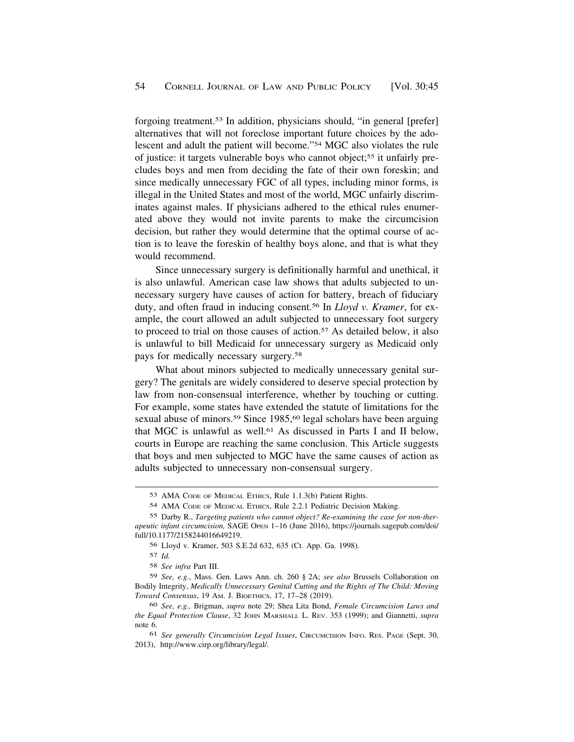forgoing treatment.[53] In addition, physicians should, "in general [prefer] alternatives that will not foreclose important future choices by the adolescent and adult the patient will become."[54] MGC also violates the rule of justice: it targets vulnerable boys who cannot object;[55] it unfairly precludes boys and men from deciding the fate of their own foreskin; and since medically unnecessary FGC of all types, including minor forms, is illegal in the United States and most of the world, MGC unfairly discriminates against males. If physicians adhered to the ethical rules enumerated above they would not invite parents to make the circumcision decision, but rather they would determine that the optimal course of action is to leave the foreskin of healthy boys alone, and that is what they would recommend.

Since unnecessary surgery is definitionally harmful and unethical, it is also unlawful. American case law shows that adults subjected to unnecessary surgery have causes of action for battery, breach of fiduciary duty, and often fraud in inducing consent.[56] In *Lloyd v. Kramer*, for example, the court allowed an adult subjected to unnecessary foot surgery to proceed to trial on those causes of action.[57] As detailed below, it also is unlawful to bill Medicaid for unnecessary surgery as Medicaid only pays for medically necessary surgery.[58]

What about minors subjected to medically unnecessary genital surgery? The genitals are widely considered to deserve special protection by law from non-consensual interference, whether by touching or cutting. For example, some states have extended the statute of limitations for the sexual abuse of minors.[59] Since 1985,[60] legal scholars have been arguing that MGC is unlawful as well.[61] As discussed in Parts I and II below, courts in Europe are reaching the same conclusion. This Article suggests that boys and men subjected to MGC have the same causes of action as adults subjected to unnecessary non-consensual surgery.

---

53 AMA Code of Medical Ethics, Rule 1.1.3(b) Patient Rights.

54 AMA Code of Medical Ethics, Rule 2.2.1 Pediatric Decision Making.

55 Darby R., *Targeting patients who cannot object? Re-examining the case for non-therapeutic infant circumcision,* SAGE Open 1–16 (June 2016), https://journals.sagepub.com/doi/full/10.1177/2158244016649219.

56 Lloyd v. Kramer, 503 S.E.2d 632, 635 (Ct. App. Ga. 1998).

57 *Id.*

58 *See infra* Part III.

59 *See, e.g.*, Mass. Gen. Laws Ann. ch. 260 § 2A; *see also* Brussels Collaboration on Bodily Integrity, *Medically Unnecessary Genital Cutting and the Rights of The Child: Moving Toward Consensus*, 19 Am. J. Bioethics, 17, 17–28 (2019).

60 *See, e.g.,* Brigman, *supra* note 29; Shea Lita Bond, *Female Circumcision Laws and the Equal Protection Clause*, 32 John Marshall L. Rev. 353 (1999); and Giannetti, *supra* note 6.

61 *See generally Circumcision Legal Issues*, Circumcision Info. Res. Page (Sept. 30, 2013), http://www.cirp.org/library/legal/.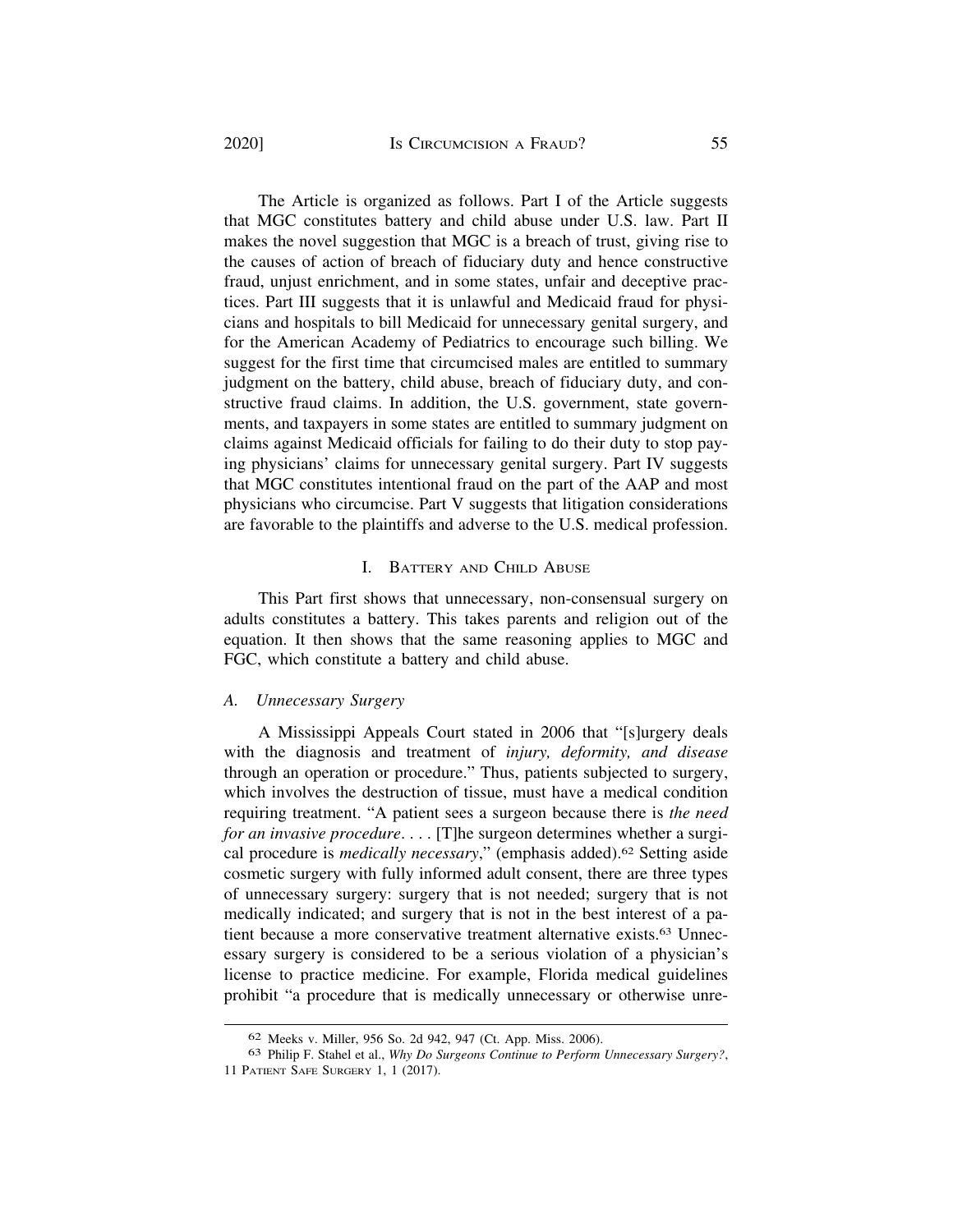The Article is organized as follows. Part I of the Article suggests that MGC constitutes battery and child abuse under U.S. law. Part II makes the novel suggestion that MGC is a breach of trust, giving rise to the causes of action of breach of fiduciary duty and hence constructive fraud, unjust enrichment, and in some states, unfair and deceptive practices. Part III suggests that it is unlawful and Medicaid fraud for physicians and hospitals to bill Medicaid for unnecessary genital surgery, and for the American Academy of Pediatrics to encourage such billing. We suggest for the first time that circumcised males are entitled to summary judgment on the battery, child abuse, breach of fiduciary duty, and constructive fraud claims. In addition, the U.S. government, state governments, and taxpayers in some states are entitled to summary judgment on claims against Medicaid officials for failing to do their duty to stop paying physicians' claims for unnecessary genital surgery. Part IV suggests that MGC constitutes intentional fraud on the part of the AAP and most physicians who circumcise. Part V suggests that litigation considerations are favorable to the plaintiffs and adverse to the U.S. medical profession.

## I. Battery and Child Abuse

This Part first shows that unnecessary, non-consensual surgery on adults constitutes a battery. This takes parents and religion out of the equation. It then shows that the same reasoning applies to MGC and FGC, which constitute a battery and child abuse.

### A. *Unnecessary Surgery*

A Mississippi Appeals Court stated in 2006 that "[s]urgery deals with the diagnosis and treatment of *injury, deformity, and disease* through an operation or procedure." Thus, patients subjected to surgery, which involves the destruction of tissue, must have a medical condition requiring treatment. "A patient sees a surgeon because there is *the need for an invasive procedure*. . . . [T]he surgeon determines whether a surgical procedure is *medically necessary*," (emphasis added).[62] Setting aside cosmetic surgery with fully informed adult consent, there are three types of unnecessary surgery: surgery that is not needed; surgery that is not medically indicated; and surgery that is not in the best interest of a patient because a more conservative treatment alternative exists.[63] Unnecessary surgery is considered to be a serious violation of a physician's license to practice medicine. For example, Florida medical guidelines prohibit "a procedure that is medically unnecessary or otherwise unre-

---

[62] Meeks v. Miller, 956 So. 2d 942, 947 (Ct. App. Miss. 2006).

[63] Philip F. Stahel et al., *Why Do Surgeons Continue to Perform Unnecessary Surgery?*, 11 Patient Safe Surgery 1, 1 (2017).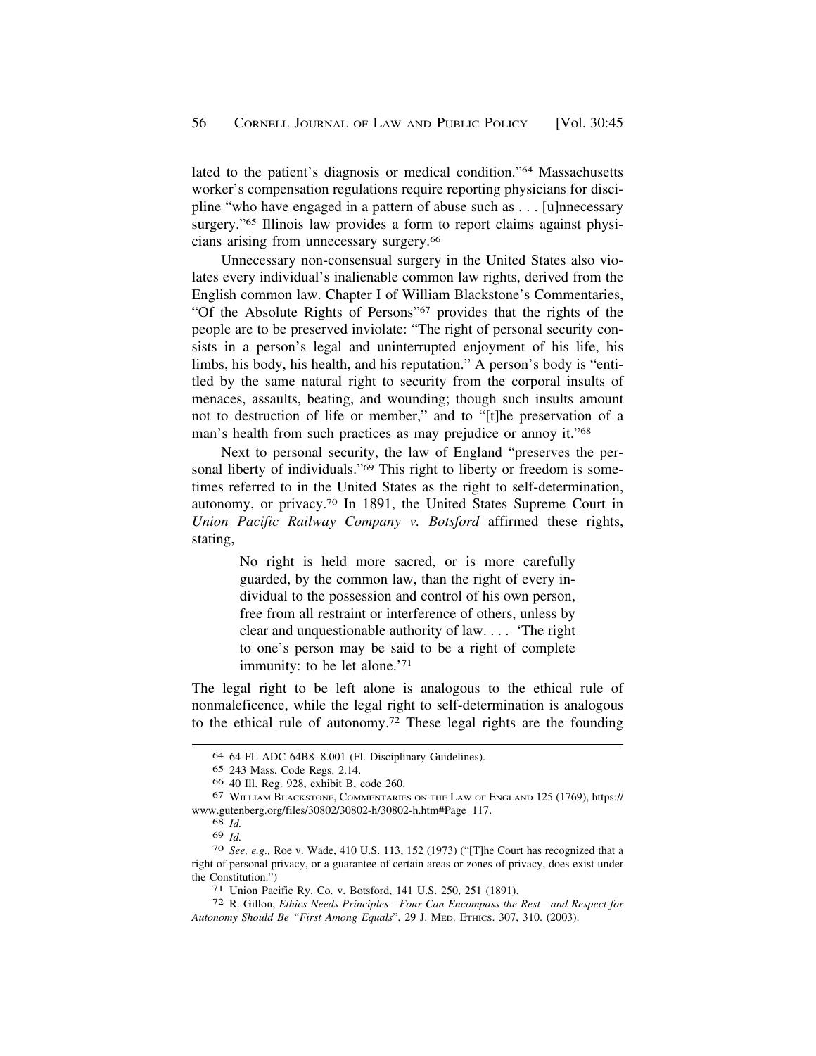lated to the patient's diagnosis or medical condition."[64] Massachusetts worker's compensation regulations require reporting physicians for discipline "who have engaged in a pattern of abuse such as . . . [u]nnecessary surgery."[65] Illinois law provides a form to report claims against physicians arising from unnecessary surgery.[66]

Unnecessary non-consensual surgery in the United States also violates every individual's inalienable common law rights, derived from the English common law. Chapter I of William Blackstone's Commentaries, "Of the Absolute Rights of Persons"[67] provides that the rights of the people are to be preserved inviolate: "The right of personal security consists in a person's legal and uninterrupted enjoyment of his life, his limbs, his body, his health, and his reputation." A person's body is "entitled by the same natural right to security from the corporal insults of menaces, assaults, beating, and wounding; though such insults amount not to destruction of life or member," and to "[t]he preservation of a man's health from such practices as may prejudice or annoy it."[68]

Next to personal security, the law of England "preserves the personal liberty of individuals."[69] This right to liberty or freedom is sometimes referred to in the United States as the right to self-determination, autonomy, or privacy.[70] In 1891, the United States Supreme Court in *Union Pacific Railway Company v. Botsford* affirmed these rights, stating,

> No right is held more sacred, or is more carefully guarded, by the common law, than the right of every individual to the possession and control of his own person, free from all restraint or interference of others, unless by clear and unquestionable authority of law. . . . 'The right to one's person may be said to be a right of complete immunity: to be let alone.'[71]

The legal right to be left alone is analogous to the ethical rule of nonmaleficence, while the legal right to self-determination is analogous to the ethical rule of autonomy.[72] These legal rights are the founding

---

64 64 FL ADC 64B8–8.001 (Fl. Disciplinary Guidelines).

65 243 Mass. Code Regs. 2.14.

66 40 Ill. Reg. 928, exhibit B, code 260.

67 William Blackstone, Commentaries on the Law of England 125 (1769), https://www.gutenberg.org/files/30802/30802-h/30802-h.htm#Page_117.

68 *Id.*

69 *Id.*

70 *See, e.g.,* Roe v. Wade, 410 U.S. 113, 152 (1973) ("[T]he Court has recognized that a right of personal privacy, or a guarantee of certain areas or zones of privacy, does exist under the Constitution.")

71 Union Pacific Ry. Co. v. Botsford, 141 U.S. 250, 251 (1891).

72 R. Gillon, *Ethics Needs Principles—Four Can Encompass the Rest—and Respect for Autonomy Should Be "First Among Equals"*, 29 J. Med. Ethics. 307, 310. (2003).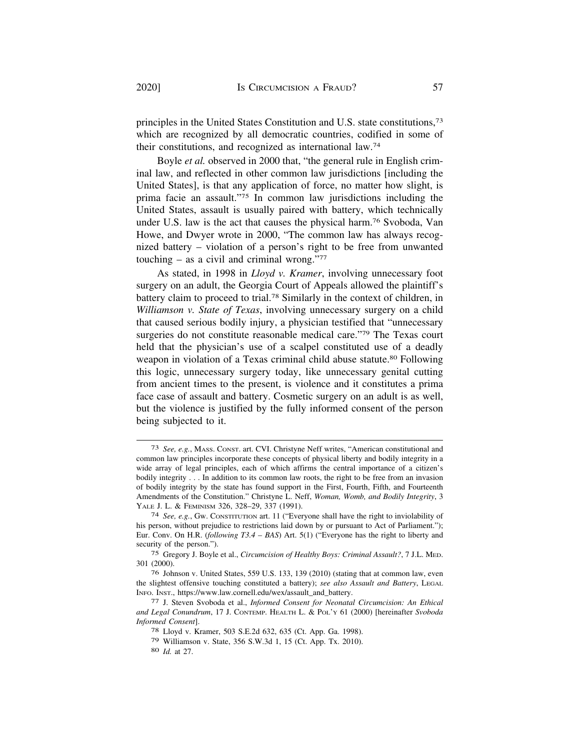principles in the United States Constitution and U.S. state constitutions,[73] which are recognized by all democratic countries, codified in some of their constitutions, and recognized as international law.[74]

Boyle *et al.* observed in 2000 that, "the general rule in English criminal law, and reflected in other common law jurisdictions [including the United States], is that any application of force, no matter how slight, is prima facie an assault."[75] In common law jurisdictions including the United States, assault is usually paired with battery, which technically under U.S. law is the act that causes the physical harm.[76] Svoboda, Van Howe, and Dwyer wrote in 2000, "The common law has always recognized battery – violation of a person's right to be free from unwanted touching – as a civil and criminal wrong."[77]

As stated, in 1998 in *Lloyd v. Kramer*, involving unnecessary foot surgery on an adult, the Georgia Court of Appeals allowed the plaintiff's battery claim to proceed to trial.[78] Similarly in the context of children, in *Williamson v. State of Texas*, involving unnecessary surgery on a child that caused serious bodily injury, a physician testified that "unnecessary surgeries do not constitute reasonable medical care."[79] The Texas court held that the physician's use of a scalpel constituted use of a deadly weapon in violation of a Texas criminal child abuse statute.[80] Following this logic, unnecessary surgery today, like unnecessary genital cutting from ancient times to the present, is violence and it constitutes a prima face case of assault and battery. Cosmetic surgery on an adult is as well, but the violence is justified by the fully informed consent of the person being subjected to it.

---

73 *See, e.g.*, MASS. CONST. art. CVI. Christyne Neff writes, "American constitutional and common law principles incorporate these concepts of physical liberty and bodily integrity in a wide array of legal principles, each of which affirms the central importance of a citizen's bodily integrity . . . In addition to its common law roots, the right to be free from an invasion of bodily integrity by the state has found support in the First, Fourth, Fifth, and Fourteenth Amendments of the Constitution." Christyne L. Neff, *Woman, Womb, and Bodily Integrity*, 3 YALE J. L. & FEMINISM 326, 328–29, 337 (1991).

74 *See, e.g.*, Gw. CONSTITUTION art. 11 ("Everyone shall have the right to inviolability of his person, without prejudice to restrictions laid down by or pursuant to Act of Parliament."); Eur. Conv. On H.R. (*following T3.4 – BAS*) Art. 5(1) ("Everyone has the right to liberty and security of the person.").

75 Gregory J. Boyle et al., *Circumcision of Healthy Boys: Criminal Assault?*, 7 J.L. MED. 301 (2000).

76 Johnson v. United States, 559 U.S. 133, 139 (2010) (stating that at common law, even the slightest offensive touching constituted a battery); *see also Assault and Battery*, LEGAL INFO. INST., https://www.law.cornell.edu/wex/assault_and_battery.

77 J. Steven Svoboda et al., *Informed Consent for Neonatal Circumcision: An Ethical and Legal Conundrum*, 17 J. CONTEMP. HEALTH L. & POL'Y 61 (2000) [hereinafter *Svoboda Informed Consent*].

78 Lloyd v. Kramer, 503 S.E.2d 632, 635 (Ct. App. Ga. 1998).

79 Williamson v. State, 356 S.W.3d 1, 15 (Ct. App. Tx. 2010).

80 *Id.* at 27.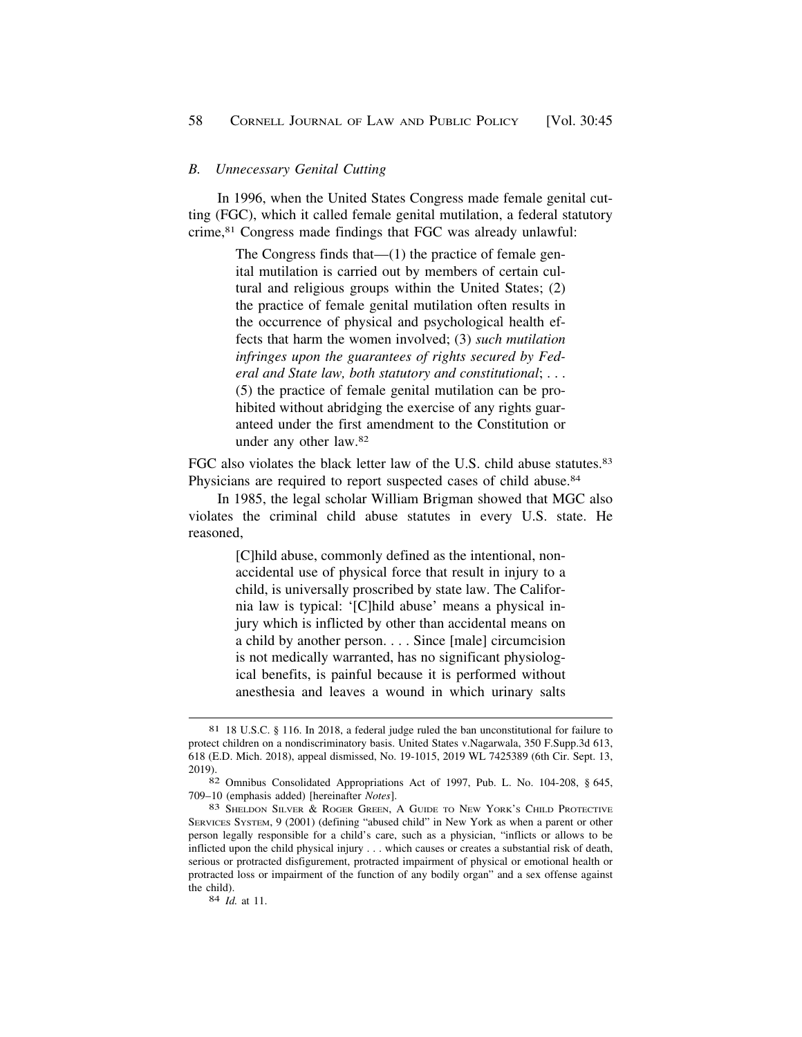### *B. Unnecessary Genital Cutting*

In 1996, when the United States Congress made female genital cutting (FGC), which it called female genital mutilation, a federal statutory crime,[81] Congress made findings that FGC was already unlawful:

> The Congress finds that—(1) the practice of female genital mutilation is carried out by members of certain cultural and religious groups within the United States; (2) the practice of female genital mutilation often results in the occurrence of physical and psychological health effects that harm the women involved; (3) *such mutilation infringes upon the guarantees of rights secured by Federal and State law, both statutory and constitutional*; . . . (5) the practice of female genital mutilation can be prohibited without abridging the exercise of any rights guaranteed under the first amendment to the Constitution or under any other law.[82]

FGC also violates the black letter law of the U.S. child abuse statutes.[83] Physicians are required to report suspected cases of child abuse.[84]

In 1985, the legal scholar William Brigman showed that MGC also violates the criminal child abuse statutes in every U.S. state. He reasoned,

> [C]hild abuse, commonly defined as the intentional, non-accidental use of physical force that result in injury to a child, is universally proscribed by state law. The California law is typical: '[C]hild abuse' means a physical injury which is inflicted by other than accidental means on a child by another person. . . . Since [male] circumcision is not medically warranted, has no significant physiological benefits, is painful because it is performed without anesthesia and leaves a wound in which urinary salts

---

[81] 18 U.S.C. § 116. In 2018, a federal judge ruled the ban unconstitutional for failure to protect children on a nondiscriminatory basis. United States v.Nagarwala, 350 F.Supp.3d 613, 618 (E.D. Mich. 2018), appeal dismissed, No. 19-1015, 2019 WL 7425389 (6th Cir. Sept. 13, 2019).

[82] Omnibus Consolidated Appropriations Act of 1997, Pub. L. No. 104-208, § 645, 709–10 (emphasis added) [hereinafter *Notes*].

[83] Sheldon Silver & Roger Green, A Guide to New York's Child Protective Services System, 9 (2001) (defining "abused child" in New York as when a parent or other person legally responsible for a child's care, such as a physician, "inflicts or allows to be inflicted upon the child physical injury . . . which causes or creates a substantial risk of death, serious or protracted disfigurement, protracted impairment of physical or emotional health or protracted loss or impairment of the function of any bodily organ" and a sex offense against the child).

[84] *Id.* at 11.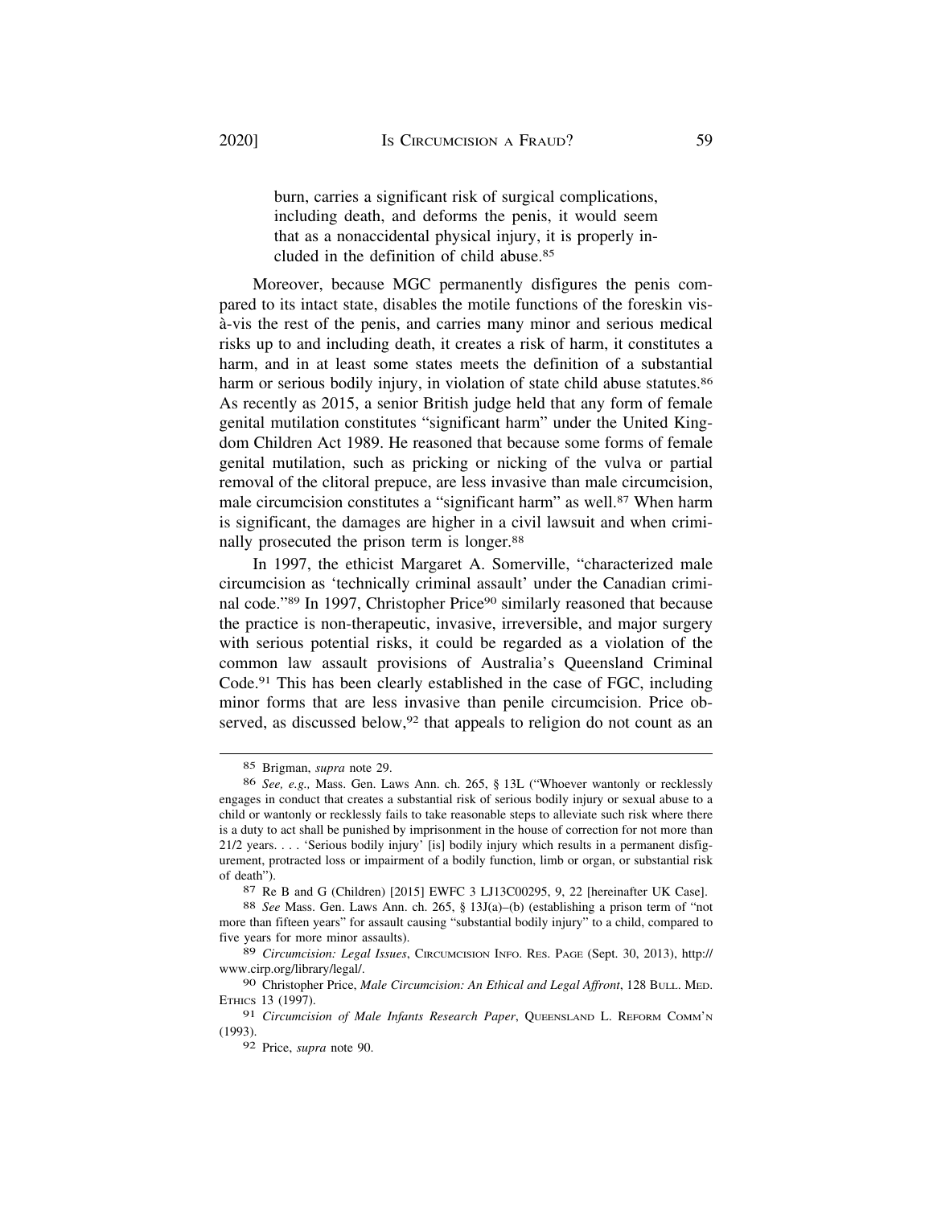> burn, carries a significant risk of surgical complications, including death, and deforms the penis, it would seem that as a nonaccidental physical injury, it is properly included in the definition of child abuse.[85]

Moreover, because MGC permanently disfigures the penis compared to its intact state, disables the motile functions of the foreskin vis-à-vis the rest of the penis, and carries many minor and serious medical risks up to and including death, it creates a risk of harm, it constitutes a harm, and in at least some states meets the definition of a substantial harm or serious bodily injury, in violation of state child abuse statutes.[86] As recently as 2015, a senior British judge held that any form of female genital mutilation constitutes "significant harm" under the United Kingdom Children Act 1989. He reasoned that because some forms of female genital mutilation, such as pricking or nicking of the vulva or partial removal of the clitoral prepuce, are less invasive than male circumcision, male circumcision constitutes a "significant harm" as well.[87] When harm is significant, the damages are higher in a civil lawsuit and when criminally prosecuted the prison term is longer.[88]

In 1997, the ethicist Margaret A. Somerville, "characterized male circumcision as 'technically criminal assault' under the Canadian criminal code."[89] In 1997, Christopher Price[90] similarly reasoned that because the practice is non-therapeutic, invasive, irreversible, and major surgery with serious potential risks, it could be regarded as a violation of the common law assault provisions of Australia's Queensland Criminal Code.[91] This has been clearly established in the case of FGC, including minor forms that are less invasive than penile circumcision. Price observed, as discussed below,[92] that appeals to religion do not count as an

---

[85] Brigman, *supra* note 29.

[86] *See, e.g.,* Mass. Gen. Laws Ann. ch. 265, § 13L ("Whoever wantonly or recklessly engages in conduct that creates a substantial risk of serious bodily injury or sexual abuse to a child or wantonly or recklessly fails to take reasonable steps to alleviate such risk where there is a duty to act shall be punished by imprisonment in the house of correction for not more than 21/2 years. . . . 'Serious bodily injury' [is] bodily injury which results in a permanent disfigurement, protracted loss or impairment of a bodily function, limb or organ, or substantial risk of death").

[87] Re B and G (Children) [2015] EWFC 3 LJ13C00295, 9, 22 [hereinafter UK Case].

[88] *See* Mass. Gen. Laws Ann. ch. 265, § 13J(a)–(b) (establishing a prison term of "not more than fifteen years" for assault causing "substantial bodily injury" to a child, compared to five years for more minor assaults).

[89] *Circumcision: Legal Issues*, CIRCUMCISION INFO. RES. PAGE (Sept. 30, 2013), http://www.cirp.org/library/legal/.

[90] Christopher Price, *Male Circumcision: An Ethical and Legal Affront*, 128 BULL. MED. ETHICS 13 (1997).

[91] *Circumcision of Male Infants Research Paper*, QUEENSLAND L. REFORM COMM'N (1993).

[92] Price, *supra* note 90.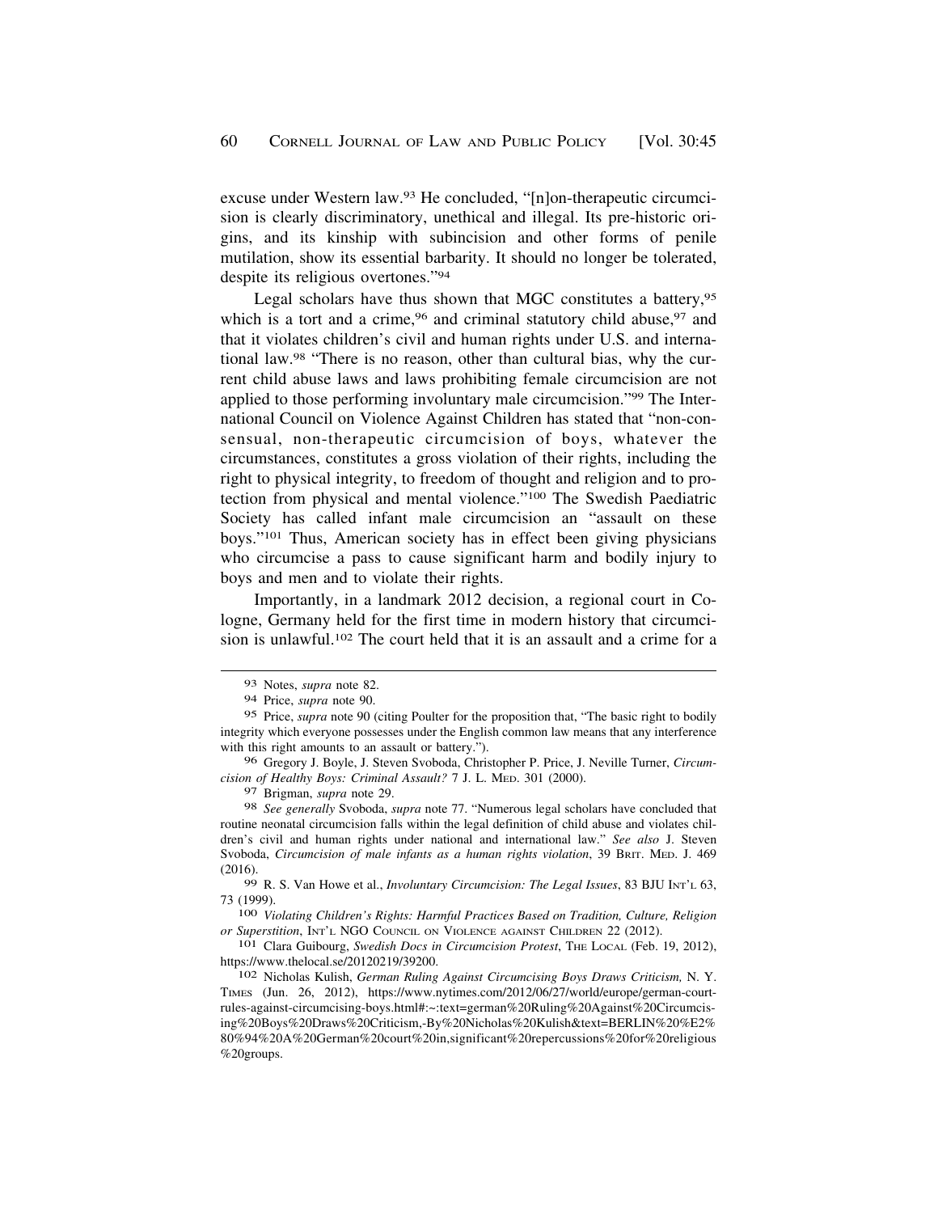excuse under Western law.[93] He concluded, "[n]on-therapeutic circumcision is clearly discriminatory, unethical and illegal. Its pre-historic origins, and its kinship with subincision and other forms of penile mutilation, show its essential barbarity. It should no longer be tolerated, despite its religious overtones."[94]

Legal scholars have thus shown that MGC constitutes a battery,[95] which is a tort and a crime,[96] and criminal statutory child abuse,[97] and that it violates children's civil and human rights under U.S. and international law.[98] "There is no reason, other than cultural bias, why the current child abuse laws and laws prohibiting female circumcision are not applied to those performing involuntary male circumcision."[99] The International Council on Violence Against Children has stated that "non-consensual, non-therapeutic circumcision of boys, whatever the circumstances, constitutes a gross violation of their rights, including the right to physical integrity, to freedom of thought and religion and to protection from physical and mental violence."[100] The Swedish Paediatric Society has called infant male circumcision an "assault on these boys."[101] Thus, American society has in effect been giving physicians who circumcise a pass to cause significant harm and bodily injury to boys and men and to violate their rights.

Importantly, in a landmark 2012 decision, a regional court in Cologne, Germany held for the first time in modern history that circumcision is unlawful.[102] The court held that it is an assault and a crime for a

---

[93] Notes, *supra* note 82.

[94] Price, *supra* note 90.

[95] Price, *supra* note 90 (citing Poulter for the proposition that, "The basic right to bodily integrity which everyone possesses under the English common law means that any interference with this right amounts to an assault or battery.").

[96] Gregory J. Boyle, J. Steven Svoboda, Christopher P. Price, J. Neville Turner, *Circumcision of Healthy Boys: Criminal Assault?* 7 J. L. MED. 301 (2000).

[97] Brigman, *supra* note 29.

[98] *See generally* Svoboda, *supra* note 77. "Numerous legal scholars have concluded that routine neonatal circumcision falls within the legal definition of child abuse and violates children's civil and human rights under national and international law." *See also* J. Steven Svoboda, *Circumcision of male infants as a human rights violation*, 39 BRIT. MED. J. 469 (2016).

[99] R. S. Van Howe et al., *Involuntary Circumcision: The Legal Issues*, 83 BJU INT'L 63, 73 (1999).

[100] *Violating Children's Rights: Harmful Practices Based on Tradition, Culture, Religion or Superstition*, INT'L NGO COUNCIL ON VIOLENCE AGAINST CHILDREN 22 (2012).

[101] Clara Guibourg, *Swedish Docs in Circumcision Protest*, THE LOCAL (Feb. 19, 2012), https://www.thelocal.se/20120219/39200.

[102] Nicholas Kulish, *German Ruling Against Circumcising Boys Draws Criticism,* N. Y. TIMES (Jun. 26, 2012), https://www.nytimes.com/2012/06/27/world/europe/german-court-rules-against-circumcising-boys.html#:~:text=german%20Ruling%20Against%20Circumcising%20Boys%20Draws%20Criticism,-By%20Nicholas%20Kulish&text=BERLIN%20%E2%80%94%20A%20German%20court%20in,significant%20repercussions%20for%20religious%20groups.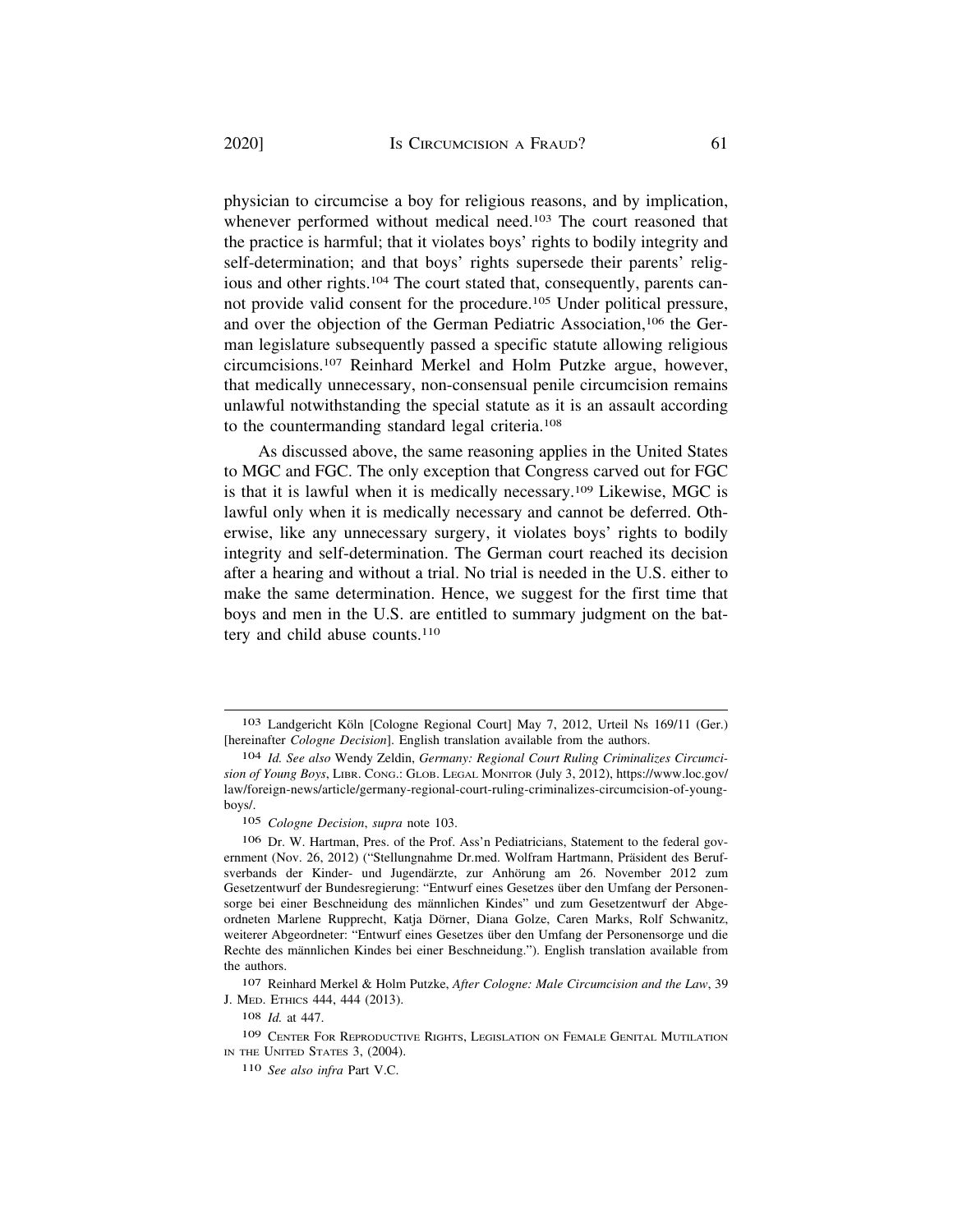physician to circumcise a boy for religious reasons, and by implication, whenever performed without medical need.[103] The court reasoned that the practice is harmful; that it violates boys' rights to bodily integrity and self-determination; and that boys' rights supersede their parents' religious and other rights.[104] The court stated that, consequently, parents cannot provide valid consent for the procedure.[105] Under political pressure, and over the objection of the German Pediatric Association,[106] the German legislature subsequently passed a specific statute allowing religious circumcisions.[107] Reinhard Merkel and Holm Putzke argue, however, that medically unnecessary, non-consensual penile circumcision remains unlawful notwithstanding the special statute as it is an assault according to the countermanding standard legal criteria.[108]

As discussed above, the same reasoning applies in the United States to MGC and FGC. The only exception that Congress carved out for FGC is that it is lawful when it is medically necessary.[109] Likewise, MGC is lawful only when it is medically necessary and cannot be deferred. Otherwise, like any unnecessary surgery, it violates boys' rights to bodily integrity and self-determination. The German court reached its decision after a hearing and without a trial. No trial is needed in the U.S. either to make the same determination. Hence, we suggest for the first time that boys and men in the U.S. are entitled to summary judgment on the battery and child abuse counts.[110]

---

[103] Landgericht Köln [Cologne Regional Court] May 7, 2012, Urteil Ns 169/11 (Ger.) [hereinafter *Cologne Decision*]. English translation available from the authors.

[104] *Id. See also* Wendy Zeldin, *Germany: Regional Court Ruling Criminalizes Circumcision of Young Boys*, Libr. Cong.: Glob. Legal Monitor (July 3, 2012), https://www.loc.gov/law/foreign-news/article/germany-regional-court-ruling-criminalizes-circumcision-of-young-boys/.

[105] *Cologne Decision*, *supra* note 103.

[106] Dr. W. Hartman, Pres. of the Prof. Ass'n Pediatricians, Statement to the federal government (Nov. 26, 2012) ("Stellungnahme Dr.med. Wolfram Hartmann, Präsident des Berufsverbands der Kinder- und Jugendärzte, zur Anhörung am 26. November 2012 zum Gesetzentwurf der Bundesregierung: "Entwurf eines Gesetzes über den Umfang der Personensorge bei einer Beschneidung des männlichen Kindes" und zum Gesetzentwurf der Abgeordneten Marlene Rupprecht, Katja Dörner, Diana Golze, Caren Marks, Rolf Schwanitz, weiterer Abgeordneter: "Entwurf eines Gesetzes über den Umfang der Personensorge und die Rechte des männlichen Kindes bei einer Beschneidung."). English translation available from the authors.

[107] Reinhard Merkel & Holm Putzke, *After Cologne: Male Circumcision and the Law*, 39 J. Med. Ethics 444, 444 (2013).

[108] *Id.* at 447.

[109] Center For Reproductive Rights, Legislation on Female Genital Mutilation in the United States 3, (2004).

[110] *See also infra* Part V.C.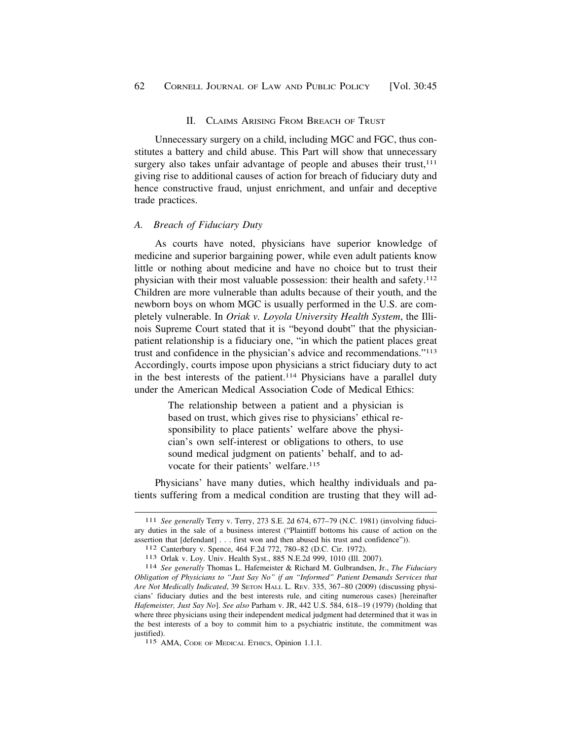## II. Claims Arising From Breach of Trust

Unnecessary surgery on a child, including MGC and FGC, thus constitutes a battery and child abuse. This Part will show that unnecessary surgery also takes unfair advantage of people and abuses their trust,[111] giving rise to additional causes of action for breach of fiduciary duty and hence constructive fraud, unjust enrichment, and unfair and deceptive trade practices.

### *A. Breach of Fiduciary Duty*

As courts have noted, physicians have superior knowledge of medicine and superior bargaining power, while even adult patients know little or nothing about medicine and have no choice but to trust their physician with their most valuable possession: their health and safety.[112] Children are more vulnerable than adults because of their youth, and the newborn boys on whom MGC is usually performed in the U.S. are completely vulnerable. In *Oriak v. Loyola University Health System*, the Illinois Supreme Court stated that it is "beyond doubt" that the physician-patient relationship is a fiduciary one, "in which the patient places great trust and confidence in the physician's advice and recommendations."[113] Accordingly, courts impose upon physicians a strict fiduciary duty to act in the best interests of the patient.[114] Physicians have a parallel duty under the American Medical Association Code of Medical Ethics:

> The relationship between a patient and a physician is based on trust, which gives rise to physicians' ethical responsibility to place patients' welfare above the physician's own self-interest or obligations to others, to use sound medical judgment on patients' behalf, and to advocate for their patients' welfare.[115]

Physicians' have many duties, which healthy individuals and patients suffering from a medical condition are trusting that they will ad-

---

[111] *See generally* Terry v. Terry, 273 S.E. 2d 674, 677–79 (N.C. 1981) (involving fiduciary duties in the sale of a business interest ("Plaintiff bottoms his cause of action on the assertion that [defendant] . . . first won and then abused his trust and confidence")).

[112] Canterbury v. Spence, 464 F.2d 772, 780–82 (D.C. Cir. 1972).

[113] Orlak v. Loy. Univ. Health Syst., 885 N.E.2d 999, 1010 (Ill. 2007).

[114] *See generally* Thomas L. Hafemeister & Richard M. Gulbrandsen, Jr., *The Fiduciary Obligation of Physicians to "Just Say No" if an "Informed" Patient Demands Services that Are Not Medically Indicated*, 39 Seton Hall L. Rev. 335, 367–80 (2009) (discussing physicians' fiduciary duties and the best interests rule, and citing numerous cases) [hereinafter *Hafemeister, Just Say No*]. *See also* Parham v. JR, 442 U.S. 584, 618–19 (1979) (holding that where three physicians using their independent medical judgment had determined that it was in the best interests of a boy to commit him to a psychiatric institute, the commitment was justified).

[115] AMA, Code of Medical Ethics, Opinion 1.1.1.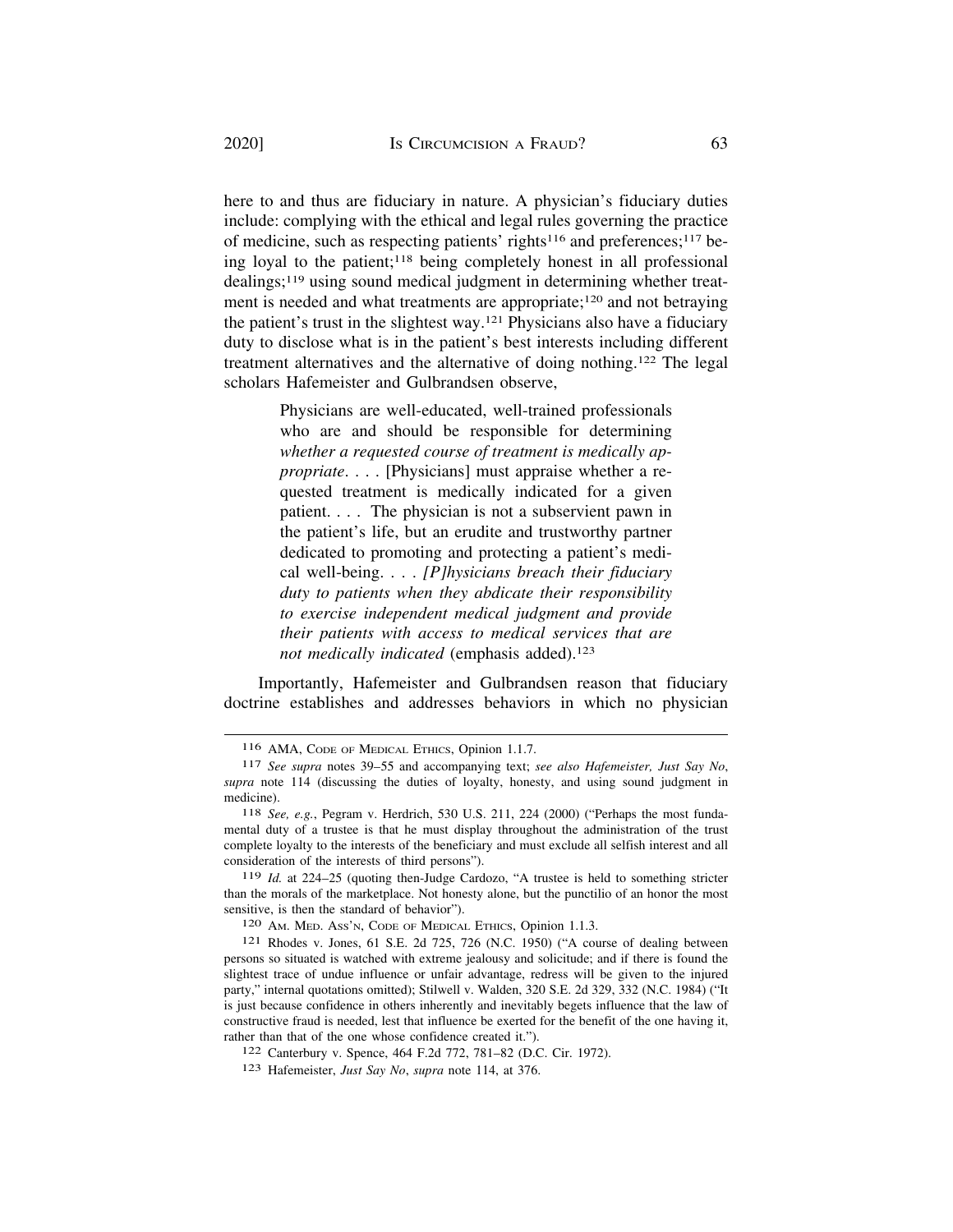here to and thus are fiduciary in nature. A physician's fiduciary duties include: complying with the ethical and legal rules governing the practice of medicine, such as respecting patients' rights[116] and preferences;[117] being loyal to the patient;[118] being completely honest in all professional dealings;[119] using sound medical judgment in determining whether treatment is needed and what treatments are appropriate;[120] and not betraying the patient's trust in the slightest way.[121] Physicians also have a fiduciary duty to disclose what is in the patient's best interests including different treatment alternatives and the alternative of doing nothing.[122] The legal scholars Hafemeister and Gulbrandsen observe,

> Physicians are well-educated, well-trained professionals who are and should be responsible for determining *whether a requested course of treatment is medically appropriate*. . . . [Physicians] must appraise whether a requested treatment is medically indicated for a given patient. . . . The physician is not a subservient pawn in the patient's life, but an erudite and trustworthy partner dedicated to promoting and protecting a patient's medical well-being. . . . *[P]hysicians breach their fiduciary duty to patients when they abdicate their responsibility to exercise independent medical judgment and provide their patients with access to medical services that are not medically indicated* (emphasis added).[123]

Importantly, Hafemeister and Gulbrandsen reason that fiduciary doctrine establishes and addresses behaviors in which no physician

---

116 AMA, Code of Medical Ethics, Opinion 1.1.7.

117 *See supra* notes 39–55 and accompanying text; *see also Hafemeister, Just Say No*, *supra* note 114 (discussing the duties of loyalty, honesty, and using sound judgment in medicine).

118 *See, e.g.*, Pegram v. Herdrich, 530 U.S. 211, 224 (2000) ("Perhaps the most fundamental duty of a trustee is that he must display throughout the administration of the trust complete loyalty to the interests of the beneficiary and must exclude all selfish interest and all consideration of the interests of third persons").

119 *Id.* at 224–25 (quoting then-Judge Cardozo, "A trustee is held to something stricter than the morals of the marketplace. Not honesty alone, but the punctilio of an honor the most sensitive, is then the standard of behavior").

120 Am. Med. Ass'n, Code of Medical Ethics, Opinion 1.1.3.

121 Rhodes v. Jones, 61 S.E. 2d 725, 726 (N.C. 1950) ("A course of dealing between persons so situated is watched with extreme jealousy and solicitude; and if there is found the slightest trace of undue influence or unfair advantage, redress will be given to the injured party," internal quotations omitted); Stilwell v. Walden, 320 S.E. 2d 329, 332 (N.C. 1984) ("It is just because confidence in others inherently and inevitably begets influence that the law of constructive fraud is needed, lest that influence be exerted for the benefit of the one having it, rather than that of the one whose confidence created it.").

122 Canterbury v. Spence, 464 F.2d 772, 781–82 (D.C. Cir. 1972).

123 Hafemeister, *Just Say No*, *supra* note 114, at 376.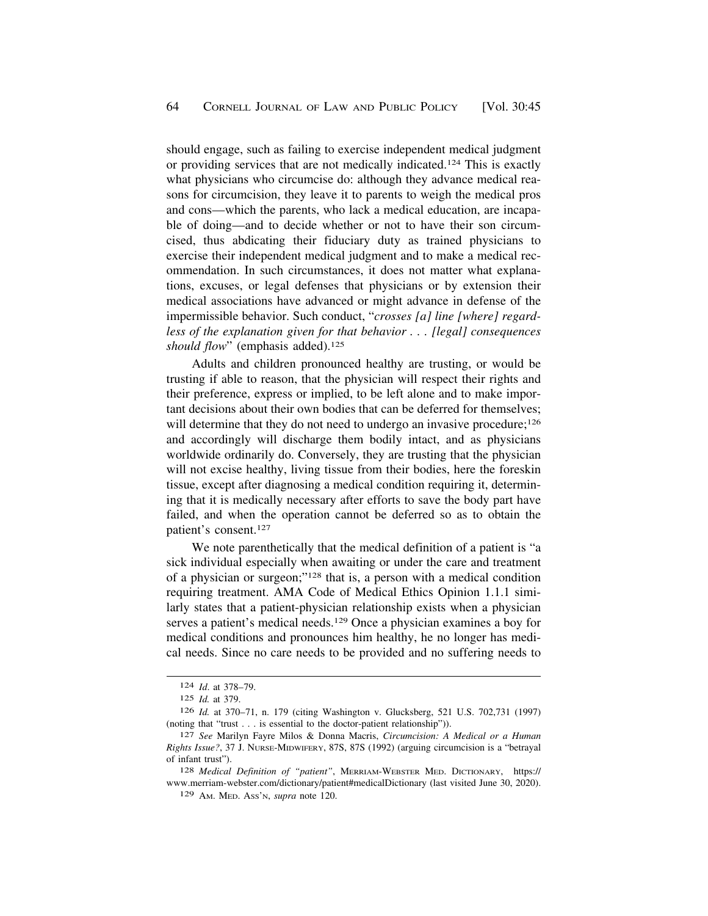should engage, such as failing to exercise independent medical judgment or providing services that are not medically indicated.[124] This is exactly what physicians who circumcise do: although they advance medical reasons for circumcision, they leave it to parents to weigh the medical pros and cons—which the parents, who lack a medical education, are incapable of doing—and to decide whether or not to have their son circumcised, thus abdicating their fiduciary duty as trained physicians to exercise their independent medical judgment and to make a medical recommendation. In such circumstances, it does not matter what explanations, excuses, or legal defenses that physicians or by extension their medical associations have advanced or might advance in defense of the impermissible behavior. Such conduct, "*crosses [a] line [where] regardless of the explanation given for that behavior . . . [legal] consequences should flow*" (emphasis added).[125]

Adults and children pronounced healthy are trusting, or would be trusting if able to reason, that the physician will respect their rights and their preference, express or implied, to be left alone and to make important decisions about their own bodies that can be deferred for themselves; will determine that they do not need to undergo an invasive procedure;[126] and accordingly will discharge them bodily intact, and as physicians worldwide ordinarily do. Conversely, they are trusting that the physician will not excise healthy, living tissue from their bodies, here the foreskin tissue, except after diagnosing a medical condition requiring it, determining that it is medically necessary after efforts to save the body part have failed, and when the operation cannot be deferred so as to obtain the patient's consent.[127]

We note parenthetically that the medical definition of a patient is "a sick individual especially when awaiting or under the care and treatment of a physician or surgeon;"[128] that is, a person with a medical condition requiring treatment. AMA Code of Medical Ethics Opinion 1.1.1 similarly states that a patient-physician relationship exists when a physician serves a patient's medical needs.[129] Once a physician examines a boy for medical conditions and pronounces him healthy, he no longer has medical needs. Since no care needs to be provided and no suffering needs to

---

[124] *Id*. at 378–79.

[125] *Id.* at 379.

[126] *Id.* at 370–71, n. 179 (citing Washington v. Glucksberg, 521 U.S. 702,731 (1997) (noting that "trust . . . is essential to the doctor-patient relationship")).

[127] *See* Marilyn Fayre Milos & Donna Macris, *Circumcision: A Medical or a Human Rights Issue?*, 37 J. NURSE-MIDWIFERY, 87S, 87S (1992) (arguing circumcision is a "betrayal of infant trust").

[128] *Medical Definition of "patient"*, MERRIAM-WEBSTER MED. DICTIONARY, https://www.merriam-webster.com/dictionary/patient#medicalDictionary (last visited June 30, 2020).

[129] AM. MED. ASS'N, *supra* note 120.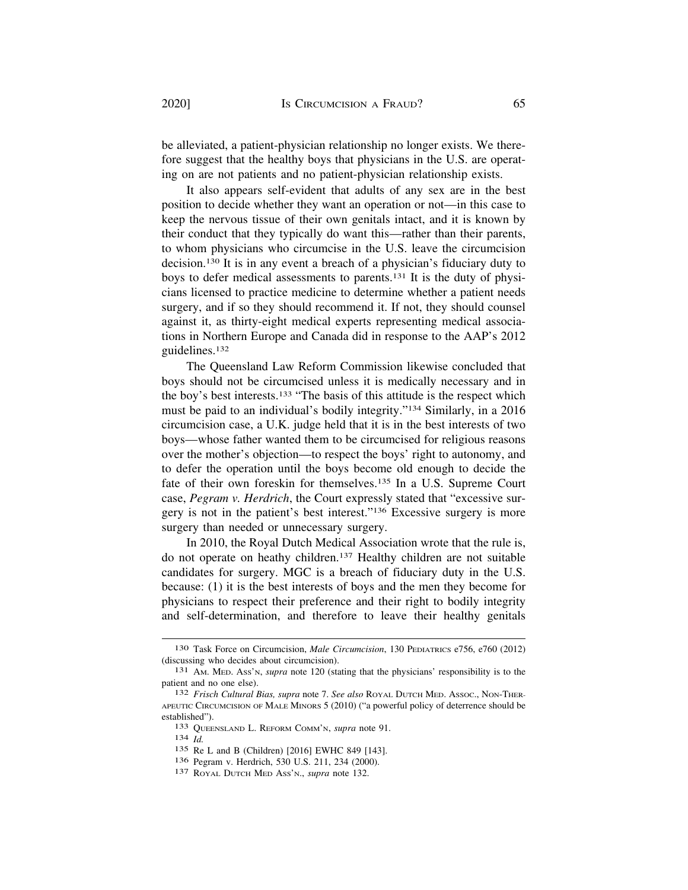be alleviated, a patient-physician relationship no longer exists. We therefore suggest that the healthy boys that physicians in the U.S. are operating on are not patients and no patient-physician relationship exists.

It also appears self-evident that adults of any sex are in the best position to decide whether they want an operation or not—in this case to keep the nervous tissue of their own genitals intact, and it is known by their conduct that they typically do want this—rather than their parents, to whom physicians who circumcise in the U.S. leave the circumcision decision.[130] It is in any event a breach of a physician's fiduciary duty to boys to defer medical assessments to parents.[131] It is the duty of physicians licensed to practice medicine to determine whether a patient needs surgery, and if so they should recommend it. If not, they should counsel against it, as thirty-eight medical experts representing medical associations in Northern Europe and Canada did in response to the AAP's 2012 guidelines.[132]

The Queensland Law Reform Commission likewise concluded that boys should not be circumcised unless it is medically necessary and in the boy's best interests.[133] "The basis of this attitude is the respect which must be paid to an individual's bodily integrity."[134] Similarly, in a 2016 circumcision case, a U.K. judge held that it is in the best interests of two boys—whose father wanted them to be circumcised for religious reasons over the mother's objection—to respect the boys' right to autonomy, and to defer the operation until the boys become old enough to decide the fate of their own foreskin for themselves.[135] In a U.S. Supreme Court case, *Pegram v. Herdrich*, the Court expressly stated that "excessive surgery is not in the patient's best interest."[136] Excessive surgery is more surgery than needed or unnecessary surgery.

In 2010, the Royal Dutch Medical Association wrote that the rule is, do not operate on heathy children.[137] Healthy children are not suitable candidates for surgery. MGC is a breach of fiduciary duty in the U.S. because: (1) it is the best interests of boys and the men they become for physicians to respect their preference and their right to bodily integrity and self-determination, and therefore to leave their healthy genitals

---

[130] Task Force on Circumcision, *Male Circumcision*, 130 PEDIATRICS e756, e760 (2012) (discussing who decides about circumcision).

[131] AM. MED. ASS'N, *supra* note 120 (stating that the physicians' responsibility is to the patient and no one else).

[132] *Frisch Cultural Bias, supra* note 7. *See also* ROYAL DUTCH MED. ASSOC., NON-THERAPEUTIC CIRCUMCISION OF MALE MINORS 5 (2010) ("a powerful policy of deterrence should be established").

[133] QUEENSLAND L. REFORM COMM'N, *supra* note 91.

[134] *Id.*

[135] Re L and B (Children) [2016] EWHC 849 [143].

[136] Pegram v. Herdrich, 530 U.S. 211, 234 (2000).

[137] ROYAL DUTCH MED ASS'N., *supra* note 132.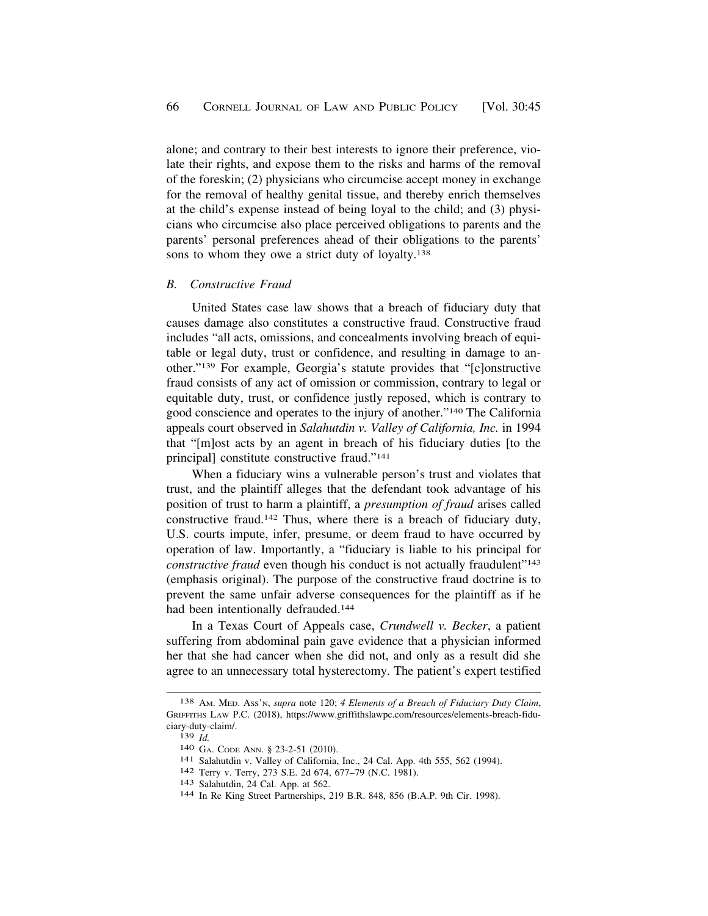alone; and contrary to their best interests to ignore their preference, violate their rights, and expose them to the risks and harms of the removal of the foreskin; (2) physicians who circumcise accept money in exchange for the removal of healthy genital tissue, and thereby enrich themselves at the child's expense instead of being loyal to the child; and (3) physicians who circumcise also place perceived obligations to parents and the parents' personal preferences ahead of their obligations to the parents' sons to whom they owe a strict duty of loyalty.[138]

### *B. Constructive Fraud*

United States case law shows that a breach of fiduciary duty that causes damage also constitutes a constructive fraud. Constructive fraud includes "all acts, omissions, and concealments involving breach of equitable or legal duty, trust or confidence, and resulting in damage to another."[139] For example, Georgia's statute provides that "[c]onstructive fraud consists of any act of omission or commission, contrary to legal or equitable duty, trust, or confidence justly reposed, which is contrary to good conscience and operates to the injury of another."[140] The California appeals court observed in *Salahutdin v. Valley of California, Inc.* in 1994 that "[m]ost acts by an agent in breach of his fiduciary duties [to the principal] constitute constructive fraud."[141]

When a fiduciary wins a vulnerable person's trust and violates that trust, and the plaintiff alleges that the defendant took advantage of his position of trust to harm a plaintiff, a *presumption of fraud* arises called constructive fraud.[142] Thus, where there is a breach of fiduciary duty, U.S. courts impute, infer, presume, or deem fraud to have occurred by operation of law. Importantly, a "fiduciary is liable to his principal for *constructive fraud* even though his conduct is not actually fraudulent"[143] (emphasis original). The purpose of the constructive fraud doctrine is to prevent the same unfair adverse consequences for the plaintiff as if he had been intentionally defrauded.[144]

In a Texas Court of Appeals case, *Crundwell v. Becker*, a patient suffering from abdominal pain gave evidence that a physician informed her that she had cancer when she did not, and only as a result did she agree to an unnecessary total hysterectomy. The patient's expert testified

---

138 AM. MED. ASS'N, *supra* note 120; *4 Elements of a Breach of Fiduciary Duty Claim*, GRIFFITHS LAW P.C. (2018), https://www.griffithslawpc.com/resources/elements-breach-fiduciary-duty-claim/.

139 *Id.*

140 GA. CODE ANN. § 23-2-51 (2010).

141 Salahutdin v. Valley of California, Inc., 24 Cal. App. 4th 555, 562 (1994).

142 Terry v. Terry, 273 S.E. 2d 674, 677–79 (N.C. 1981).

143 Salahutdin, 24 Cal. App. at 562.

144 In Re King Street Partnerships, 219 B.R. 848, 856 (B.A.P. 9th Cir. 1998).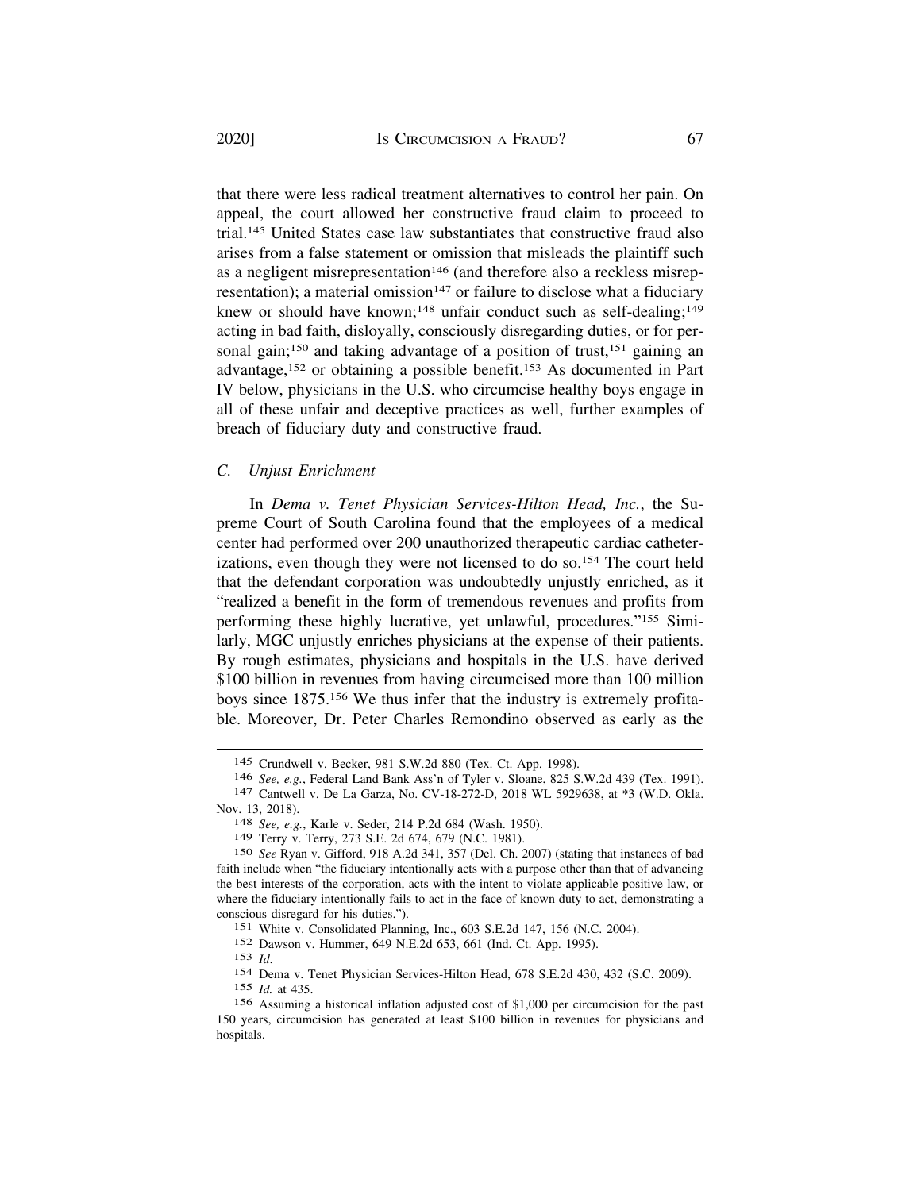that there were less radical treatment alternatives to control her pain. On appeal, the court allowed her constructive fraud claim to proceed to trial.[145] United States case law substantiates that constructive fraud also arises from a false statement or omission that misleads the plaintiff such as a negligent misrepresentation[146] (and therefore also a reckless misrepresentation); a material omission[147] or failure to disclose what a fiduciary knew or should have known;[148] unfair conduct such as self-dealing;[149] acting in bad faith, disloyally, consciously disregarding duties, or for personal gain;[150] and taking advantage of a position of trust,[151] gaining an advantage,[152] or obtaining a possible benefit.[153] As documented in Part IV below, physicians in the U.S. who circumcise healthy boys engage in all of these unfair and deceptive practices as well, further examples of breach of fiduciary duty and constructive fraud.

### *C. Unjust Enrichment*

In *Dema v. Tenet Physician Services-Hilton Head, Inc.*, the Supreme Court of South Carolina found that the employees of a medical center had performed over 200 unauthorized therapeutic cardiac catheterizations, even though they were not licensed to do so.[154] The court held that the defendant corporation was undoubtedly unjustly enriched, as it "realized a benefit in the form of tremendous revenues and profits from performing these highly lucrative, yet unlawful, procedures."[155] Similarly, MGC unjustly enriches physicians at the expense of their patients. By rough estimates, physicians and hospitals in the U.S. have derived $100 billion in revenues from having circumcised more than 100 million boys since 1875.[156] We thus infer that the industry is extremely profitable. Moreover, Dr. Peter Charles Remondino observed as early as the

---

145 Crundwell v. Becker, 981 S.W.2d 880 (Tex. Ct. App. 1998).

146 *See, e.g.*, Federal Land Bank Ass'n of Tyler v. Sloane, 825 S.W.2d 439 (Tex. 1991).

147 Cantwell v. De La Garza, No. CV-18-272-D, 2018 WL 5929638, at *3 (W.D. Okla. Nov. 13, 2018).

148 *See, e.g.*, Karle v. Seder, 214 P.2d 684 (Wash. 1950).

149 Terry v. Terry, 273 S.E. 2d 674, 679 (N.C. 1981).

150 *See* Ryan v. Gifford, 918 A.2d 341, 357 (Del. Ch. 2007) (stating that instances of bad faith include when "the fiduciary intentionally acts with a purpose other than that of advancing the best interests of the corporation, acts with the intent to violate applicable positive law, or where the fiduciary intentionally fails to act in the face of known duty to act, demonstrating a conscious disregard for his duties.").

151 White v. Consolidated Planning, Inc., 603 S.E.2d 147, 156 (N.C. 2004).

152 Dawson v. Hummer, 649 N.E.2d 653, 661 (Ind. Ct. App. 1995).

153 *Id*.

154 Dema v. Tenet Physician Services-Hilton Head, 678 S.E.2d 430, 432 (S.C. 2009).

155 *Id.* at 435.

156 Assuming a historical inflation adjusted cost of $1,000 per circumcision for the past 150 years, circumcision has generated at least $100 billion in revenues for physicians and hospitals.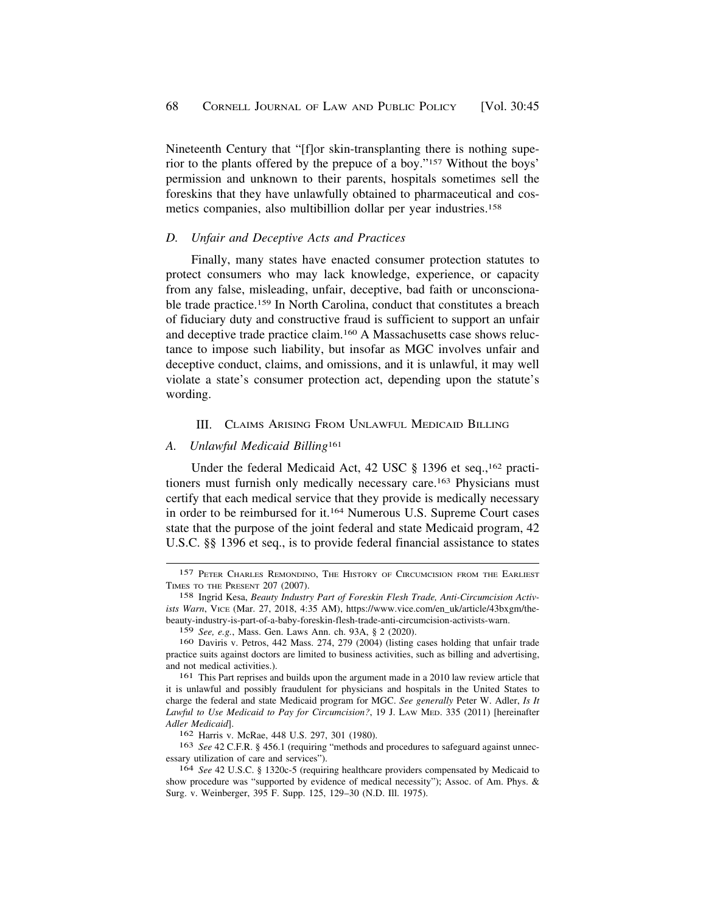Nineteenth Century that "[f]or skin-transplanting there is nothing superior to the plants offered by the prepuce of a boy."[157] Without the boys' permission and unknown to their parents, hospitals sometimes sell the foreskins that they have unlawfully obtained to pharmaceutical and cosmetics companies, also multibillion dollar per year industries.[158]

### *D. Unfair and Deceptive Acts and Practices*

Finally, many states have enacted consumer protection statutes to protect consumers who may lack knowledge, experience, or capacity from any false, misleading, unfair, deceptive, bad faith or unconscionable trade practice.[159] In North Carolina, conduct that constitutes a breach of fiduciary duty and constructive fraud is sufficient to support an unfair and deceptive trade practice claim.[160] A Massachusetts case shows reluctance to impose such liability, but insofar as MGC involves unfair and deceptive conduct, claims, and omissions, and it is unlawful, it may well violate a state's consumer protection act, depending upon the statute's wording.

## III. Claims Arising From Unlawful Medicaid Billing

### *A. Unlawful Medicaid Billing*[161]

Under the federal Medicaid Act, 42 USC § 1396 et seq.,[162] practitioners must furnish only medically necessary care.[163] Physicians must certify that each medical service that they provide is medically necessary in order to be reimbursed for it.[164] Numerous U.S. Supreme Court cases state that the purpose of the joint federal and state Medicaid program, 42 U.S.C. §§ 1396 et seq., is to provide federal financial assistance to states

---

157 Peter Charles Remondino, The History of Circumcision from the Earliest Times to the Present 207 (2007).

158 Ingrid Kesa, *Beauty Industry Part of Foreskin Flesh Trade, Anti-Circumcision Activists Warn*, Vice (Mar. 27, 2018, 4:35 AM), https://www.vice.com/en_uk/article/43bxgm/the-beauty-industry-is-part-of-a-baby-foreskin-flesh-trade-anti-circumcision-activists-warn.

159 *See, e.g.*, Mass. Gen. Laws Ann. ch. 93A, § 2 (2020).

160 Daviris v. Petros, 442 Mass. 274, 279 (2004) (listing cases holding that unfair trade practice suits against doctors are limited to business activities, such as billing and advertising, and not medical activities.).

161 This Part reprises and builds upon the argument made in a 2010 law review article that it is unlawful and possibly fraudulent for physicians and hospitals in the United States to charge the federal and state Medicaid program for MGC. *See generally* Peter W. Adler, *Is It Lawful to Use Medicaid to Pay for Circumcision?*, 19 J. Law Med. 335 (2011) [hereinafter *Adler Medicaid*].

162 Harris v. McRae, 448 U.S. 297, 301 (1980).

163 *See* 42 C.F.R. § 456.1 (requiring "methods and procedures to safeguard against unnecessary utilization of care and services").

164 *See* 42 U.S.C. § 1320c-5 (requiring healthcare providers compensated by Medicaid to show procedure was "supported by evidence of medical necessity"); Assoc. of Am. Phys. & Surg. v. Weinberger, 395 F. Supp. 125, 129–30 (N.D. Ill. 1975).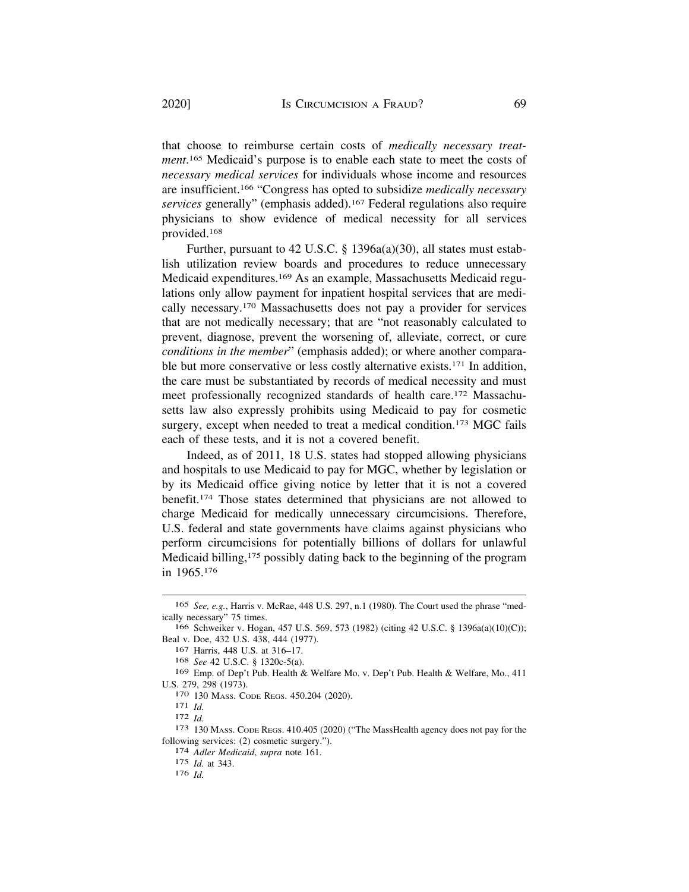that choose to reimburse certain costs of *medically necessary treatment*.[165] Medicaid's purpose is to enable each state to meet the costs of *necessary medical services* for individuals whose income and resources are insufficient.[166] "Congress has opted to subsidize *medically necessary services* generally" (emphasis added).[167] Federal regulations also require physicians to show evidence of medical necessity for all services provided.[168]

Further, pursuant to 42 U.S.C. § 1396a(a)(30), all states must establish utilization review boards and procedures to reduce unnecessary Medicaid expenditures.[169] As an example, Massachusetts Medicaid regulations only allow payment for inpatient hospital services that are medically necessary.[170] Massachusetts does not pay a provider for services that are not medically necessary; that are "not reasonably calculated to prevent, diagnose, prevent the worsening of, alleviate, correct, or cure *conditions in the member*" (emphasis added); or where another comparable but more conservative or less costly alternative exists.[171] In addition, the care must be substantiated by records of medical necessity and must meet professionally recognized standards of health care.[172] Massachusetts law also expressly prohibits using Medicaid to pay for cosmetic surgery, except when needed to treat a medical condition.[173] MGC fails each of these tests, and it is not a covered benefit.

Indeed, as of 2011, 18 U.S. states had stopped allowing physicians and hospitals to use Medicaid to pay for MGC, whether by legislation or by its Medicaid office giving notice by letter that it is not a covered benefit.[174] Those states determined that physicians are not allowed to charge Medicaid for medically unnecessary circumcisions. Therefore, U.S. federal and state governments have claims against physicians who perform circumcisions for potentially billions of dollars for unlawful Medicaid billing,[175] possibly dating back to the beginning of the program in 1965.[176]

---

165 *See, e.g.*, Harris v. McRae, 448 U.S. 297, n.1 (1980). The Court used the phrase "medically necessary" 75 times.

166 Schweiker v. Hogan, 457 U.S. 569, 573 (1982) (citing 42 U.S.C. § 1396a(a)(10)(C)); Beal v. Doe, 432 U.S. 438, 444 (1977).

167 Harris, 448 U.S. at 316–17.

168 *See* 42 U.S.C. § 1320c-5(a).

169 Emp. of Dep't Pub. Health & Welfare Mo. v. Dep't Pub. Health & Welfare, Mo., 411 U.S. 279, 298 (1973).

170 130 Mass. Code Regs. 450.204 (2020).

171 *Id.*

172 *Id.*

173 130 Mass. Code Regs. 410.405 (2020) ("The MassHealth agency does not pay for the following services: (2) cosmetic surgery.").

174 *Adler Medicaid*, *supra* note 161.

175 *Id.* at 343.

176 *Id.*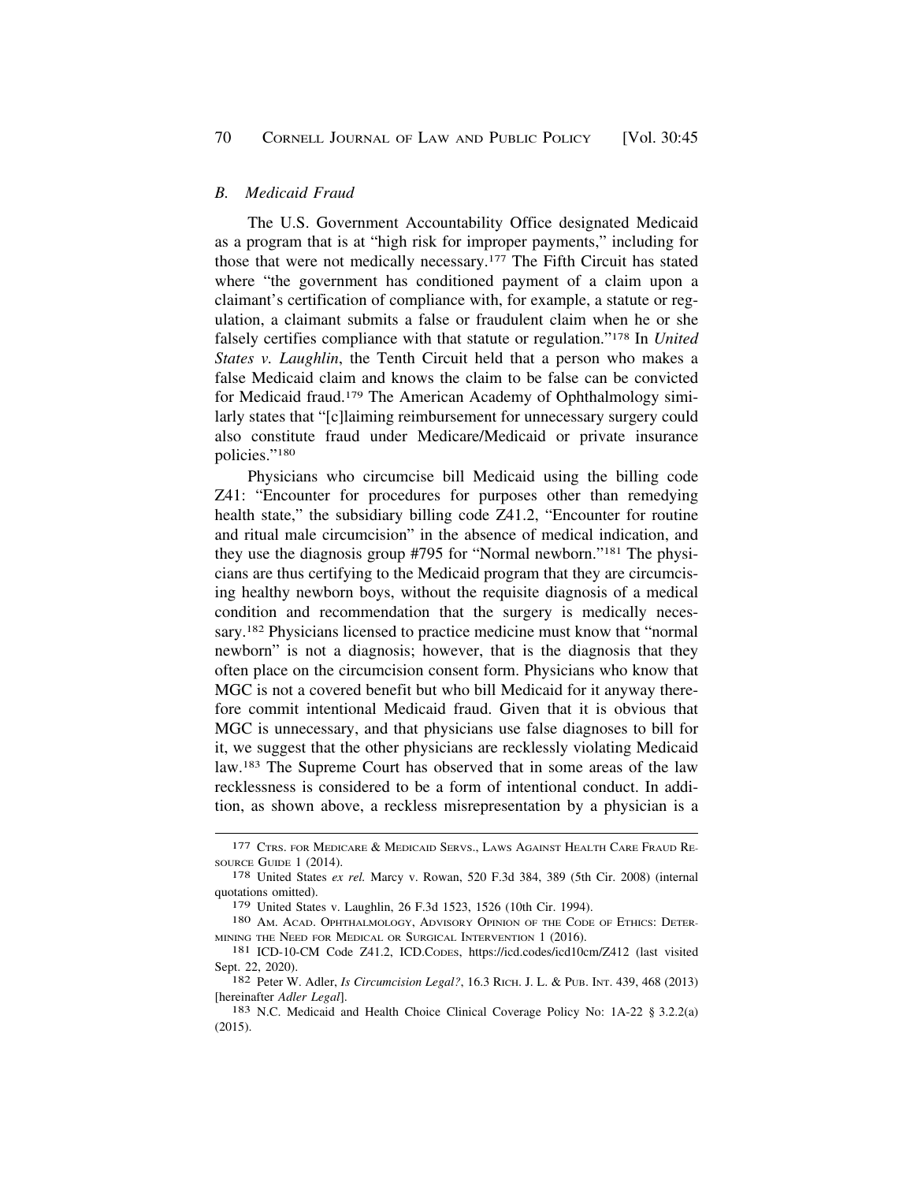### *B. Medicaid Fraud*

The U.S. Government Accountability Office designated Medicaid as a program that is at "high risk for improper payments," including for those that were not medically necessary.[177] The Fifth Circuit has stated where "the government has conditioned payment of a claim upon a claimant's certification of compliance with, for example, a statute or regulation, a claimant submits a false or fraudulent claim when he or she falsely certifies compliance with that statute or regulation."[178] In *United States v. Laughlin*, the Tenth Circuit held that a person who makes a false Medicaid claim and knows the claim to be false can be convicted for Medicaid fraud.[179] The American Academy of Ophthalmology similarly states that "[c]laiming reimbursement for unnecessary surgery could also constitute fraud under Medicare/Medicaid or private insurance policies."[180]

Physicians who circumcise bill Medicaid using the billing code Z41: "Encounter for procedures for purposes other than remedying health state," the subsidiary billing code Z41.2, "Encounter for routine and ritual male circumcision" in the absence of medical indication, and they use the diagnosis group #795 for "Normal newborn."[181] The physicians are thus certifying to the Medicaid program that they are circumcising healthy newborn boys, without the requisite diagnosis of a medical condition and recommendation that the surgery is medically necessary.[182] Physicians licensed to practice medicine must know that "normal newborn" is not a diagnosis; however, that is the diagnosis that they often place on the circumcision consent form. Physicians who know that MGC is not a covered benefit but who bill Medicaid for it anyway therefore commit intentional Medicaid fraud. Given that it is obvious that MGC is unnecessary, and that physicians use false diagnoses to bill for it, we suggest that the other physicians are recklessly violating Medicaid law.[183] The Supreme Court has observed that in some areas of the law recklessness is considered to be a form of intentional conduct. In addition, as shown above, a reckless misrepresentation by a physician is a

---

[177] CTRS. FOR MEDICARE & MEDICAID SERVS., LAWS AGAINST HEALTH CARE FRAUD RESOURCE GUIDE 1 (2014).

[178] United States *ex rel.* Marcy v. Rowan, 520 F.3d 384, 389 (5th Cir. 2008) (internal quotations omitted).

[179] United States v. Laughlin, 26 F.3d 1523, 1526 (10th Cir. 1994).

[180] AM. ACAD. OPHTHALMOLOGY, ADVISORY OPINION OF THE CODE OF ETHICS: DETERMINING THE NEED FOR MEDICAL OR SURGICAL INTERVENTION 1 (2016).

[181] ICD-10-CM Code Z41.2, ICD.CODES, https://icd.codes/icd10cm/Z412 (last visited Sept. 22, 2020).

[182] Peter W. Adler, *Is Circumcision Legal?*, 16.3 RICH. J. L. & PUB. INT. 439, 468 (2013) [hereinafter *Adler Legal*].

[183] N.C. Medicaid and Health Choice Clinical Coverage Policy No: 1A-22 § 3.2.2(a) (2015).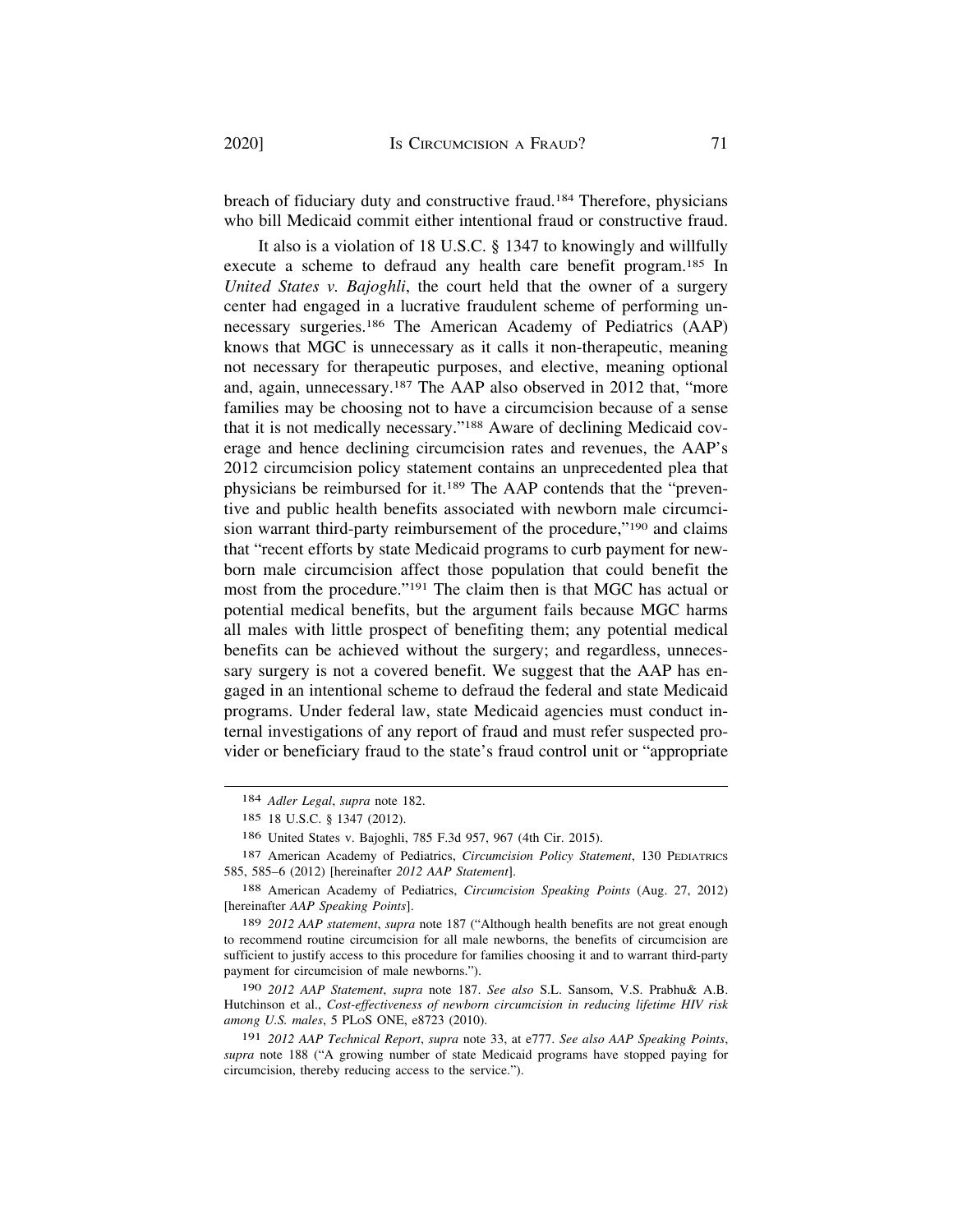breach of fiduciary duty and constructive fraud.[184] Therefore, physicians who bill Medicaid commit either intentional fraud or constructive fraud.

It also is a violation of 18 U.S.C. § 1347 to knowingly and willfully execute a scheme to defraud any health care benefit program.[185] In *United States v. Bajoghli*, the court held that the owner of a surgery center had engaged in a lucrative fraudulent scheme of performing unnecessary surgeries.[186] The American Academy of Pediatrics (AAP) knows that MGC is unnecessary as it calls it non-therapeutic, meaning not necessary for therapeutic purposes, and elective, meaning optional and, again, unnecessary.[187] The AAP also observed in 2012 that, "more families may be choosing not to have a circumcision because of a sense that it is not medically necessary."[188] Aware of declining Medicaid coverage and hence declining circumcision rates and revenues, the AAP's 2012 circumcision policy statement contains an unprecedented plea that physicians be reimbursed for it.[189] The AAP contends that the "preventive and public health benefits associated with newborn male circumcision warrant third-party reimbursement of the procedure,"[190] and claims that "recent efforts by state Medicaid programs to curb payment for newborn male circumcision affect those population that could benefit the most from the procedure."[191] The claim then is that MGC has actual or potential medical benefits, but the argument fails because MGC harms all males with little prospect of benefiting them; any potential medical benefits can be achieved without the surgery; and regardless, unnecessary surgery is not a covered benefit. We suggest that the AAP has engaged in an intentional scheme to defraud the federal and state Medicaid programs. Under federal law, state Medicaid agencies must conduct internal investigations of any report of fraud and must refer suspected provider or beneficiary fraud to the state's fraud control unit or "appropriate

---

184 *Adler Legal*, *supra* note 182.

185 18 U.S.C. § 1347 (2012).

186 United States v. Bajoghli, 785 F.3d 957, 967 (4th Cir. 2015).

187 American Academy of Pediatrics, *Circumcision Policy Statement*, 130 PEDIATRICS 585, 585–6 (2012) [hereinafter *2012 AAP Statement*].

188 American Academy of Pediatrics, *Circumcision Speaking Points* (Aug. 27, 2012) [hereinafter *AAP Speaking Points*].

189 *2012 AAP statement*, *supra* note 187 ("Although health benefits are not great enough to recommend routine circumcision for all male newborns, the benefits of circumcision are sufficient to justify access to this procedure for families choosing it and to warrant third-party payment for circumcision of male newborns.").

190 *2012 AAP Statement*, *supra* note 187. *See also* S.L. Sansom, V.S. Prabhu& A.B. Hutchinson et al., *Cost-effectiveness of newborn circumcision in reducing lifetime HIV risk among U.S. males*, 5 PLoS ONE, e8723 (2010).

191 *2012 AAP Technical Report*, *supra* note 33, at e777. *See also AAP Speaking Points*, *supra* note 188 ("A growing number of state Medicaid programs have stopped paying for circumcision, thereby reducing access to the service.").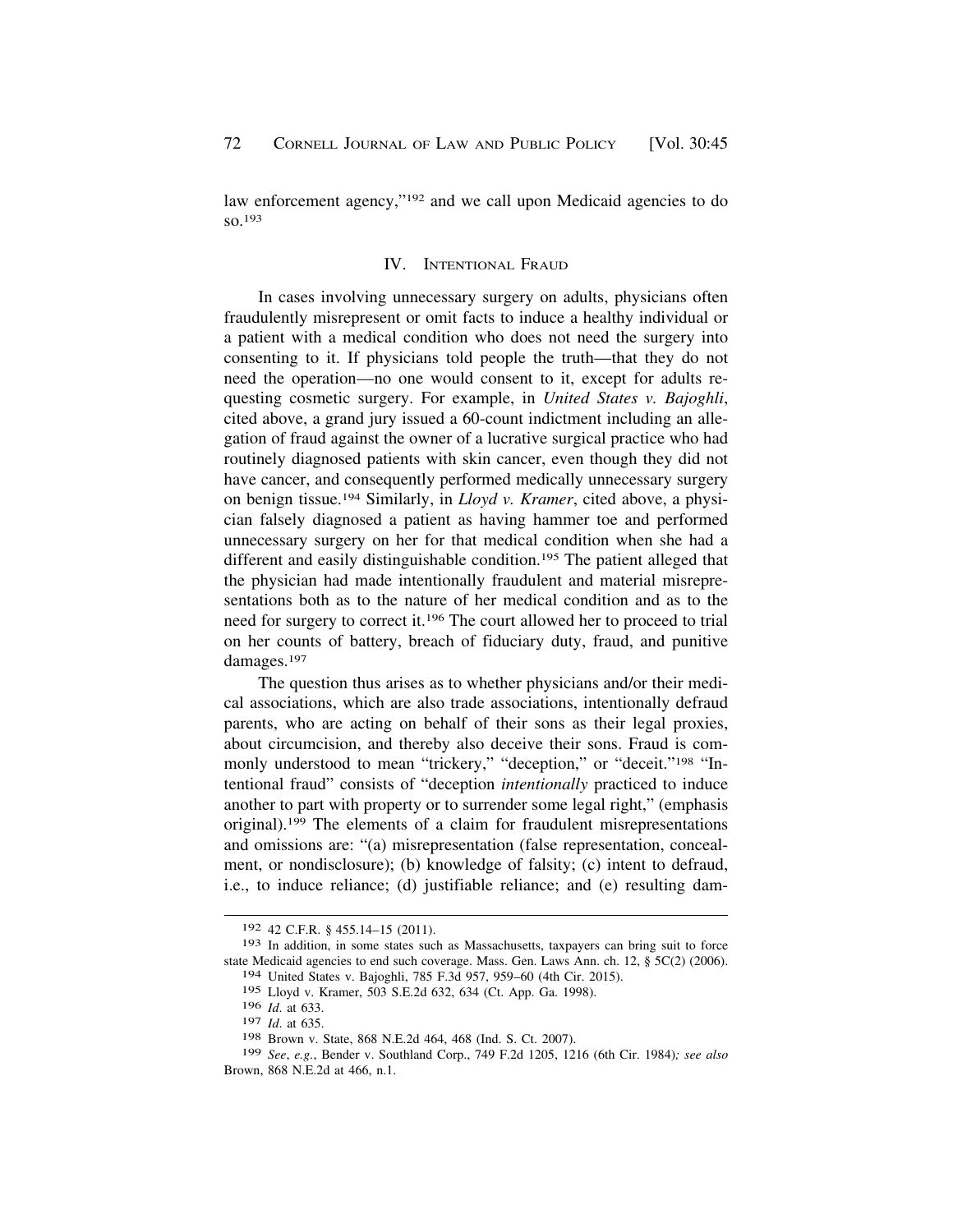law enforcement agency,"[192] and we call upon Medicaid agencies to do so.[193]

## IV. INTENTIONAL FRAUD

In cases involving unnecessary surgery on adults, physicians often fraudulently misrepresent or omit facts to induce a healthy individual or a patient with a medical condition who does not need the surgery into consenting to it. If physicians told people the truth—that they do not need the operation—no one would consent to it, except for adults requesting cosmetic surgery. For example, in *United States v. Bajoghli*, cited above, a grand jury issued a 60-count indictment including an allegation of fraud against the owner of a lucrative surgical practice who had routinely diagnosed patients with skin cancer, even though they did not have cancer, and consequently performed medically unnecessary surgery on benign tissue.[194] Similarly, in *Lloyd v. Kramer*, cited above, a physician falsely diagnosed a patient as having hammer toe and performed unnecessary surgery on her for that medical condition when she had a different and easily distinguishable condition.[195] The patient alleged that the physician had made intentionally fraudulent and material misrepresentations both as to the nature of her medical condition and as to the need for surgery to correct it.[196] The court allowed her to proceed to trial on her counts of battery, breach of fiduciary duty, fraud, and punitive damages.[197]

The question thus arises as to whether physicians and/or their medical associations, which are also trade associations, intentionally defraud parents, who are acting on behalf of their sons as their legal proxies, about circumcision, and thereby also deceive their sons. Fraud is commonly understood to mean "trickery," "deception," or "deceit."[198] "Intentional fraud" consists of "deception *intentionally* practiced to induce another to part with property or to surrender some legal right," (emphasis original).[199] The elements of a claim for fraudulent misrepresentations and omissions are: "(a) misrepresentation (false representation, concealment, or nondisclosure); (b) knowledge of falsity; (c) intent to defraud, i.e., to induce reliance; (d) justifiable reliance; and (e) resulting dam-

---

192 42 C.F.R. § 455.14–15 (2011).

193 In addition, in some states such as Massachusetts, taxpayers can bring suit to force state Medicaid agencies to end such coverage. Mass. Gen. Laws Ann. ch. 12, § 5C(2) (2006).

194 United States v. Bajoghli, 785 F.3d 957, 959–60 (4th Cir. 2015).

195 Lloyd v. Kramer, 503 S.E.2d 632, 634 (Ct. App. Ga. 1998).

196 *Id.* at 633.

197 *Id.* at 635.

198 Brown v. State, 868 N.E.2d 464, 468 (Ind. S. Ct. 2007).

199 *See*, *e.g.*, Bender v. Southland Corp., 749 F.2d 1205, 1216 (6th Cir. 1984)*; see also* Brown, 868 N.E.2d at 466, n.1.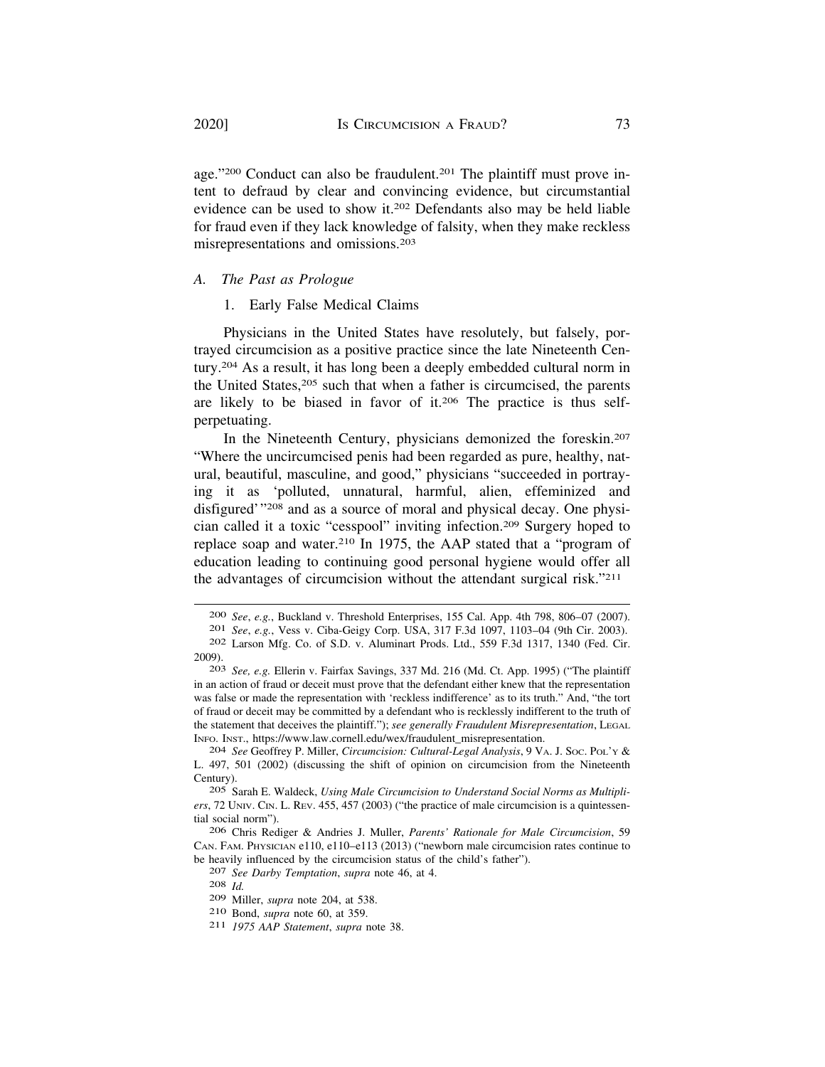age."[200] Conduct can also be fraudulent.[201] The plaintiff must prove intent to defraud by clear and convincing evidence, but circumstantial evidence can be used to show it.[202] Defendants also may be held liable for fraud even if they lack knowledge of falsity, when they make reckless misrepresentations and omissions.[203]

### *A. The Past as Prologue*

#### 1. Early False Medical Claims

Physicians in the United States have resolutely, but falsely, portrayed circumcision as a positive practice since the late Nineteenth Century.[204] As a result, it has long been a deeply embedded cultural norm in the United States,[205] such that when a father is circumcised, the parents are likely to be biased in favor of it.[206] The practice is thus self-perpetuating.

In the Nineteenth Century, physicians demonized the foreskin.[207] "Where the uncircumcised penis had been regarded as pure, healthy, natural, beautiful, masculine, and good," physicians "succeeded in portraying it as 'polluted, unnatural, harmful, alien, effeminized and disfigured'"[208] and as a source of moral and physical decay. One physician called it a toxic "cesspool" inviting infection.[209] Surgery hoped to replace soap and water.[210] In 1975, the AAP stated that a "program of education leading to continuing good personal hygiene would offer all the advantages of circumcision without the attendant surgical risk."[211]

---

[200] *See*, *e.g.*, Buckland v. Threshold Enterprises, 155 Cal. App. 4th 798, 806–07 (2007).

[201] *See*, *e.g.*, Vess v. Ciba-Geigy Corp. USA, 317 F.3d 1097, 1103–04 (9th Cir. 2003).

[202] Larson Mfg. Co. of S.D. v. Aluminart Prods. Ltd., 559 F.3d 1317, 1340 (Fed. Cir. 2009).

[203] *See, e.g.* Ellerin v. Fairfax Savings, 337 Md. 216 (Md. Ct. App. 1995) ("The plaintiff in an action of fraud or deceit must prove that the defendant either knew that the representation was false or made the representation with 'reckless indifference' as to its truth." And, "the tort of fraud or deceit may be committed by a defendant who is recklessly indifferent to the truth of the statement that deceives the plaintiff."); *see generally Fraudulent Misrepresentation*, LEGAL INFO. INST., https://www.law.cornell.edu/wex/fraudulent_misrepresentation.

[204] *See* Geoffrey P. Miller, *Circumcision: Cultural-Legal Analysis*, 9 VA. J. SOC. POL'Y & L. 497, 501 (2002) (discussing the shift of opinion on circumcision from the Nineteenth Century).

[205] Sarah E. Waldeck, *Using Male Circumcision to Understand Social Norms as Multipliers*, 72 UNIV. CIN. L. REV. 455, 457 (2003) ("the practice of male circumcision is a quintessential social norm").

[206] Chris Rediger & Andries J. Muller, *Parents' Rationale for Male Circumcision*, 59 CAN. FAM. PHYSICIAN e110, e110–e113 (2013) ("newborn male circumcision rates continue to be heavily influenced by the circumcision status of the child's father").

[207] *See Darby Temptation*, *supra* note 46, at 4.

[208] *Id.*

[209] Miller, *supra* note 204, at 538.

[210] Bond, *supra* note 60, at 359.

[211] *1975 AAP Statement*, *supra* note 38.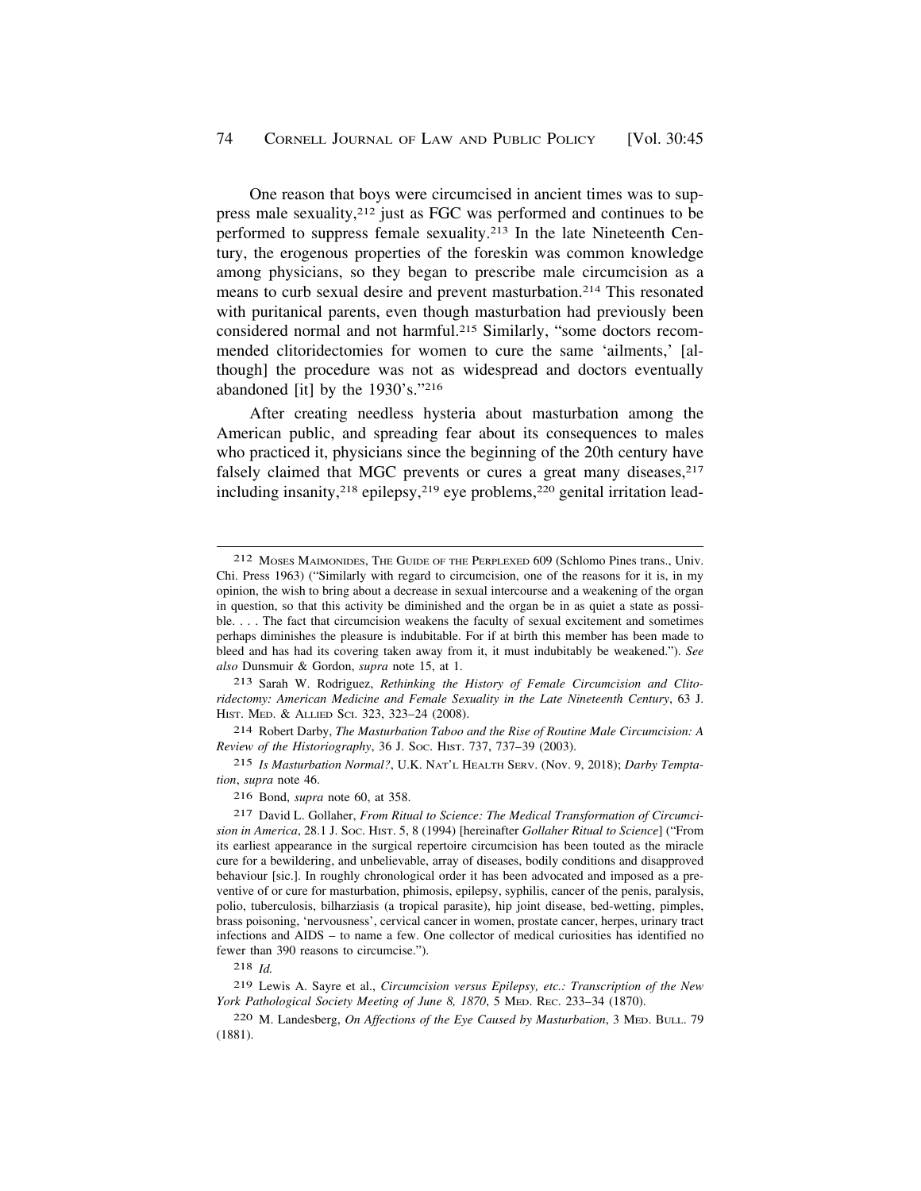One reason that boys were circumcised in ancient times was to suppress male sexuality,[212] just as FGC was performed and continues to be performed to suppress female sexuality.[213] In the late Nineteenth Century, the erogenous properties of the foreskin was common knowledge among physicians, so they began to prescribe male circumcision as a means to curb sexual desire and prevent masturbation.[214] This resonated with puritanical parents, even though masturbation had previously been considered normal and not harmful.[215] Similarly, "some doctors recommended clitoridectomies for women to cure the same 'ailments,' [although] the procedure was not as widespread and doctors eventually abandoned [it] by the 1930's."[216]

After creating needless hysteria about masturbation among the American public, and spreading fear about its consequences to males who practiced it, physicians since the beginning of the 20th century have falsely claimed that MGC prevents or cures a great many diseases,[217] including insanity,[218] epilepsy,[219] eye problems,[220] genital irritation lead-

---

212 MOSES MAIMONIDES, THE GUIDE OF THE PERPLEXED 609 (Schlomo Pines trans., Univ. Chi. Press 1963) ("Similarly with regard to circumcision, one of the reasons for it is, in my opinion, the wish to bring about a decrease in sexual intercourse and a weakening of the organ in question, so that this activity be diminished and the organ be in as quiet a state as possible. . . . The fact that circumcision weakens the faculty of sexual excitement and sometimes perhaps diminishes the pleasure is indubitable. For if at birth this member has been made to bleed and has had its covering taken away from it, it must indubitably be weakened."). *See also* Dunsmuir & Gordon, *supra* note 15, at 1.

213 Sarah W. Rodriguez, *Rethinking the History of Female Circumcision and Clitoridectomy: American Medicine and Female Sexuality in the Late Nineteenth Century*, 63 J. HIST. MED. & ALLIED SCI. 323, 323–24 (2008).

214 Robert Darby, *The Masturbation Taboo and the Rise of Routine Male Circumcision: A Review of the Historiography*, 36 J. SOC. HIST. 737, 737–39 (2003).

215 *Is Masturbation Normal?*, U.K. NAT'L HEALTH SERV. (Nov. 9, 2018); *Darby Temptation*, *supra* note 46.

216 Bond, *supra* note 60, at 358.

217 David L. Gollaher, *From Ritual to Science: The Medical Transformation of Circumcision in America*, 28.1 J. SOC. HIST. 5, 8 (1994) [hereinafter *Gollaher Ritual to Science*] ("From its earliest appearance in the surgical repertoire circumcision has been touted as the miracle cure for a bewildering, and unbelievable, array of diseases, bodily conditions and disapproved behaviour [sic.]. In roughly chronological order it has been advocated and imposed as a preventive of or cure for masturbation, phimosis, epilepsy, syphilis, cancer of the penis, paralysis, polio, tuberculosis, bilharziasis (a tropical parasite), hip joint disease, bed-wetting, pimples, brass poisoning, 'nervousness', cervical cancer in women, prostate cancer, herpes, urinary tract infections and AIDS – to name a few. One collector of medical curiosities has identified no fewer than 390 reasons to circumcise.").

218 *Id.*

219 Lewis A. Sayre et al., *Circumcision versus Epilepsy, etc.: Transcription of the New York Pathological Society Meeting of June 8, 1870*, 5 MED. REC. 233–34 (1870).

220 M. Landesberg, *On Affections of the Eye Caused by Masturbation*, 3 MED. BULL. 79 (1881).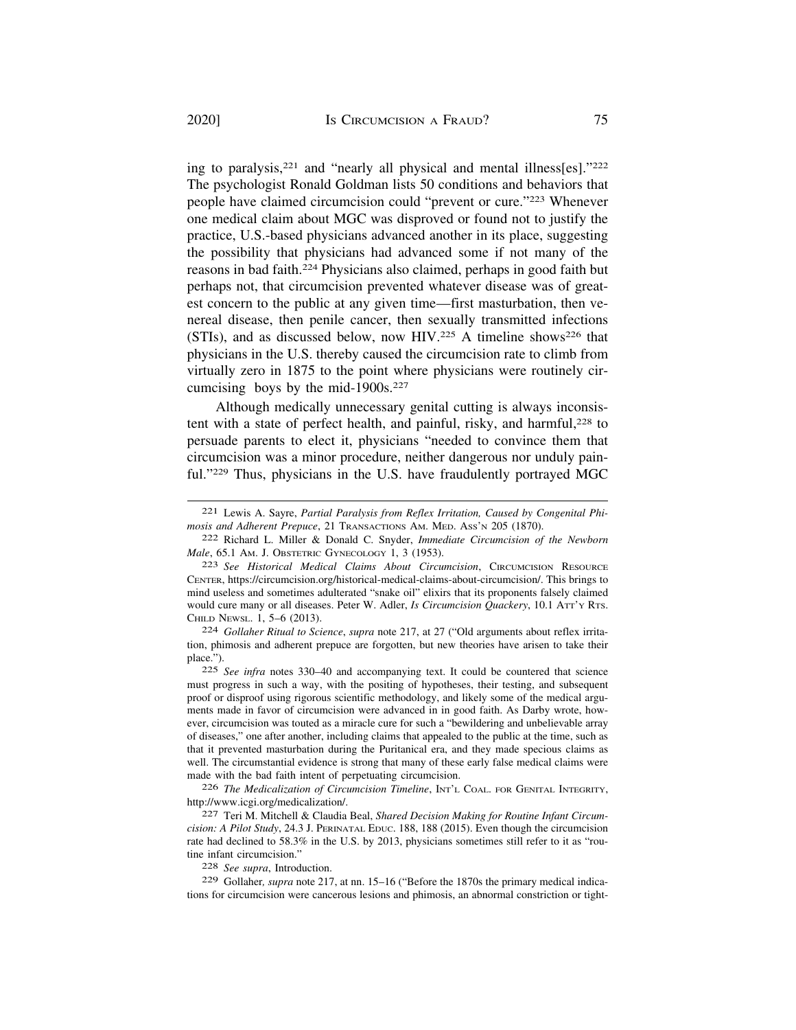ing to paralysis,[221] and "nearly all physical and mental illness[es]."[222] The psychologist Ronald Goldman lists 50 conditions and behaviors that people have claimed circumcision could "prevent or cure."[223] Whenever one medical claim about MGC was disproved or found not to justify the practice, U.S.-based physicians advanced another in its place, suggesting the possibility that physicians had advanced some if not many of the reasons in bad faith.[224] Physicians also claimed, perhaps in good faith but perhaps not, that circumcision prevented whatever disease was of greatest concern to the public at any given time—first masturbation, then venereal disease, then penile cancer, then sexually transmitted infections (STIs), and as discussed below, now HIV.[225] A timeline shows[226] that physicians in the U.S. thereby caused the circumcision rate to climb from virtually zero in 1875 to the point where physicians were routinely circumcising boys by the mid-1900s.[227]

Although medically unnecessary genital cutting is always inconsistent with a state of perfect health, and painful, risky, and harmful,[228] to persuade parents to elect it, physicians "needed to convince them that circumcision was a minor procedure, neither dangerous nor unduly painful."[229] Thus, physicians in the U.S. have fraudulently portrayed MGC

---

221 Lewis A. Sayre, *Partial Paralysis from Reflex Irritation, Caused by Congenital Phimosis and Adherent Prepuce*, 21 TRANSACTIONS AM. MED. ASS'N 205 (1870).

222 Richard L. Miller & Donald C. Snyder, *Immediate Circumcision of the Newborn Male*, 65.1 AM. J. OBSTETRIC GYNECOLOGY 1, 3 (1953).

223 *See Historical Medical Claims About Circumcision*, CIRCUMCISION RESOURCE CENTER, https://circumcision.org/historical-medical-claims-about-circumcision/. This brings to mind useless and sometimes adulterated "snake oil" elixirs that its proponents falsely claimed would cure many or all diseases. Peter W. Adler, *Is Circumcision Quackery*, 10.1 ATT'Y RTS. CHILD NEWSL. 1, 5–6 (2013).

224 *Gollaher Ritual to Science*, *supra* note 217, at 27 ("Old arguments about reflex irritation, phimosis and adherent prepuce are forgotten, but new theories have arisen to take their place.").

225 *See infra* notes 330–40 and accompanying text. It could be countered that science must progress in such a way, with the positing of hypotheses, their testing, and subsequent proof or disproof using rigorous scientific methodology, and likely some of the medical arguments made in favor of circumcision were advanced in in good faith. As Darby wrote, however, circumcision was touted as a miracle cure for such a "bewildering and unbelievable array of diseases," one after another, including claims that appealed to the public at the time, such as that it prevented masturbation during the Puritanical era, and they made specious claims as well. The circumstantial evidence is strong that many of these early false medical claims were made with the bad faith intent of perpetuating circumcision.

226 *The Medicalization of Circumcision Timeline*, INT'L COAL. FOR GENITAL INTEGRITY, http://www.icgi.org/medicalization/.

227 Teri M. Mitchell & Claudia Beal, *Shared Decision Making for Routine Infant Circumcision: A Pilot Study*, 24.3 J. PERINATAL EDUC. 188, 188 (2015). Even though the circumcision rate had declined to 58.3% in the U.S. by 2013, physicians sometimes still refer to it as "routine infant circumcision."

228 *See supra*, Introduction.

229 Gollaher, *supra* note 217, at nn. 15–16 ("Before the 1870s the primary medical indications for circumcision were cancerous lesions and phimosis, an abnormal constriction or tight-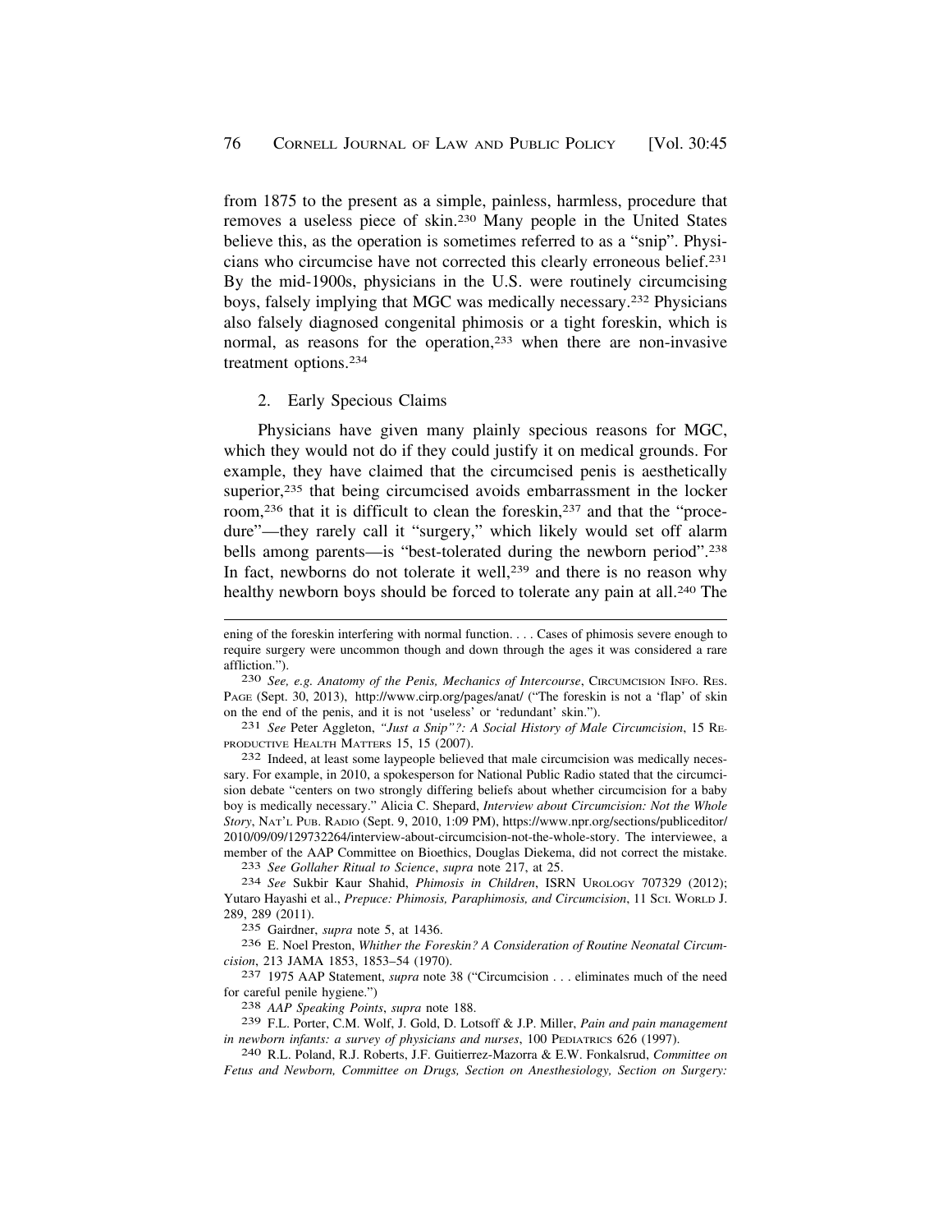from 1875 to the present as a simple, painless, harmless, procedure that removes a useless piece of skin.[230] Many people in the United States believe this, as the operation is sometimes referred to as a "snip". Physicians who circumcise have not corrected this clearly erroneous belief.[231] By the mid-1900s, physicians in the U.S. were routinely circumcising boys, falsely implying that MGC was medically necessary.[232] Physicians also falsely diagnosed congenital phimosis or a tight foreskin, which is normal, as reasons for the operation,[233] when there are non-invasive treatment options.[234]

### 2. Early Specious Claims

Physicians have given many plainly specious reasons for MGC, which they would not do if they could justify it on medical grounds. For example, they have claimed that the circumcised penis is aesthetically superior,[235] that being circumcised avoids embarrassment in the locker room,[236] that it is difficult to clean the foreskin,[237] and that the "procedure"—they rarely call it "surgery," which likely would set off alarm bells among parents—is "best-tolerated during the newborn period".[238] In fact, newborns do not tolerate it well,[239] and there is no reason why healthy newborn boys should be forced to tolerate any pain at all.[240] The

---

ening of the foreskin interfering with normal function. . . . Cases of phimosis severe enough to require surgery were uncommon though and down through the ages it was considered a rare affliction.").

[230] *See, e.g. Anatomy of the Penis, Mechanics of Intercourse*, CIRCUMCISION INFO. RES. PAGE (Sept. 30, 2013), http://www.cirp.org/pages/anat/ ("The foreskin is not a 'flap' of skin on the end of the penis, and it is not 'useless' or 'redundant' skin.").

[231] *See* Peter Aggleton, *"Just a Snip"?: A Social History of Male Circumcision*, 15 REPRODUCTIVE HEALTH MATTERS 15, 15 (2007).

[232] Indeed, at least some laypeople believed that male circumcision was medically necessary. For example, in 2010, a spokesperson for National Public Radio stated that the circumcision debate "centers on two strongly differing beliefs about whether circumcision for a baby boy is medically necessary." Alicia C. Shepard, *Interview about Circumcision: Not the Whole Story*, NAT'L PUB. RADIO (Sept. 9, 2010, 1:09 PM), https://www.npr.org/sections/publiceditor/2010/09/09/129732264/interview-about-circumcision-not-the-whole-story. The interviewee, a member of the AAP Committee on Bioethics, Douglas Diekema, did not correct the mistake.

[233] *See Gollaher Ritual to Science*, *supra* note 217, at 25.

[234] *See* Sukbir Kaur Shahid, *Phimosis in Children*, ISRN UROLOGY 707329 (2012); Yutaro Hayashi et al., *Prepuce: Phimosis, Paraphimosis, and Circumcision*, 11 SCI. WORLD J. 289, 289 (2011).

[235] Gairdner, *supra* note 5, at 1436.

[236] E. Noel Preston, *Whither the Foreskin? A Consideration of Routine Neonatal Circumcision*, 213 JAMA 1853, 1853–54 (1970).

[237] 1975 AAP Statement, *supra* note 38 ("Circumcision . . . eliminates much of the need for careful penile hygiene.")

[238] *AAP Speaking Points*, *supra* note 188.

[239] F.L. Porter, C.M. Wolf, J. Gold, D. Lotsoff & J.P. Miller, *Pain and pain management in newborn infants: a survey of physicians and nurses*, 100 PEDIATRICS 626 (1997).

[240] R.L. Poland, R.J. Roberts, J.F. Guitierrez-Mazorra & E.W. Fonkalsrud, *Committee on Fetus and Newborn, Committee on Drugs, Section on Anesthesiology, Section on Surgery:*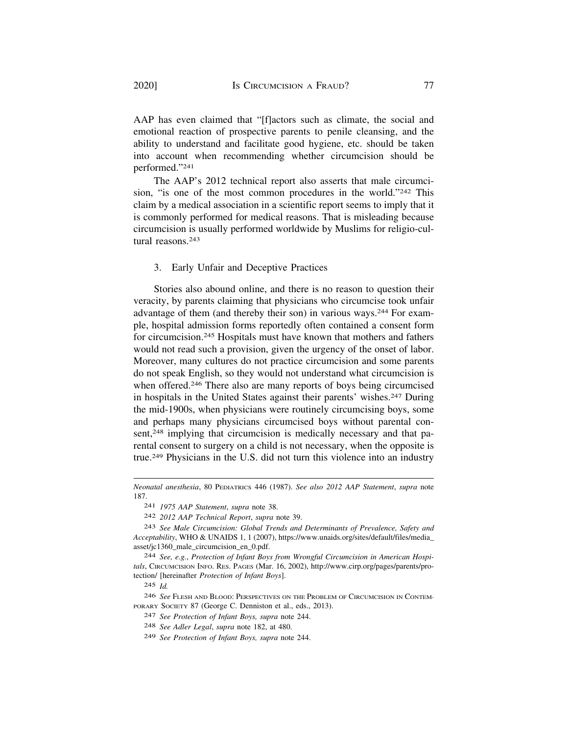AAP has even claimed that "[f]actors such as climate, the social and emotional reaction of prospective parents to penile cleansing, and the ability to understand and facilitate good hygiene, etc. should be taken into account when recommending whether circumcision should be performed."[241]

The AAP's 2012 technical report also asserts that male circumcision, "is one of the most common procedures in the world."[242] This claim by a medical association in a scientific report seems to imply that it is commonly performed for medical reasons. That is misleading because circumcision is usually performed worldwide by Muslims for religio-cultural reasons.[243]

### 3. Early Unfair and Deceptive Practices

Stories also abound online, and there is no reason to question their veracity, by parents claiming that physicians who circumcise took unfair advantage of them (and thereby their son) in various ways.[244] For example, hospital admission forms reportedly often contained a consent form for circumcision.[245] Hospitals must have known that mothers and fathers would not read such a provision, given the urgency of the onset of labor. Moreover, many cultures do not practice circumcision and some parents do not speak English, so they would not understand what circumcision is when offered.[246] There also are many reports of boys being circumcised in hospitals in the United States against their parents' wishes.[247] During the mid-1900s, when physicians were routinely circumcising boys, some and perhaps many physicians circumcised boys without parental consent,[248] implying that circumcision is medically necessary and that parental consent to surgery on a child is not necessary, when the opposite is true.[249] Physicians in the U.S. did not turn this violence into an industry

---

*Neonatal anesthesia*, 80 PEDIATRICS 446 (1987). *See also 2012 AAP Statement*, *supra* note 187.

241 *1975 AAP Statement*, *supra* note 38.

242 *2012 AAP Technical Report*, *supra* note 39.

243 *See Male Circumcision: Global Trends and Determinants of Prevalence, Safety and Acceptability*, WHO & UNAIDS 1, 1 (2007), https://www.unaids.org/sites/default/files/media_asset/jc1360_male_circumcision_en_0.pdf.

244 *See, e.g.*, *Protection of Infant Boys from Wrongful Circumcision in American Hospitals*, CIRCUMCISION INFO. RES. PAGES (Mar. 16, 2002), http://www.cirp.org/pages/parents/protection/ [hereinafter *Protection of Infant Boys*].

245 *Id.*

246 *See* FLESH AND BLOOD: PERSPECTIVES ON THE PROBLEM OF CIRCUMCISION IN CONTEMPORARY SOCIETY 87 (George C. Denniston et al., eds., 2013).

247 *See Protection of Infant Boys, supra* note 244.

248 *See Adler Legal*, *supra* note 182, at 480.

249 *See Protection of Infant Boys, supra* note 244.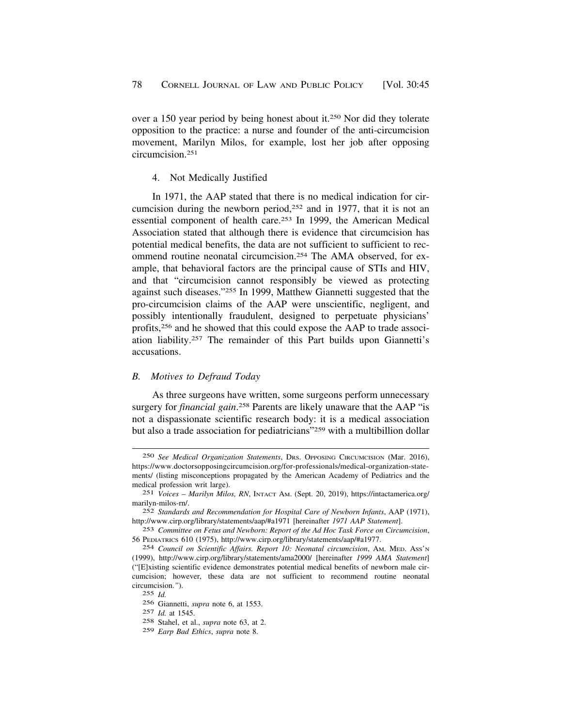over a 150 year period by being honest about it.[250] Nor did they tolerate opposition to the practice: a nurse and founder of the anti-circumcision movement, Marilyn Milos, for example, lost her job after opposing circumcision.[251]

4. Not Medically Justified

In 1971, the AAP stated that there is no medical indication for circumcision during the newborn period,[252] and in 1977, that it is not an essential component of health care.[253] In 1999, the American Medical Association stated that although there is evidence that circumcision has potential medical benefits, the data are not sufficient to sufficient to recommend routine neonatal circumcision.[254] The AMA observed, for example, that behavioral factors are the principal cause of STIs and HIV, and that "circumcision cannot responsibly be viewed as protecting against such diseases."[255] In 1999, Matthew Giannetti suggested that the pro-circumcision claims of the AAP were unscientific, negligent, and possibly intentionally fraudulent, designed to perpetuate physicians' profits,[256] and he showed that this could expose the AAP to trade association liability.[257] The remainder of this Part builds upon Giannetti's accusations.

### *B. Motives to Defraud Today*

As three surgeons have written, some surgeons perform unnecessary surgery for *financial gain*.[258] Parents are likely unaware that the AAP "is not a dispassionate scientific research body: it is a medical association but also a trade association for pediatricians"[259] with a multibillion dollar

---

250 *See Medical Organization Statements*, DRS. OPPOSING CIRCUMCISION (Mar. 2016), https://www.doctorsopposingcircumcision.org/for-professionals/medical-organization-statements/ (listing misconceptions propagated by the American Academy of Pediatrics and the medical profession writ large).

251 *Voices – Marilyn Milos, RN*, INTACT AM. (Sept. 20, 2019), https://intactamerica.org/marilyn-milos-rn/.

252 *Standards and Recommendation for Hospital Care of Newborn Infants*, AAP (1971), http://www.cirp.org/library/statements/aap/#a1971 [hereinafter *1971 AAP Statement*].

253 *Committee on Fetus and Newborn: Report of the Ad Hoc Task Force on Circumcision*, 56 PEDIATRICS 610 (1975), http://www.cirp.org/library/statements/aap/#a1977.

254 *Council on Scientific Affairs. Report 10: Neonatal circumcision*, AM. MED. ASS'N (1999), http://www.cirp.org/library/statements/ama2000/ [hereinafter *1999 AMA Statement*] ("[E]xisting scientific evidence demonstrates potential medical benefits of newborn male circumcision; however, these data are not sufficient to recommend routine neonatal circumcision.").

255 *Id.*

256 Giannetti, *supra* note 6, at 1553.

257 *Id.* at 1545.

258 Stahel, et al., *supra* note 63, at 2.

259 *Earp Bad Ethics*, *supra* note 8.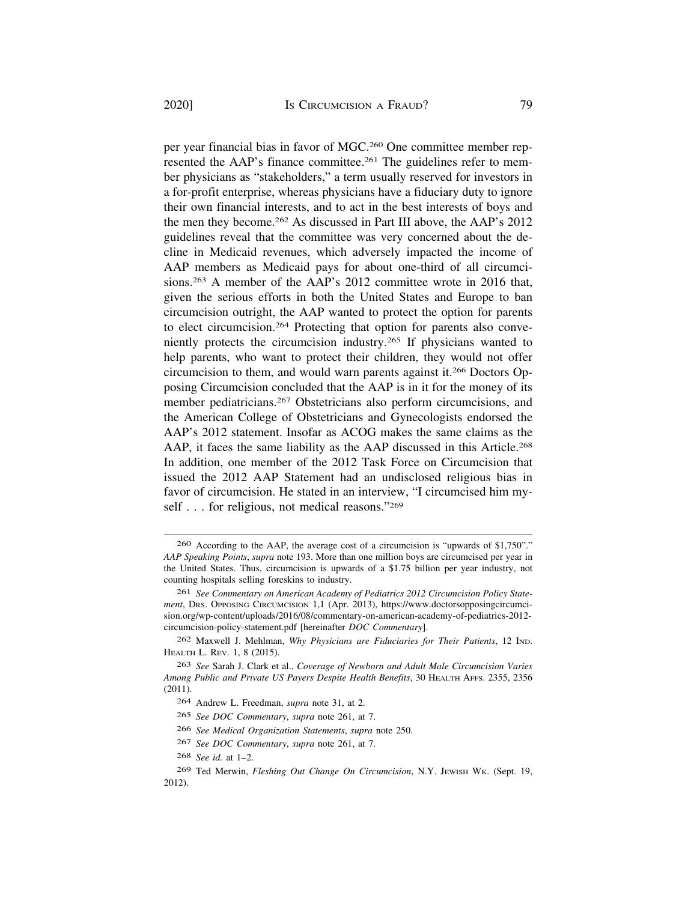per year financial bias in favor of MGC.[260] One committee member represented the AAP's finance committee.[261] The guidelines refer to member physicians as "stakeholders," a term usually reserved for investors in a for-profit enterprise, whereas physicians have a fiduciary duty to ignore their own financial interests, and to act in the best interests of boys and the men they become.[262] As discussed in Part III above, the AAP's 2012 guidelines reveal that the committee was very concerned about the decline in Medicaid revenues, which adversely impacted the income of AAP members as Medicaid pays for about one-third of all circumcisions.[263] A member of the AAP's 2012 committee wrote in 2016 that, given the serious efforts in both the United States and Europe to ban circumcision outright, the AAP wanted to protect the option for parents to elect circumcision.[264] Protecting that option for parents also conveniently protects the circumcision industry.[265] If physicians wanted to help parents, who want to protect their children, they would not offer circumcision to them, and would warn parents against it.[266] Doctors Opposing Circumcision concluded that the AAP is in it for the money of its member pediatricians.[267] Obstetricians also perform circumcisions, and the American College of Obstetricians and Gynecologists endorsed the AAP's 2012 statement. Insofar as ACOG makes the same claims as the AAP, it faces the same liability as the AAP discussed in this Article.[268] In addition, one member of the 2012 Task Force on Circumcision that issued the 2012 AAP Statement had an undisclosed religious bias in favor of circumcision. He stated in an interview, "I circumcised him myself . . . for religious, not medical reasons."[269]

---

260 According to the AAP, the average cost of a circumcision is "upwards of $1,750"." *AAP Speaking Points*, *supra* note 193. More than one million boys are circumcised per year in the United States. Thus, circumcision is upwards of a $1.75 billion per year industry, not counting hospitals selling foreskins to industry.

261 *See Commentary on American Academy of Pediatrics 2012 Circumcision Policy Statement*, DRS. OPPOSING CIRCUMCISION 1,1 (Apr. 2013), https://www.doctorsopposingcircumcision.org/wp-content/uploads/2016/08/commentary-on-american-academy-of-pediatrics-2012-circumcision-policy-statement.pdf [hereinafter *DOC Commentary*].

262 Maxwell J. Mehlman, *Why Physicians are Fiduciaries for Their Patients*, 12 IND. HEALTH L. REV. 1, 8 (2015).

263 *See* Sarah J. Clark et al., *Coverage of Newborn and Adult Male Circumcision Varies Among Public and Private US Payers Despite Health Benefits*, 30 HEALTH AFFS. 2355, 2356 (2011).

264 Andrew L. Freedman, *supra* note 31, at 2.

265 *See DOC Commentary*, *supra* note 261, at 7.

266 *See Medical Organization Statements*, *supra* note 250.

267 *See DOC Commentary*, *supra* note 261, at 7.

268 *See id.* at 1–2.

269 Ted Merwin, *Fleshing Out Change On Circumcision*, N.Y. JEWISH WK. (Sept. 19, 2012).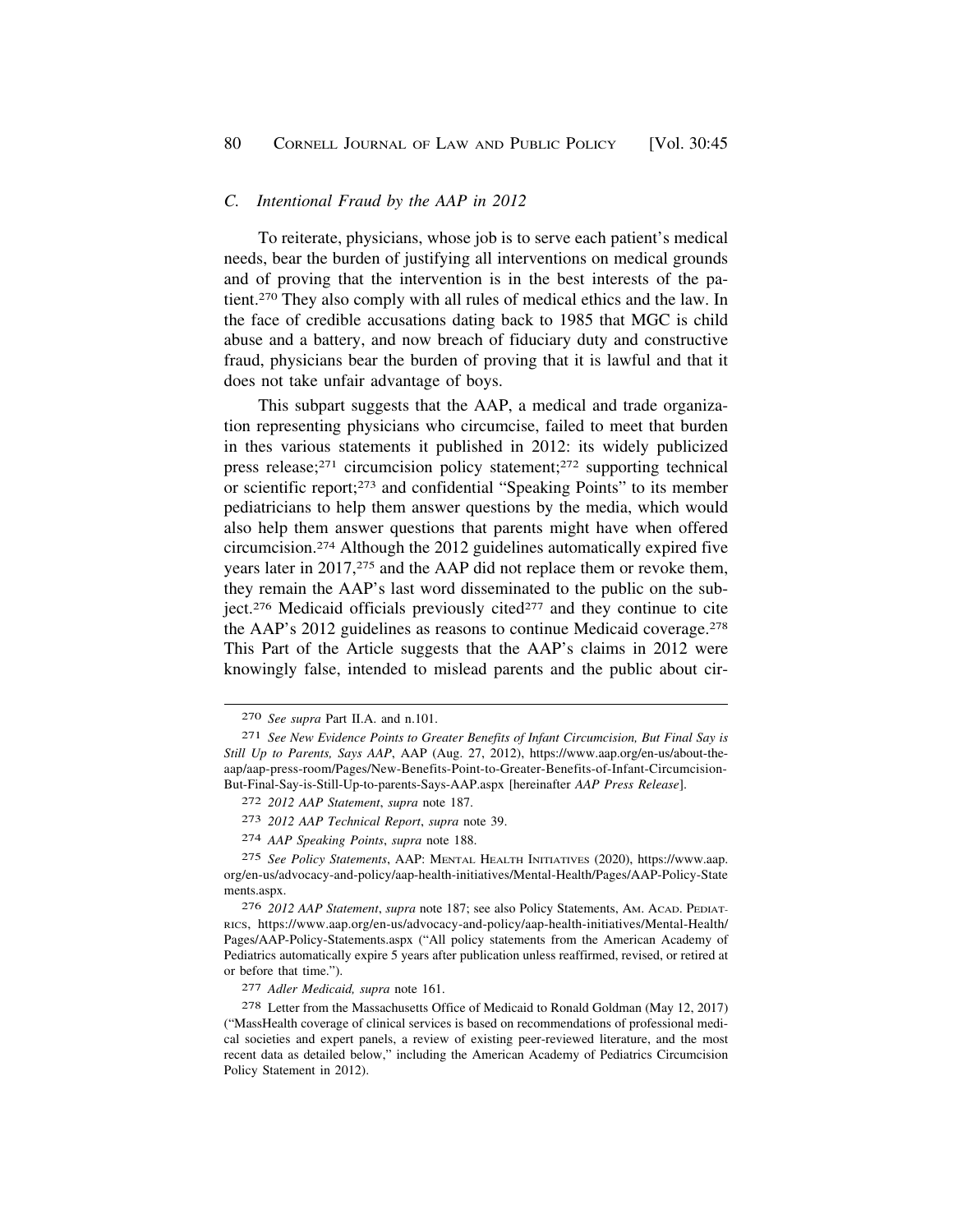### C. *Intentional Fraud by the AAP in 2012*

To reiterate, physicians, whose job is to serve each patient's medical needs, bear the burden of justifying all interventions on medical grounds and of proving that the intervention is in the best interests of the patient.[270] They also comply with all rules of medical ethics and the law. In the face of credible accusations dating back to 1985 that MGC is child abuse and a battery, and now breach of fiduciary duty and constructive fraud, physicians bear the burden of proving that it is lawful and that it does not take unfair advantage of boys.

This subpart suggests that the AAP, a medical and trade organization representing physicians who circumcise, failed to meet that burden in thes various statements it published in 2012: its widely publicized press release;[271] circumcision policy statement;[272] supporting technical or scientific report;[273] and confidential "Speaking Points" to its member pediatricians to help them answer questions by the media, which would also help them answer questions that parents might have when offered circumcision.[274] Although the 2012 guidelines automatically expired five years later in 2017,[275] and the AAP did not replace them or revoke them, they remain the AAP's last word disseminated to the public on the subject.[276] Medicaid officials previously cited[277] and they continue to cite the AAP's 2012 guidelines as reasons to continue Medicaid coverage.[278] This Part of the Article suggests that the AAP's claims in 2012 were knowingly false, intended to mislead parents and the public about cir-

---

270 *See supra* Part II.A. and n.101.

271 *See New Evidence Points to Greater Benefits of Infant Circumcision, But Final Say is Still Up to Parents, Says AAP*, AAP (Aug. 27, 2012), https://www.aap.org/en-us/about-the-aap/aap-press-room/Pages/New-Benefits-Point-to-Greater-Benefits-of-Infant-Circumcision-But-Final-Say-is-Still-Up-to-parents-Says-AAP.aspx [hereinafter *AAP Press Release*].

272 *2012 AAP Statement*, *supra* note 187.

273 *2012 AAP Technical Report*, *supra* note 39.

274 *AAP Speaking Points*, *supra* note 188.

275 *See Policy Statements*, AAP: MENTAL HEALTH INITIATIVES (2020), https://www.aap.org/en-us/advocacy-and-policy/aap-health-initiatives/Mental-Health/Pages/AAP-Policy-Statements.aspx.

276 *2012 AAP Statement*, *supra* note 187; see also Policy Statements, AM. ACAD. PEDIATRICS, https://www.aap.org/en-us/advocacy-and-policy/aap-health-initiatives/Mental-Health/Pages/AAP-Policy-Statements.aspx ("All policy statements from the American Academy of Pediatrics automatically expire 5 years after publication unless reaffirmed, revised, or retired at or before that time.").

277 *Adler Medicaid, supra* note 161.

278 Letter from the Massachusetts Office of Medicaid to Ronald Goldman (May 12, 2017) ("MassHealth coverage of clinical services is based on recommendations of professional medical societies and expert panels, a review of existing peer-reviewed literature, and the most recent data as detailed below," including the American Academy of Pediatrics Circumcision Policy Statement in 2012).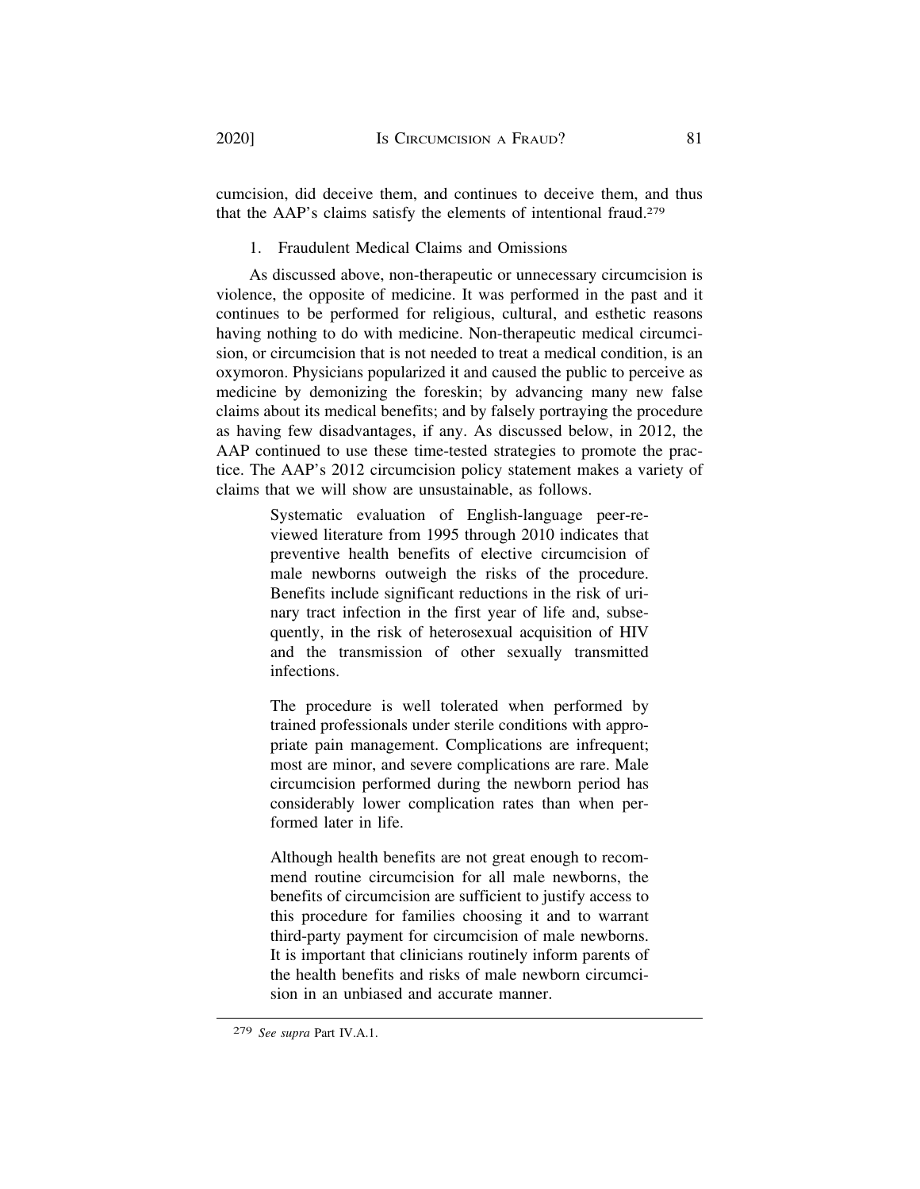cumcision, did deceive them, and continues to deceive them, and thus that the AAP's claims satisfy the elements of intentional fraud.[279]

### 1. Fraudulent Medical Claims and Omissions

As discussed above, non-therapeutic or unnecessary circumcision is violence, the opposite of medicine. It was performed in the past and it continues to be performed for religious, cultural, and esthetic reasons having nothing to do with medicine. Non-therapeutic medical circumcision, or circumcision that is not needed to treat a medical condition, is an oxymoron. Physicians popularized it and caused the public to perceive as medicine by demonizing the foreskin; by advancing many new false claims about its medical benefits; and by falsely portraying the procedure as having few disadvantages, if any. As discussed below, in 2012, the AAP continued to use these time-tested strategies to promote the practice. The AAP's 2012 circumcision policy statement makes a variety of claims that we will show are unsustainable, as follows.

> Systematic evaluation of English-language peer-reviewed literature from 1995 through 2010 indicates that preventive health benefits of elective circumcision of male newborns outweigh the risks of the procedure. Benefits include significant reductions in the risk of urinary tract infection in the first year of life and, subsequently, in the risk of heterosexual acquisition of HIV and the transmission of other sexually transmitted infections.
>
> The procedure is well tolerated when performed by trained professionals under sterile conditions with appropriate pain management. Complications are infrequent; most are minor, and severe complications are rare. Male circumcision performed during the newborn period has considerably lower complication rates than when performed later in life.
>
> Although health benefits are not great enough to recommend routine circumcision for all male newborns, the benefits of circumcision are sufficient to justify access to this procedure for families choosing it and to warrant third-party payment for circumcision of male newborns. It is important that clinicians routinely inform parents of the health benefits and risks of male newborn circumcision in an unbiased and accurate manner.

---

[279] *See supra* Part IV.A.1.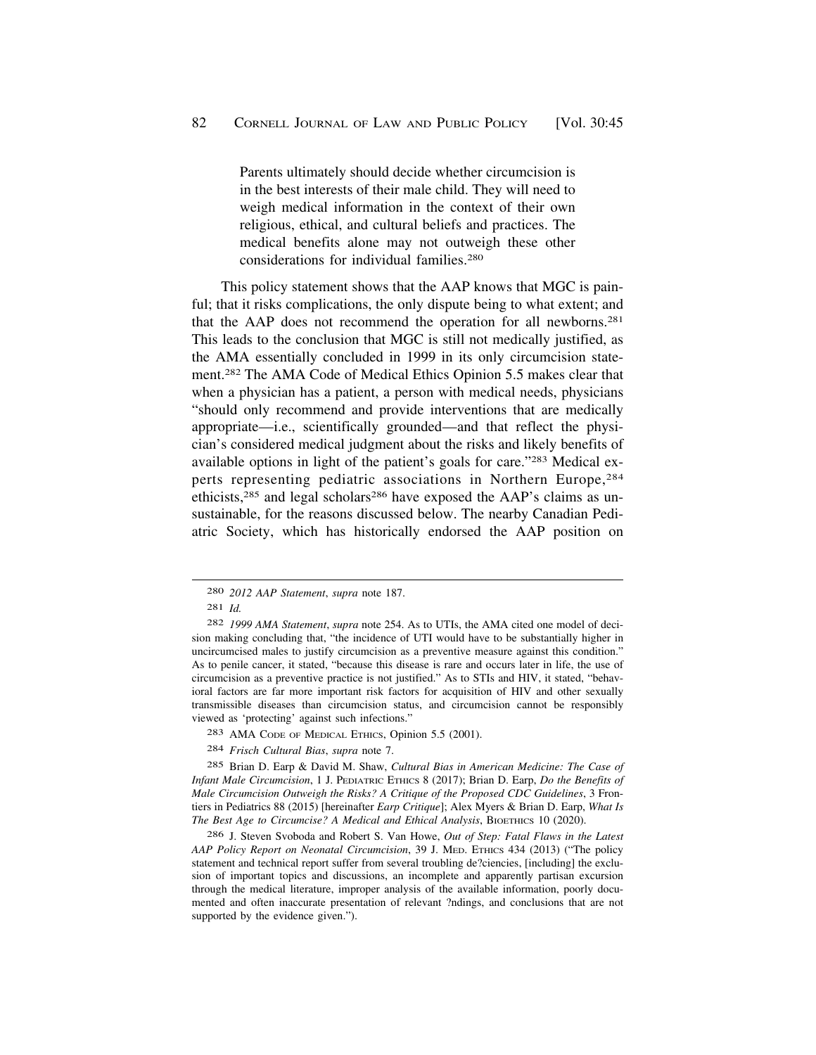> Parents ultimately should decide whether circumcision is in the best interests of their male child. They will need to weigh medical information in the context of their own religious, ethical, and cultural beliefs and practices. The medical benefits alone may not outweigh these other considerations for individual families.[280]

This policy statement shows that the AAP knows that MGC is painful; that it risks complications, the only dispute being to what extent; and that the AAP does not recommend the operation for all newborns.[281] This leads to the conclusion that MGC is still not medically justified, as the AMA essentially concluded in 1999 in its only circumcision statement.[282] The AMA Code of Medical Ethics Opinion 5.5 makes clear that when a physician has a patient, a person with medical needs, physicians "should only recommend and provide interventions that are medically appropriate—i.e., scientifically grounded—and that reflect the physician's considered medical judgment about the risks and likely benefits of available options in light of the patient's goals for care."[283] Medical experts representing pediatric associations in Northern Europe,[284] ethicists,[285] and legal scholars[286] have exposed the AAP's claims as unsustainable, for the reasons discussed below. The nearby Canadian Pediatric Society, which has historically endorsed the AAP position on

---

[280] *2012 AAP Statement*, *supra* note 187.

[281] *Id.*

[282] *1999 AMA Statement*, *supra* note 254. As to UTIs, the AMA cited one model of decision making concluding that, "the incidence of UTI would have to be substantially higher in uncircumcised males to justify circumcision as a preventive measure against this condition." As to penile cancer, it stated, "because this disease is rare and occurs later in life, the use of circumcision as a preventive practice is not justified." As to STIs and HIV, it stated, "behavioral factors are far more important risk factors for acquisition of HIV and other sexually transmissible diseases than circumcision status, and circumcision cannot be responsibly viewed as 'protecting' against such infections."

[283] AMA Code of Medical Ethics, Opinion 5.5 (2001).

[284] *Frisch Cultural Bias*, *supra* note 7.

[285] Brian D. Earp & David M. Shaw, *Cultural Bias in American Medicine: The Case of Infant Male Circumcision*, 1 J. Pediatric Ethics 8 (2017); Brian D. Earp, *Do the Benefits of Male Circumcision Outweigh the Risks? A Critique of the Proposed CDC Guidelines*, 3 Frontiers in Pediatrics 88 (2015) [hereinafter *Earp Critique*]; Alex Myers & Brian D. Earp, *What Is The Best Age to Circumcise? A Medical and Ethical Analysis*, Bioethics 10 (2020).

[286] J. Steven Svoboda and Robert S. Van Howe, *Out of Step: Fatal Flaws in the Latest AAP Policy Report on Neonatal Circumcision*, 39 J. Med. Ethics 434 (2013) ("The policy statement and technical report suffer from several troubling de?ciencies, [including] the exclusion of important topics and discussions, an incomplete and apparently partisan excursion through the medical literature, improper analysis of the available information, poorly documented and often inaccurate presentation of relevant ?ndings, and conclusions that are not supported by the evidence given.").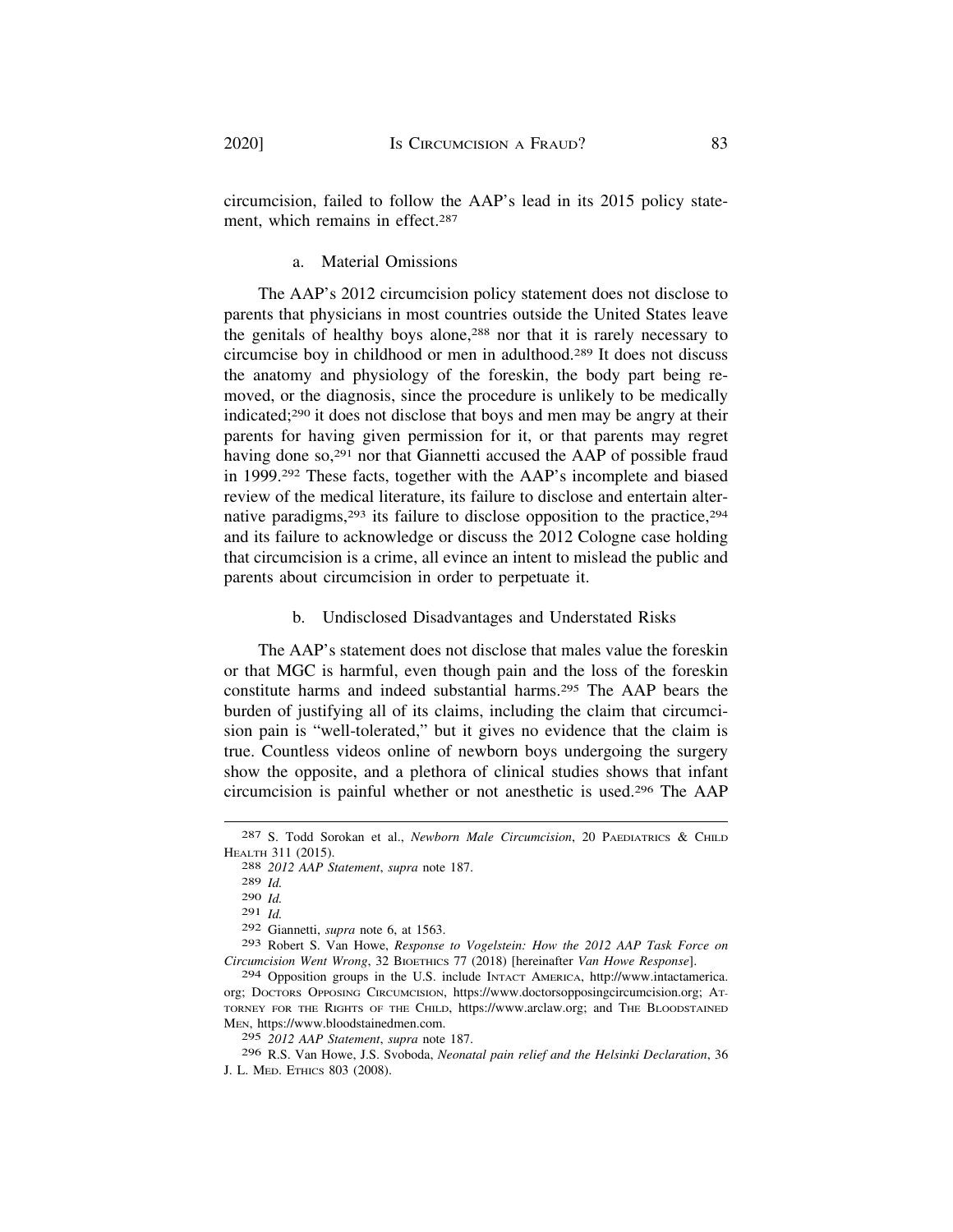circumcision, failed to follow the AAP's lead in its 2015 policy statement, which remains in effect.[287]

#### a. Material Omissions

The AAP's 2012 circumcision policy statement does not disclose to parents that physicians in most countries outside the United States leave the genitals of healthy boys alone,[288] nor that it is rarely necessary to circumcise boy in childhood or men in adulthood.[289] It does not discuss the anatomy and physiology of the foreskin, the body part being removed, or the diagnosis, since the procedure is unlikely to be medically indicated;[290] it does not disclose that boys and men may be angry at their parents for having given permission for it, or that parents may regret having done so,[291] nor that Giannetti accused the AAP of possible fraud in 1999.[292] These facts, together with the AAP's incomplete and biased review of the medical literature, its failure to disclose and entertain alternative paradigms,[293] its failure to disclose opposition to the practice,[294] and its failure to acknowledge or discuss the 2012 Cologne case holding that circumcision is a crime, all evince an intent to mislead the public and parents about circumcision in order to perpetuate it.

#### b. Undisclosed Disadvantages and Understated Risks

The AAP's statement does not disclose that males value the foreskin or that MGC is harmful, even though pain and the loss of the foreskin constitute harms and indeed substantial harms.[295] The AAP bears the burden of justifying all of its claims, including the claim that circumcision pain is "well-tolerated," but it gives no evidence that the claim is true. Countless videos online of newborn boys undergoing the surgery show the opposite, and a plethora of clinical studies shows that infant circumcision is painful whether or not anesthetic is used.[296] The AAP

---

[287] S. Todd Sorokan et al., *Newborn Male Circumcision*, 20 Paediatrics & Child Health 311 (2015).

[288] *2012 AAP Statement*, *supra* note 187.

[289] *Id.*

[290] *Id.*

[291] *Id.*

[292] Giannetti, *supra* note 6, at 1563.

[293] Robert S. Van Howe, *Response to Vogelstein: How the 2012 AAP Task Force on Circumcision Went Wrong*, 32 Bioethics 77 (2018) [hereinafter *Van Howe Response*].

[294] Opposition groups in the U.S. include Intact America, http://www.intactamerica.org; Doctors Opposing Circumcision, https://www.doctorsopposingcircumcision.org; Attorney for the Rights of the Child, https://www.arclaw.org; and The Bloodstained Men, https://www.bloodstainedmen.com.

[295] *2012 AAP Statement*, *supra* note 187.

[296] R.S. Van Howe, J.S. Svoboda, *Neonatal pain relief and the Helsinki Declaration*, 36 J. L. Med. Ethics 803 (2008).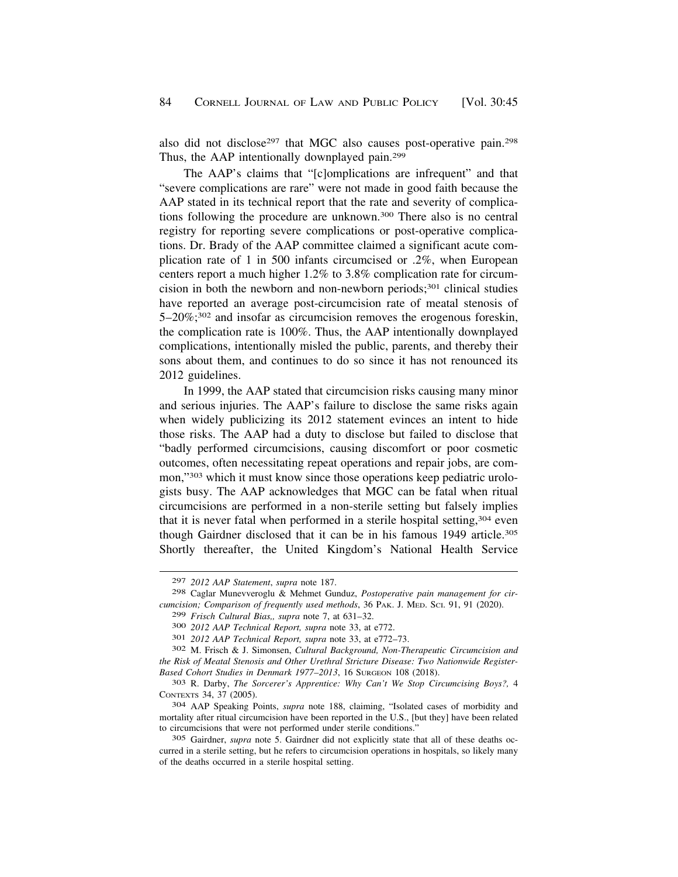also did not disclose[297] that MGC also causes post-operative pain.[298] Thus, the AAP intentionally downplayed pain.[299]

The AAP's claims that "[c]omplications are infrequent" and that "severe complications are rare" were not made in good faith because the AAP stated in its technical report that the rate and severity of complications following the procedure are unknown.[300] There also is no central registry for reporting severe complications or post-operative complications. Dr. Brady of the AAP committee claimed a significant acute complication rate of 1 in 500 infants circumcised or .2%, when European centers report a much higher 1.2% to 3.8% complication rate for circumcision in both the newborn and non-newborn periods;[301] clinical studies have reported an average post-circumcision rate of meatal stenosis of 5–20%;[302] and insofar as circumcision removes the erogenous foreskin, the complication rate is 100%. Thus, the AAP intentionally downplayed complications, intentionally misled the public, parents, and thereby their sons about them, and continues to do so since it has not renounced its 2012 guidelines.

In 1999, the AAP stated that circumcision risks causing many minor and serious injuries. The AAP's failure to disclose the same risks again when widely publicizing its 2012 statement evinces an intent to hide those risks. The AAP had a duty to disclose but failed to disclose that "badly performed circumcisions, causing discomfort or poor cosmetic outcomes, often necessitating repeat operations and repair jobs, are common,"[303] which it must know since those operations keep pediatric urologists busy. The AAP acknowledges that MGC can be fatal when ritual circumcisions are performed in a non-sterile setting but falsely implies that it is never fatal when performed in a sterile hospital setting,[304] even though Gairdner disclosed that it can be in his famous 1949 article.[305] Shortly thereafter, the United Kingdom's National Health Service

---

[297] *2012 AAP Statement*, *supra* note 187.

[298] Caglar Munevveroglu & Mehmet Gunduz, *Postoperative pain management for circumcision; Comparison of frequently used methods*, 36 PAK. J. MED. SCI. 91, 91 (2020).

[299] *Frisch Cultural Bias,*, *supra* note 7, at 631–32.

[300] *2012 AAP Technical Report, supra* note 33, at e772.

[301] *2012 AAP Technical Report, supra* note 33, at e772–73.

[302] M. Frisch & J. Simonsen, *Cultural Background, Non-Therapeutic Circumcision and the Risk of Meatal Stenosis and Other Urethral Stricture Disease: Two Nationwide Register-Based Cohort Studies in Denmark 1977–2013*, 16 SURGEON 108 (2018).

[303] R. Darby, *The Sorcerer's Apprentice: Why Can't We Stop Circumcising Boys?,* 4 CONTEXTS 34, 37 (2005).

[304] AAP Speaking Points, *supra* note 188, claiming, "Isolated cases of morbidity and mortality after ritual circumcision have been reported in the U.S., [but they] have been related to circumcisions that were not performed under sterile conditions."

[305] Gairdner, *supra* note 5. Gairdner did not explicitly state that all of these deaths occurred in a sterile setting, but he refers to circumcision operations in hospitals, so likely many of the deaths occurred in a sterile hospital setting.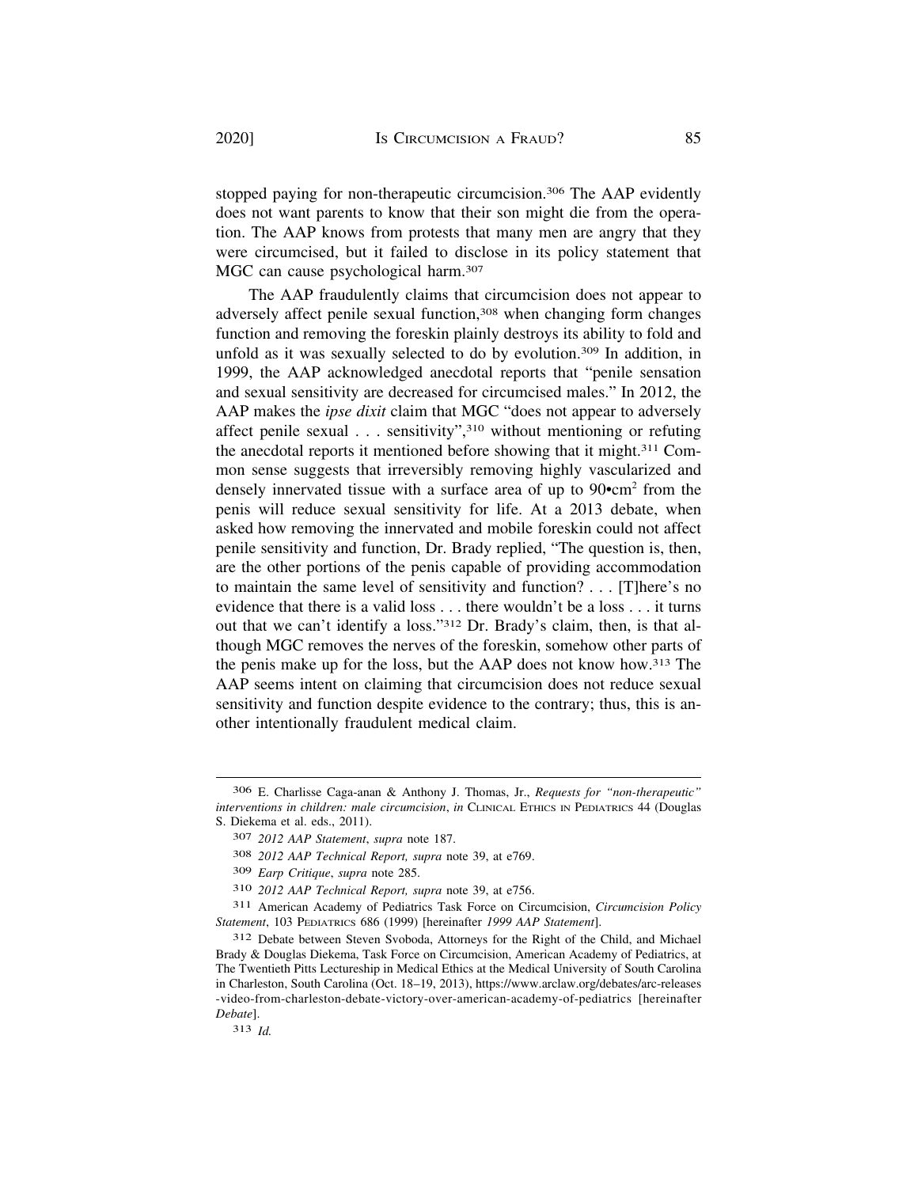stopped paying for non-therapeutic circumcision.[306] The AAP evidently does not want parents to know that their son might die from the operation. The AAP knows from protests that many men are angry that they were circumcised, but it failed to disclose in its policy statement that MGC can cause psychological harm.[307]

The AAP fraudulently claims that circumcision does not appear to adversely affect penile sexual function,[308] when changing form changes function and removing the foreskin plainly destroys its ability to fold and unfold as it was sexually selected to do by evolution.[309] In addition, in 1999, the AAP acknowledged anecdotal reports that "penile sensation and sexual sensitivity are decreased for circumcised males." In 2012, the AAP makes the *ipse dixit* claim that MGC "does not appear to adversely affect penile sexual . . . sensitivity",[310] without mentioning or refuting the anecdotal reports it mentioned before showing that it might.[311] Common sense suggests that irreversibly removing highly vascularized and densely innervated tissue with a surface area of up to 90•cm$^2$ from the penis will reduce sexual sensitivity for life. At a 2013 debate, when asked how removing the innervated and mobile foreskin could not affect penile sensitivity and function, Dr. Brady replied, "The question is, then, are the other portions of the penis capable of providing accommodation to maintain the same level of sensitivity and function? . . . [T]here's no evidence that there is a valid loss . . . there wouldn't be a loss . . . it turns out that we can't identify a loss."[312] Dr. Brady's claim, then, is that although MGC removes the nerves of the foreskin, somehow other parts of the penis make up for the loss, but the AAP does not know how.[313] The AAP seems intent on claiming that circumcision does not reduce sexual sensitivity and function despite evidence to the contrary; thus, this is another intentionally fraudulent medical claim.

---

306 E. Charlisse Caga-anan & Anthony J. Thomas, Jr., *Requests for "non-therapeutic" interventions in children: male circumcision*, *in* Clinical Ethics in Pediatrics 44 (Douglas S. Diekema et al. eds., 2011).

307 *2012 AAP Statement*, *supra* note 187.

308 *2012 AAP Technical Report, supra* note 39, at e769.

309 *Earp Critique*, *supra* note 285.

310 *2012 AAP Technical Report, supra* note 39, at e756.

311 American Academy of Pediatrics Task Force on Circumcision, *Circumcision Policy Statement*, 103 Pediatrics 686 (1999) [hereinafter *1999 AAP Statement*].

312 Debate between Steven Svoboda, Attorneys for the Right of the Child, and Michael Brady & Douglas Diekema, Task Force on Circumcision, American Academy of Pediatrics, at The Twentieth Pitts Lectureship in Medical Ethics at the Medical University of South Carolina in Charleston, South Carolina (Oct. 18–19, 2013), https://www.arclaw.org/debates/arc-releases-video-from-charleston-debate-victory-over-american-academy-of-pediatrics [hereinafter *Debate*].

313 *Id.*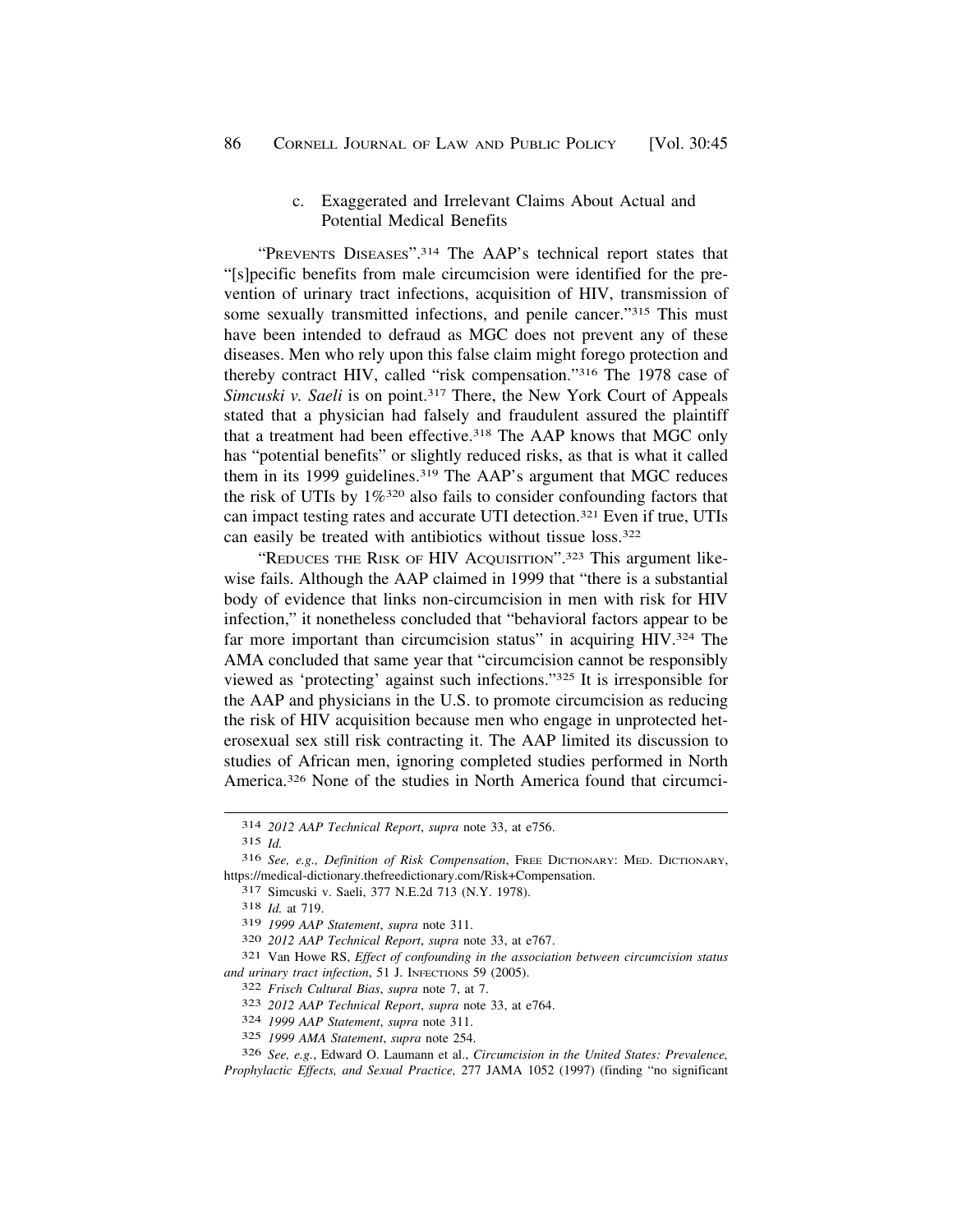### c. Exaggerated and Irrelevant Claims About Actual and Potential Medical Benefits

"PREVENTS DISEASES".[314] The AAP's technical report states that "[s]pecific benefits from male circumcision were identified for the prevention of urinary tract infections, acquisition of HIV, transmission of some sexually transmitted infections, and penile cancer."[315] This must have been intended to defraud as MGC does not prevent any of these diseases. Men who rely upon this false claim might forego protection and thereby contract HIV, called "risk compensation."[316] The 1978 case of *Simcuski v. Saeli* is on point.[317] There, the New York Court of Appeals stated that a physician had falsely and fraudulent assured the plaintiff that a treatment had been effective.[318] The AAP knows that MGC only has "potential benefits" or slightly reduced risks, as that is what it called them in its 1999 guidelines.[319] The AAP's argument that MGC reduces the risk of UTIs by 1%[320] also fails to consider confounding factors that can impact testing rates and accurate UTI detection.[321] Even if true, UTIs can easily be treated with antibiotics without tissue loss.[322]

"REDUCES THE RISK OF HIV ACQUISITION".[323] This argument likewise fails. Although the AAP claimed in 1999 that "there is a substantial body of evidence that links non-circumcision in men with risk for HIV infection," it nonetheless concluded that "behavioral factors appear to be far more important than circumcision status" in acquiring HIV.[324] The AMA concluded that same year that "circumcision cannot be responsibly viewed as 'protecting' against such infections."[325] It is irresponsible for the AAP and physicians in the U.S. to promote circumcision as reducing the risk of HIV acquisition because men who engage in unprotected heterosexual sex still risk contracting it. The AAP limited its discussion to studies of African men, ignoring completed studies performed in North America.[326] None of the studies in North America found that circumci-

---

314 *2012 AAP Technical Report*, *supra* note 33, at e756.

315 *Id.*

316 *See, e.g., Definition of Risk Compensation*, FREE DICTIONARY: MED. DICTIONARY, https://medical-dictionary.thefreedictionary.com/Risk+Compensation.

317 Simcuski v. Saeli, 377 N.E.2d 713 (N.Y. 1978).

318 *Id.* at 719.

319 *1999 AAP Statement*, *supra* note 311.

320 *2012 AAP Technical Report*, *supra* note 33, at e767.

321 Van Howe RS, *Effect of confounding in the association between circumcision status and urinary tract infection*, 51 J. INFECTIONS 59 (2005).

322 *Frisch Cultural Bias*, *supra* note 7, at 7.

323 *2012 AAP Technical Report*, *supra* note 33, at e764.

324 *1999 AAP Statement*, *supra* note 311.

325 *1999 AMA Statement*, *supra* note 254.

326 *See, e.g.*, Edward O. Laumann et al., *Circumcision in the United States: Prevalence, Prophylactic Effects, and Sexual Practice,* 277 JAMA 1052 (1997) (finding "no significant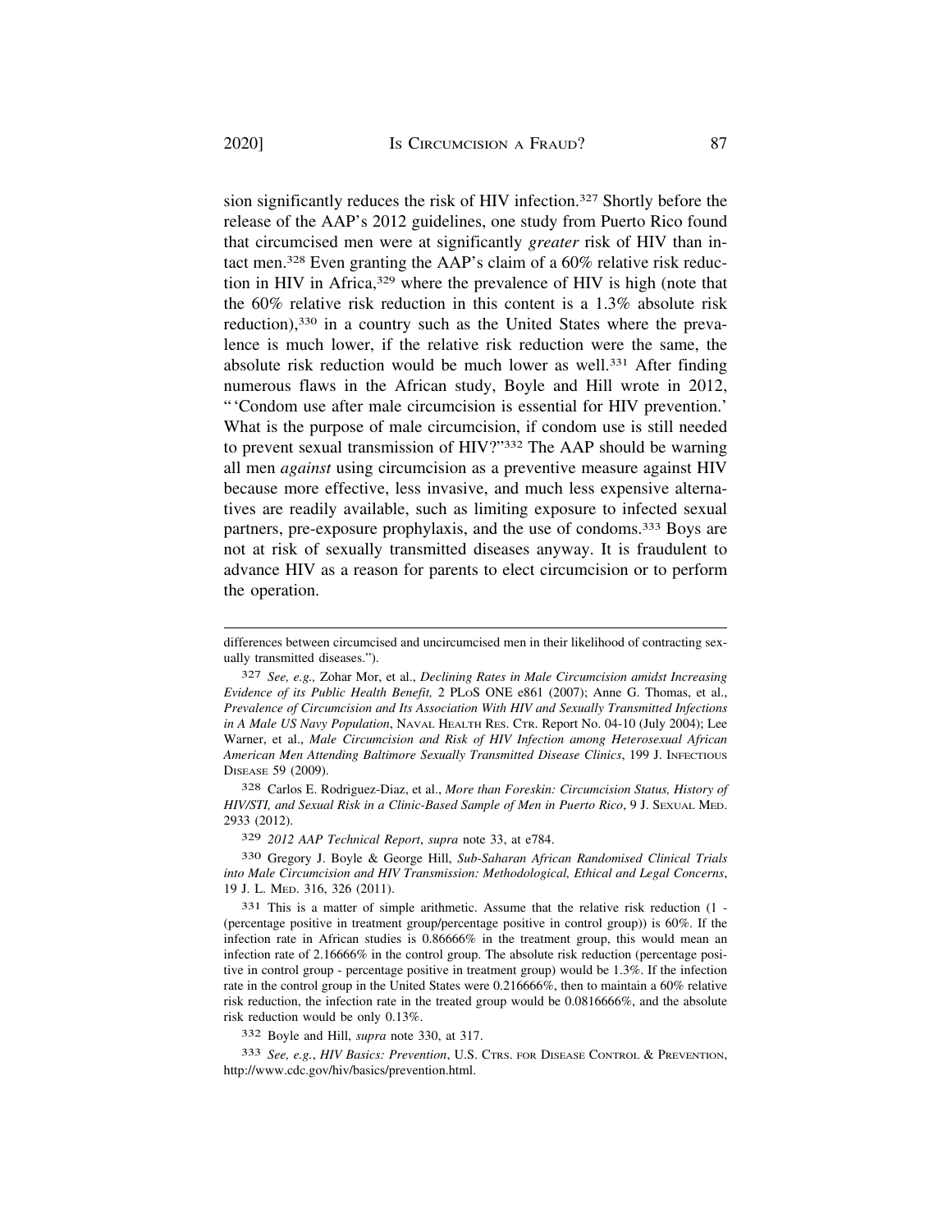sion significantly reduces the risk of HIV infection.[327] Shortly before the release of the AAP's 2012 guidelines, one study from Puerto Rico found that circumcised men were at significantly *greater* risk of HIV than intact men.[328] Even granting the AAP's claim of a 60% relative risk reduction in HIV in Africa,[329] where the prevalence of HIV is high (note that the 60% relative risk reduction in this content is a 1.3% absolute risk reduction),[330] in a country such as the United States where the prevalence is much lower, if the relative risk reduction were the same, the absolute risk reduction would be much lower as well.[331] After finding numerous flaws in the African study, Boyle and Hill wrote in 2012, "'Condom use after male circumcision is essential for HIV prevention.' What is the purpose of male circumcision, if condom use is still needed to prevent sexual transmission of HIV?"[332] The AAP should be warning all men *against* using circumcision as a preventive measure against HIV because more effective, less invasive, and much less expensive alternatives are readily available, such as limiting exposure to infected sexual partners, pre-exposure prophylaxis, and the use of condoms.[333] Boys are not at risk of sexually transmitted diseases anyway. It is fraudulent to advance HIV as a reason for parents to elect circumcision or to perform the operation.

---

differences between circumcised and uncircumcised men in their likelihood of contracting sexually transmitted diseases.").

[327] *See, e.g.,* Zohar Mor, et al., *Declining Rates in Male Circumcision amidst Increasing Evidence of its Public Health Benefit,* 2 PLoS ONE e861 (2007); Anne G. Thomas, et al., *Prevalence of Circumcision and Its Association With HIV and Sexually Transmitted Infections in A Male US Navy Population*, NAVAL HEALTH RES. CTR. Report No. 04-10 (July 2004); Lee Warner, et al., *Male Circumcision and Risk of HIV Infection among Heterosexual African American Men Attending Baltimore Sexually Transmitted Disease Clinics*, 199 J. INFECTIOUS DISEASE 59 (2009).

[328] Carlos E. Rodriguez-Diaz, et al., *More than Foreskin: Circumcision Status, History of HIV/STI, and Sexual Risk in a Clinic-Based Sample of Men in Puerto Rico*, 9 J. SEXUAL MED. 2933 (2012).

[329] *2012 AAP Technical Report*, *supra* note 33, at e784.

[330] Gregory J. Boyle & George Hill, *Sub-Saharan African Randomised Clinical Trials into Male Circumcision and HIV Transmission: Methodological, Ethical and Legal Concerns*, 19 J. L. MED. 316, 326 (2011).

[331] This is a matter of simple arithmetic. Assume that the relative risk reduction (1 - (percentage positive in treatment group/percentage positive in control group)) is 60%. If the infection rate in African studies is 0.86666% in the treatment group, this would mean an infection rate of 2.16666% in the control group. The absolute risk reduction (percentage positive in control group - percentage positive in treatment group) would be 1.3%. If the infection rate in the control group in the United States were 0.216666%, then to maintain a 60% relative risk reduction, the infection rate in the treated group would be 0.0816666%, and the absolute risk reduction would be only 0.13%.

[332] Boyle and Hill, *supra* note 330, at 317.

[333] *See, e.g.*, *HIV Basics: Prevention*, U.S. CTRS. FOR DISEASE CONTROL & PREVENTION, http://www.cdc.gov/hiv/basics/prevention.html.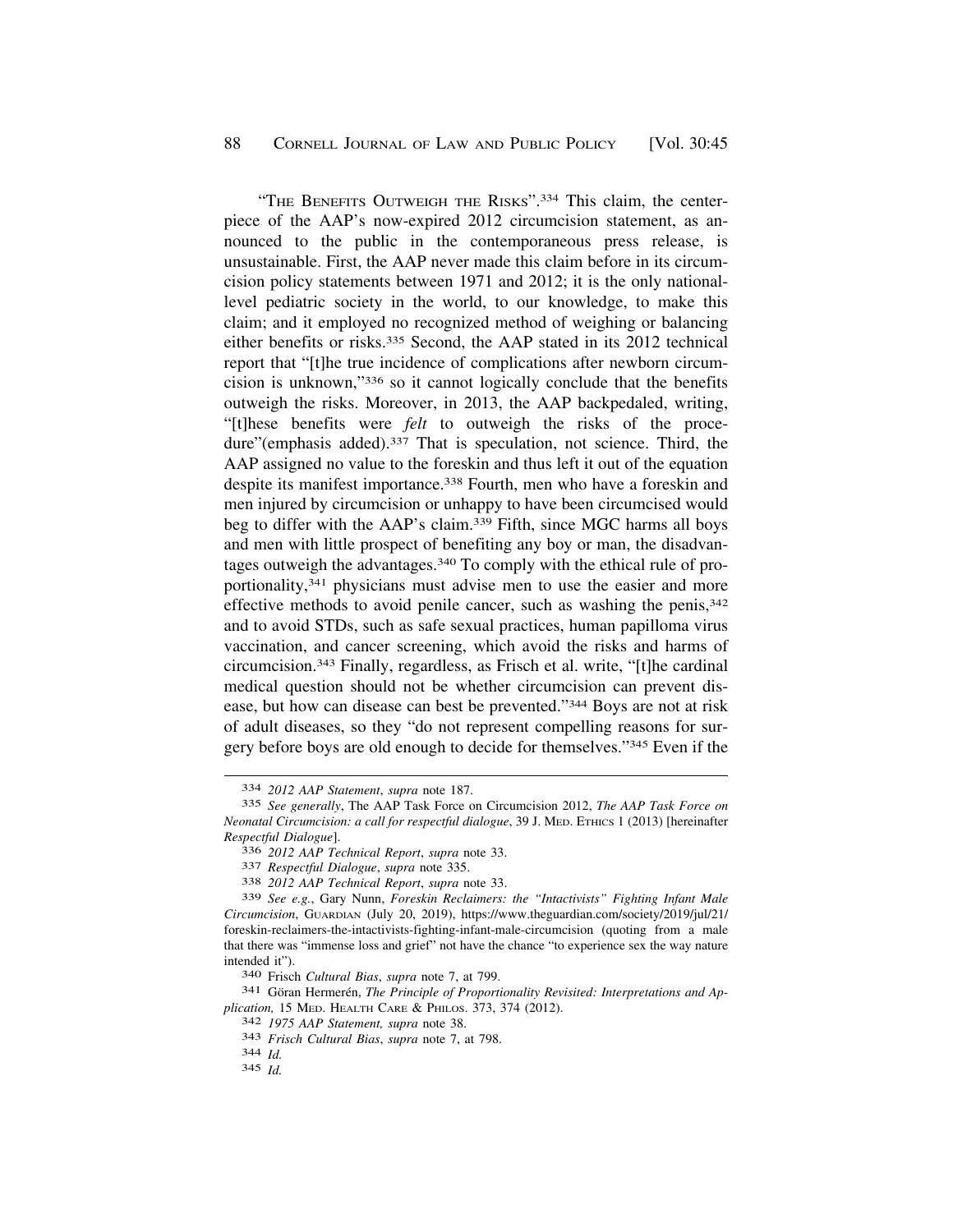"THE BENEFITS OUTWEIGH THE RISKS".[334] This claim, the centerpiece of the AAP's now-expired 2012 circumcision statement, as announced to the public in the contemporaneous press release, is unsustainable. First, the AAP never made this claim before in its circumcision policy statements between 1971 and 2012; it is the only national-level pediatric society in the world, to our knowledge, to make this claim; and it employed no recognized method of weighing or balancing either benefits or risks.[335] Second, the AAP stated in its 2012 technical report that "[t]he true incidence of complications after newborn circumcision is unknown,"[336] so it cannot logically conclude that the benefits outweigh the risks. Moreover, in 2013, the AAP backpedaled, writing, "[t]hese benefits were *felt* to outweigh the risks of the procedure"(emphasis added).[337] That is speculation, not science. Third, the AAP assigned no value to the foreskin and thus left it out of the equation despite its manifest importance.[338] Fourth, men who have a foreskin and men injured by circumcision or unhappy to have been circumcised would beg to differ with the AAP's claim.[339] Fifth, since MGC harms all boys and men with little prospect of benefiting any boy or man, the disadvantages outweigh the advantages.[340] To comply with the ethical rule of proportionality,[341] physicians must advise men to use the easier and more effective methods to avoid penile cancer, such as washing the penis,[342] and to avoid STDs, such as safe sexual practices, human papilloma virus vaccination, and cancer screening, which avoid the risks and harms of circumcision.[343] Finally, regardless, as Frisch et al. write, "[t]he cardinal medical question should not be whether circumcision can prevent disease, but how can disease can best be prevented."[344] Boys are not at risk of adult diseases, so they "do not represent compelling reasons for surgery before boys are old enough to decide for themselves."[345] Even if the

---

[334] *2012 AAP Statement*, *supra* note 187.

[335] *See generally*, The AAP Task Force on Circumcision 2012, *The AAP Task Force on Neonatal Circumcision: a call for respectful dialogue*, 39 J. MED. ETHICS 1 (2013) [hereinafter *Respectful Dialogue*].

[336] *2012 AAP Technical Report*, *supra* note 33.

[337] *Respectful Dialogue*, *supra* note 335.

[338] *2012 AAP Technical Report*, *supra* note 33.

[339] *See e.g.*, Gary Nunn, *Foreskin Reclaimers: the "Intactivists" Fighting Infant Male Circumcision*, GUARDIAN (July 20, 2019), https://www.theguardian.com/society/2019/jul/21/foreskin-reclaimers-the-intactivists-fighting-infant-male-circumcision (quoting from a male that there was "immense loss and grief" not have the chance "to experience sex the way nature intended it").

[340] Frisch *Cultural Bias*, *supra* note 7, at 799.

[341] Göran Hermerén, *The Principle of Proportionality Revisited: Interpretations and Application,* 15 MED. HEALTH CARE & PHILOS. 373, 374 (2012).

[342] *1975 AAP Statement, supra* note 38.

[343] *Frisch Cultural Bias*, *supra* note 7, at 798.

[344] *Id.*

[345] *Id.*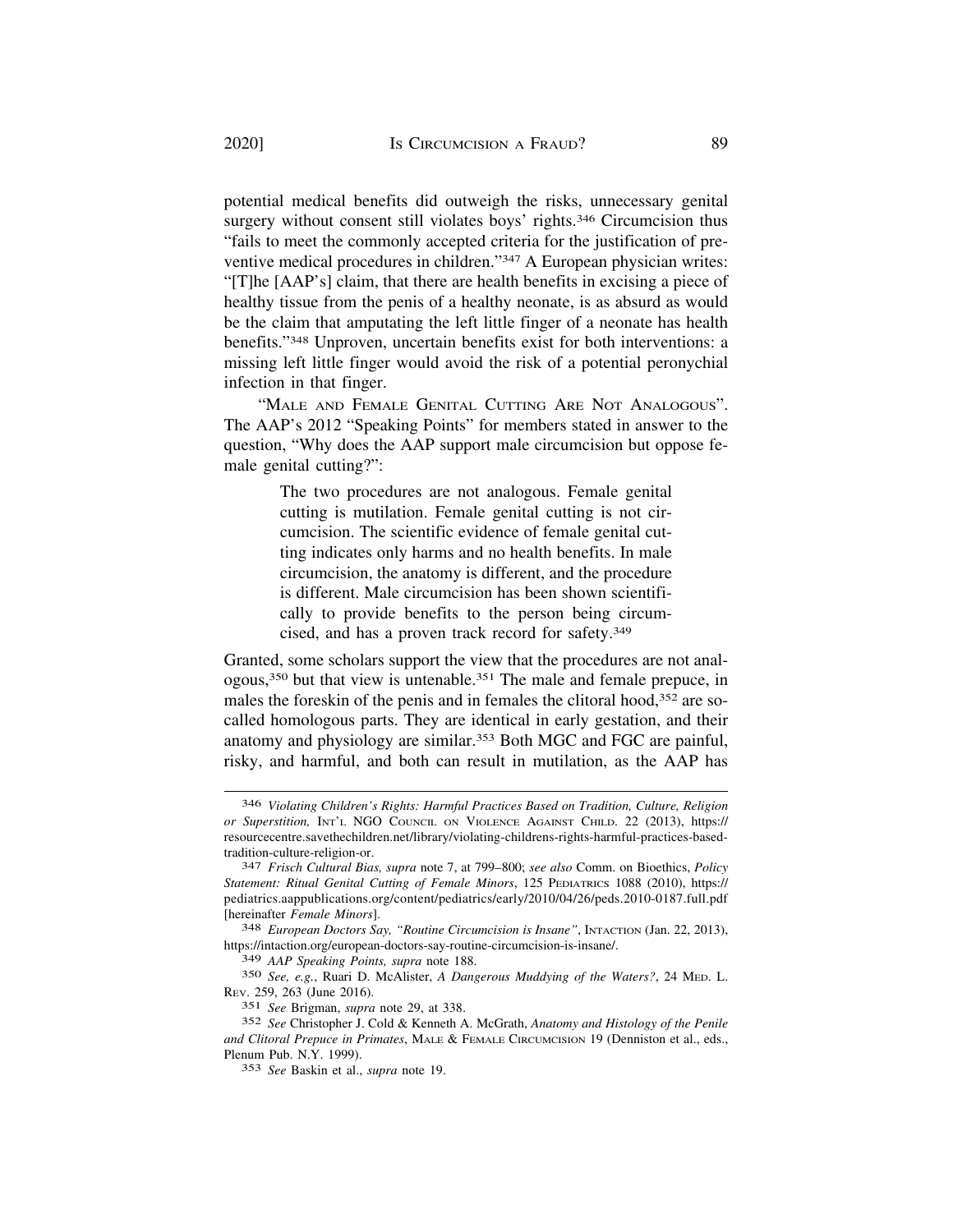potential medical benefits did outweigh the risks, unnecessary genital surgery without consent still violates boys' rights.[346] Circumcision thus "fails to meet the commonly accepted criteria for the justification of preventive medical procedures in children."[347] A European physician writes: "[T]he [AAP's] claim, that there are health benefits in excising a piece of healthy tissue from the penis of a healthy neonate, is as absurd as would be the claim that amputating the left little finger of a neonate has health benefits."[348] Unproven, uncertain benefits exist for both interventions: a missing left little finger would avoid the risk of a potential peronychial infection in that finger.

"MALE AND FEMALE GENITAL CUTTING ARE NOT ANALOGOUS". The AAP's 2012 "Speaking Points" for members stated in answer to the question, "Why does the AAP support male circumcision but oppose female genital cutting?":

> The two procedures are not analogous. Female genital cutting is mutilation. Female genital cutting is not circumcision. The scientific evidence of female genital cutting indicates only harms and no health benefits. In male circumcision, the anatomy is different, and the procedure is different. Male circumcision has been shown scientifically to provide benefits to the person being circumcised, and has a proven track record for safety.[349]

Granted, some scholars support the view that the procedures are not analogous,[350] but that view is untenable.[351] The male and female prepuce, in males the foreskin of the penis and in females the clitoral hood,[352] are so-called homologous parts. They are identical in early gestation, and their anatomy and physiology are similar.[353] Both MGC and FGC are painful, risky, and harmful, and both can result in mutilation, as the AAP has

---

[346] *Violating Children's Rights: Harmful Practices Based on Tradition, Culture, Religion or Superstition,* INT'L NGO COUNCIL ON VIOLENCE AGAINST CHILD. 22 (2013), https://resourcecentre.savethechildren.net/library/violating-childrens-rights-harmful-practices-based-tradition-culture-religion-or.

[347] *Frisch Cultural Bias, supra* note 7, at 799–800; *see also* Comm. on Bioethics, *Policy Statement: Ritual Genital Cutting of Female Minors*, 125 PEDIATRICS 1088 (2010), https://pediatrics.aappublications.org/content/pediatrics/early/2010/04/26/peds.2010-0187.full.pdf [hereinafter *Female Minors*].

[348] *European Doctors Say, "Routine Circumcision is Insane"*, INTACTION (Jan. 22, 2013), https://intaction.org/european-doctors-say-routine-circumcision-is-insane/.

[349] *AAP Speaking Points, supra* note 188.

[350] *See, e.g.*, Ruari D. McAlister, *A Dangerous Muddying of the Waters?*, 24 MED. L. REV. 259, 263 (June 2016).

[351] *See* Brigman, *supra* note 29, at 338.

[352] *See* Christopher J. Cold & Kenneth A. McGrath, *Anatomy and Histology of the Penile and Clitoral Prepuce in Primates*, MALE & FEMALE CIRCUMCISION 19 (Denniston et al., eds., Plenum Pub. N.Y. 1999).

[353] *See* Baskin et al., *supra* note 19.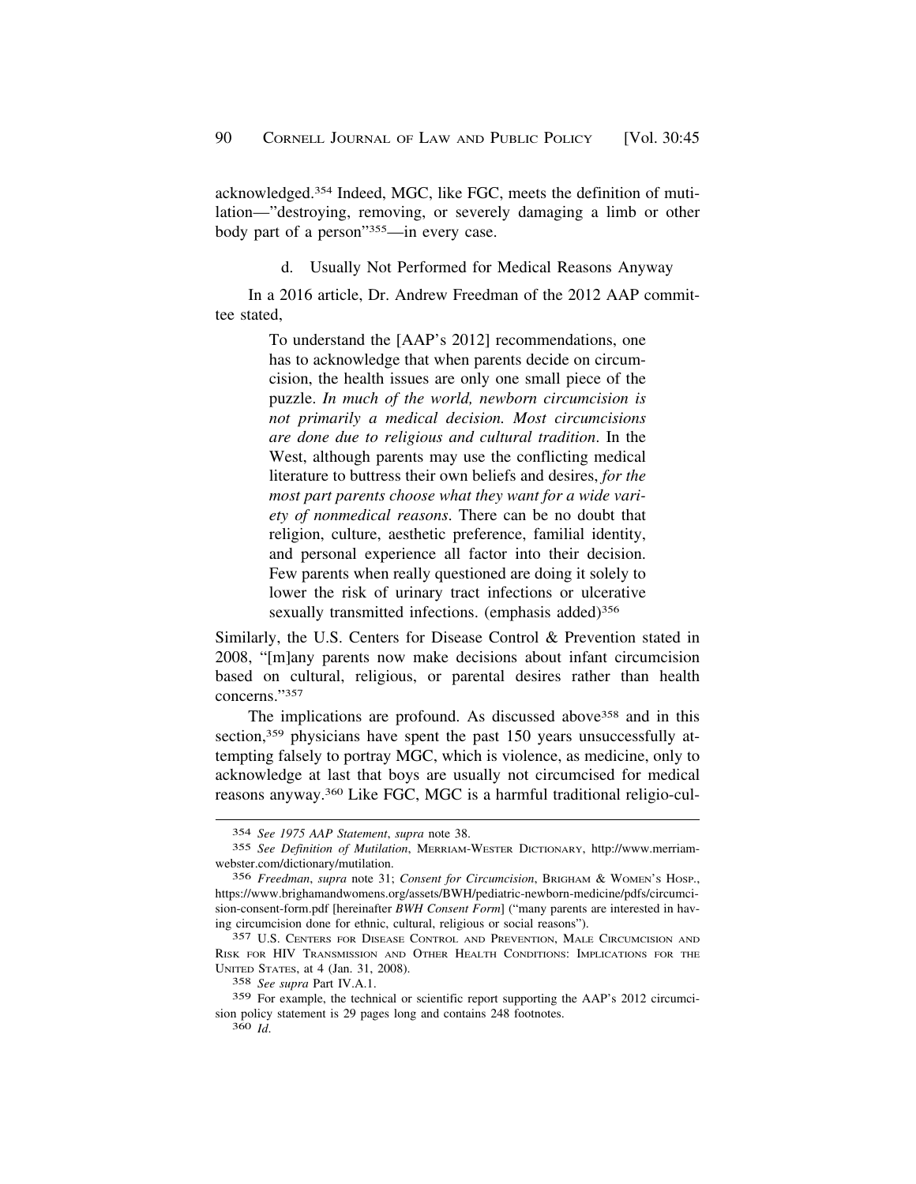acknowledged.[354] Indeed, MGC, like FGC, meets the definition of mutilation—"destroying, removing, or severely damaging a limb or other body part of a person"[355]—in every case.

#### d. Usually Not Performed for Medical Reasons Anyway

In a 2016 article, Dr. Andrew Freedman of the 2012 AAP committee stated,

> To understand the [AAP's 2012] recommendations, one has to acknowledge that when parents decide on circumcision, the health issues are only one small piece of the puzzle. *In much of the world, newborn circumcision is not primarily a medical decision. Most circumcisions are done due to religious and cultural tradition*. In the West, although parents may use the conflicting medical literature to buttress their own beliefs and desires, *for the most part parents choose what they want for a wide variety of nonmedical reasons*. There can be no doubt that religion, culture, aesthetic preference, familial identity, and personal experience all factor into their decision. Few parents when really questioned are doing it solely to lower the risk of urinary tract infections or ulcerative sexually transmitted infections. (emphasis added)[356]

Similarly, the U.S. Centers for Disease Control & Prevention stated in 2008, "[m]any parents now make decisions about infant circumcision based on cultural, religious, or parental desires rather than health concerns."[357]

The implications are profound. As discussed above[358] and in this section,[359] physicians have spent the past 150 years unsuccessfully attempting falsely to portray MGC, which is violence, as medicine, only to acknowledge at last that boys are usually not circumcised for medical reasons anyway.[360] Like FGC, MGC is a harmful traditional religio-cul-

---

354 *See 1975 AAP Statement*, *supra* note 38.

355 *See Definition of Mutilation*, MERRIAM-WESTER DICTIONARY, http://www.merriam-webster.com/dictionary/mutilation.

356 *Freedman*, *supra* note 31; *Consent for Circumcision*, BRIGHAM & WOMEN'S HOSP., https://www.brighamandwomens.org/assets/BWH/pediatric-newborn-medicine/pdfs/circumcision-consent-form.pdf [hereinafter *BWH Consent Form*] ("many parents are interested in having circumcision done for ethnic, cultural, religious or social reasons").

357 U.S. CENTERS FOR DISEASE CONTROL AND PREVENTION, MALE CIRCUMCISION AND RISK FOR HIV TRANSMISSION AND OTHER HEALTH CONDITIONS: IMPLICATIONS FOR THE UNITED STATES, at 4 (Jan. 31, 2008).

358 *See supra* Part IV.A.1.

359 For example, the technical or scientific report supporting the AAP's 2012 circumcision policy statement is 29 pages long and contains 248 footnotes.

360 *Id.*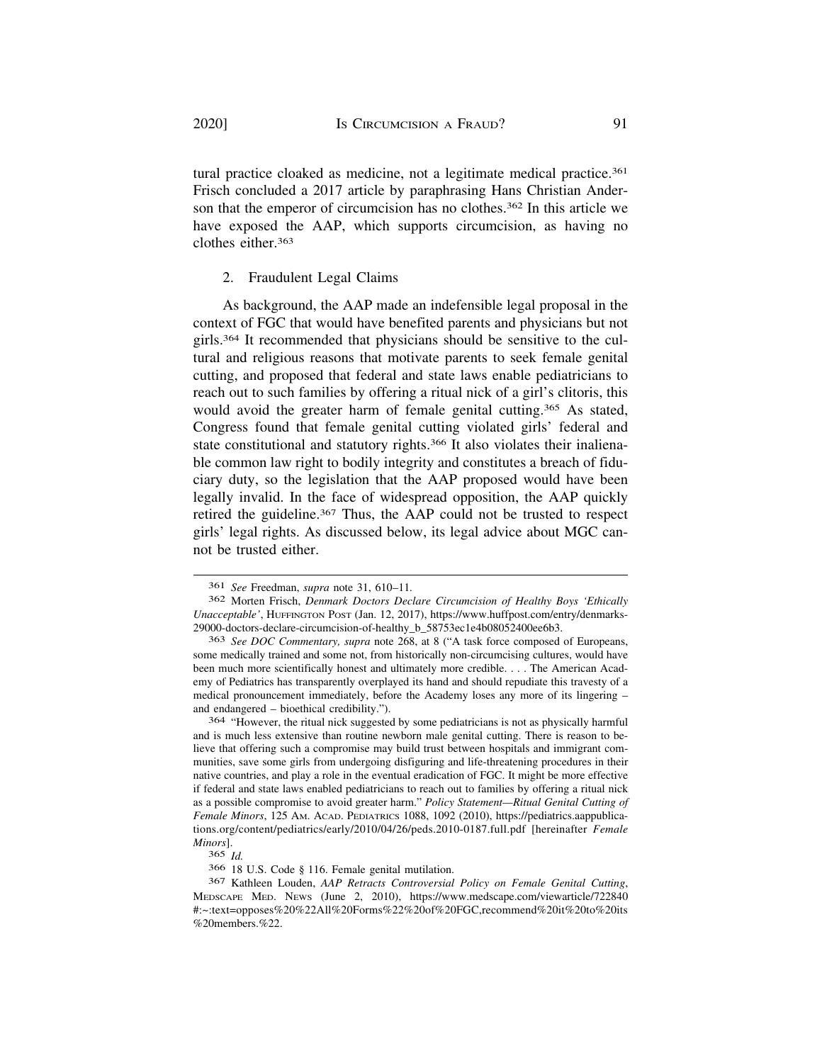tural practice cloaked as medicine, not a legitimate medical practice.[361] Frisch concluded a 2017 article by paraphrasing Hans Christian Anderson that the emperor of circumcision has no clothes.[362] In this article we have exposed the AAP, which supports circumcision, as having no clothes either.[363]

2. Fraudulent Legal Claims

As background, the AAP made an indefensible legal proposal in the context of FGC that would have benefited parents and physicians but not girls.[364] It recommended that physicians should be sensitive to the cultural and religious reasons that motivate parents to seek female genital cutting, and proposed that federal and state laws enable pediatricians to reach out to such families by offering a ritual nick of a girl's clitoris, this would avoid the greater harm of female genital cutting.[365] As stated, Congress found that female genital cutting violated girls' federal and state constitutional and statutory rights.[366] It also violates their inalienable common law right to bodily integrity and constitutes a breach of fiduciary duty, so the legislation that the AAP proposed would have been legally invalid. In the face of widespread opposition, the AAP quickly retired the guideline.[367] Thus, the AAP could not be trusted to respect girls' legal rights. As discussed below, its legal advice about MGC cannot be trusted either.

---

361 *See* Freedman, *supra* note 31, 610–11.

362 Morten Frisch, *Denmark Doctors Declare Circumcision of Healthy Boys 'Ethically Unacceptable'*, HUFFINGTON POST (Jan. 12, 2017), https://www.huffpost.com/entry/denmarks-29000-doctors-declare-circumcision-of-healthy_b_58753ec1e4b08052400ee6b3.

363 *See DOC Commentary, supra* note 268, at 8 ("A task force composed of Europeans, some medically trained and some not, from historically non-circumcising cultures, would have been much more scientifically honest and ultimately more credible. . . . The American Academy of Pediatrics has transparently overplayed its hand and should repudiate this travesty of a medical pronouncement immediately, before the Academy loses any more of its lingering – and endangered – bioethical credibility.").

364 "However, the ritual nick suggested by some pediatricians is not as physically harmful and is much less extensive than routine newborn male genital cutting. There is reason to believe that offering such a compromise may build trust between hospitals and immigrant communities, save some girls from undergoing disfiguring and life-threatening procedures in their native countries, and play a role in the eventual eradication of FGC. It might be more effective if federal and state laws enabled pediatricians to reach out to families by offering a ritual nick as a possible compromise to avoid greater harm." *Policy Statement—Ritual Genital Cutting of Female Minors*, 125 AM. ACAD. PEDIATRICS 1088, 1092 (2010), https://pediatrics.aappublications.org/content/pediatrics/early/2010/04/26/peds.2010-0187.full.pdf [hereinafter *Female Minors*].

365 *Id.*

366 18 U.S. Code § 116. Female genital mutilation.

367 Kathleen Louden, *AAP Retracts Controversial Policy on Female Genital Cutting*, MEDSCAPE MED. NEWS (June 2, 2010), https://www.medscape.com/viewarticle/722840#:~:text=opposes%20%22All%20Forms%22%20of%20FGC,recommend%20it%20to%20its%20members.%22.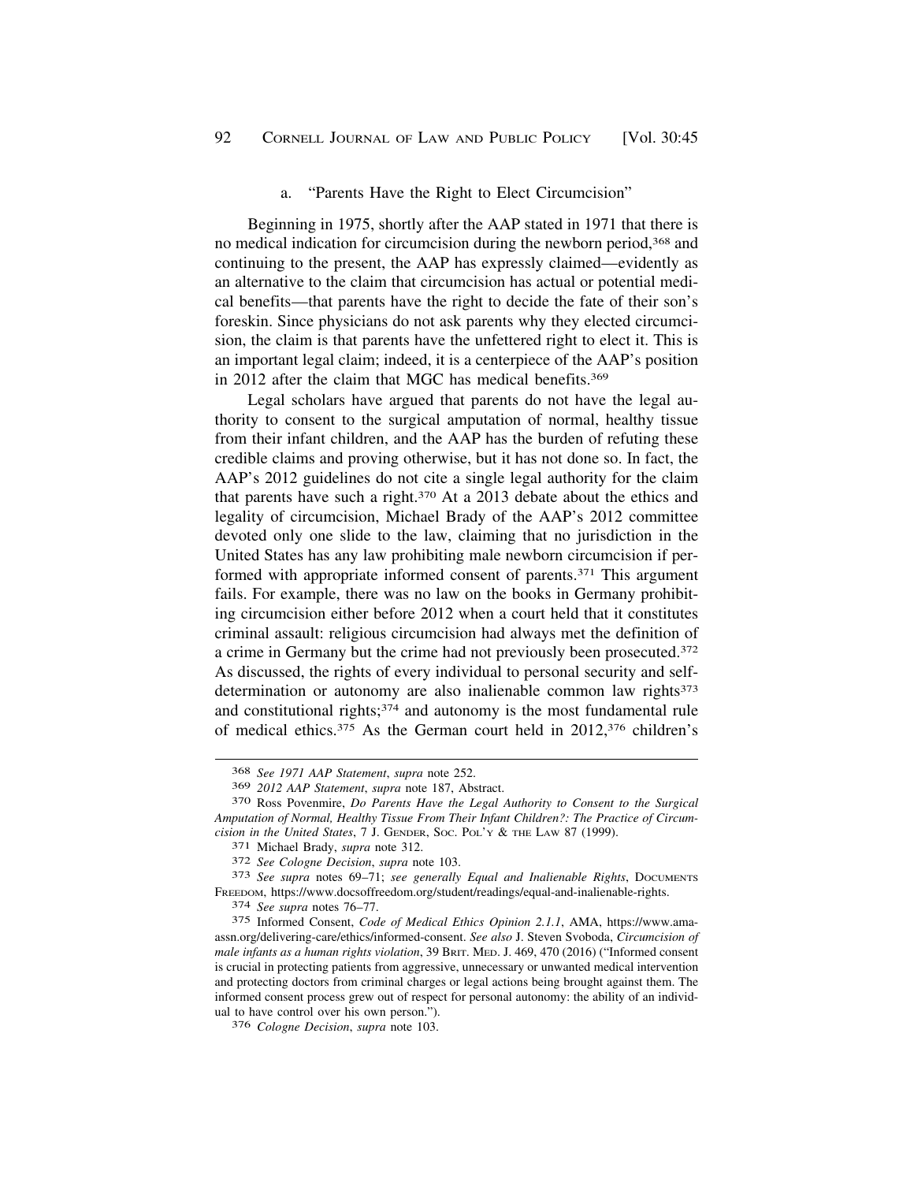#### a. "Parents Have the Right to Elect Circumcision"

Beginning in 1975, shortly after the AAP stated in 1971 that there is no medical indication for circumcision during the newborn period,[368] and continuing to the present, the AAP has expressly claimed—evidently as an alternative to the claim that circumcision has actual or potential medical benefits—that parents have the right to decide the fate of their son's foreskin. Since physicians do not ask parents why they elected circumcision, the claim is that parents have the unfettered right to elect it. This is an important legal claim; indeed, it is a centerpiece of the AAP's position in 2012 after the claim that MGC has medical benefits.[369]

Legal scholars have argued that parents do not have the legal authority to consent to the surgical amputation of normal, healthy tissue from their infant children, and the AAP has the burden of refuting these credible claims and proving otherwise, but it has not done so. In fact, the AAP's 2012 guidelines do not cite a single legal authority for the claim that parents have such a right.[370] At a 2013 debate about the ethics and legality of circumcision, Michael Brady of the AAP's 2012 committee devoted only one slide to the law, claiming that no jurisdiction in the United States has any law prohibiting male newborn circumcision if performed with appropriate informed consent of parents.[371] This argument fails. For example, there was no law on the books in Germany prohibiting circumcision either before 2012 when a court held that it constitutes criminal assault: religious circumcision had always met the definition of a crime in Germany but the crime had not previously been prosecuted.[372] As discussed, the rights of every individual to personal security and self-determination or autonomy are also inalienable common law rights[373] and constitutional rights;[374] and autonomy is the most fundamental rule of medical ethics.[375] As the German court held in 2012,[376] children's

---

368 *See 1971 AAP Statement*, *supra* note 252.

369 *2012 AAP Statement*, *supra* note 187, Abstract.

370 Ross Povenmire, *Do Parents Have the Legal Authority to Consent to the Surgical Amputation of Normal, Healthy Tissue From Their Infant Children?: The Practice of Circumcision in the United States*, 7 J. GENDER, SOC. POL'Y & THE LAW 87 (1999).

371 Michael Brady, *supra* note 312.

372 *See Cologne Decision*, *supra* note 103.

373 *See supra* notes 69–71; *see generally Equal and Inalienable Rights*, DOCUMENTS FREEDOM, https://www.docsoffreedom.org/student/readings/equal-and-inalienable-rights.

374 *See supra* notes 76–77.

375 Informed Consent, *Code of Medical Ethics Opinion 2.1.1*, AMA, https://www.ama-assn.org/delivering-care/ethics/informed-consent. *See also* J. Steven Svoboda, *Circumcision of male infants as a human rights violation*, 39 BRIT. MED. J. 469, 470 (2016) ("Informed consent is crucial in protecting patients from aggressive, unnecessary or unwanted medical intervention and protecting doctors from criminal charges or legal actions being brought against them. The informed consent process grew out of respect for personal autonomy: the ability of an individual to have control over his own person.").

376 *Cologne Decision*, *supra* note 103.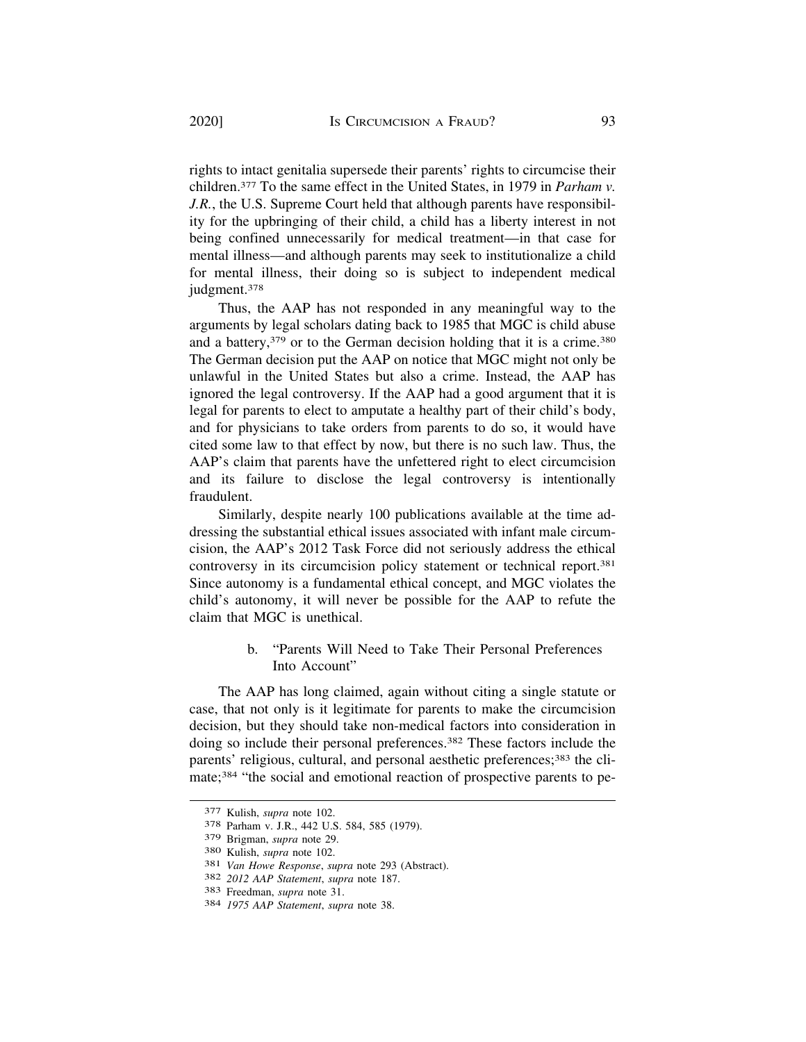rights to intact genitalia supersede their parents' rights to circumcise their children.[377] To the same effect in the United States, in 1979 in *Parham v. J.R.*, the U.S. Supreme Court held that although parents have responsibility for the upbringing of their child, a child has a liberty interest in not being confined unnecessarily for medical treatment—in that case for mental illness—and although parents may seek to institutionalize a child for mental illness, their doing so is subject to independent medical judgment.[378]

Thus, the AAP has not responded in any meaningful way to the arguments by legal scholars dating back to 1985 that MGC is child abuse and a battery,[379] or to the German decision holding that it is a crime.[380] The German decision put the AAP on notice that MGC might not only be unlawful in the United States but also a crime. Instead, the AAP has ignored the legal controversy. If the AAP had a good argument that it is legal for parents to elect to amputate a healthy part of their child's body, and for physicians to take orders from parents to do so, it would have cited some law to that effect by now, but there is no such law. Thus, the AAP's claim that parents have the unfettered right to elect circumcision and its failure to disclose the legal controversy is intentionally fraudulent.

Similarly, despite nearly 100 publications available at the time addressing the substantial ethical issues associated with infant male circumcision, the AAP's 2012 Task Force did not seriously address the ethical controversy in its circumcision policy statement or technical report.[381] Since autonomy is a fundamental ethical concept, and MGC violates the child's autonomy, it will never be possible for the AAP to refute the claim that MGC is unethical.

#### b. "Parents Will Need to Take Their Personal Preferences Into Account"

The AAP has long claimed, again without citing a single statute or case, that not only is it legitimate for parents to make the circumcision decision, but they should take non-medical factors into consideration in doing so include their personal preferences.[382] These factors include the parents' religious, cultural, and personal aesthetic preferences;[383] the climate;[384] "the social and emotional reaction of prospective parents to pe-

---

[377] Kulish, *supra* note 102.
[378] Parham v. J.R., 442 U.S. 584, 585 (1979).
[379] Brigman, *supra* note 29.
[380] Kulish, *supra* note 102.
[381] *Van Howe Response*, *supra* note 293 (Abstract).
[382] *2012 AAP Statement*, *supra* note 187.
[383] Freedman, *supra* note 31.
[384] *1975 AAP Statement*, *supra* note 38.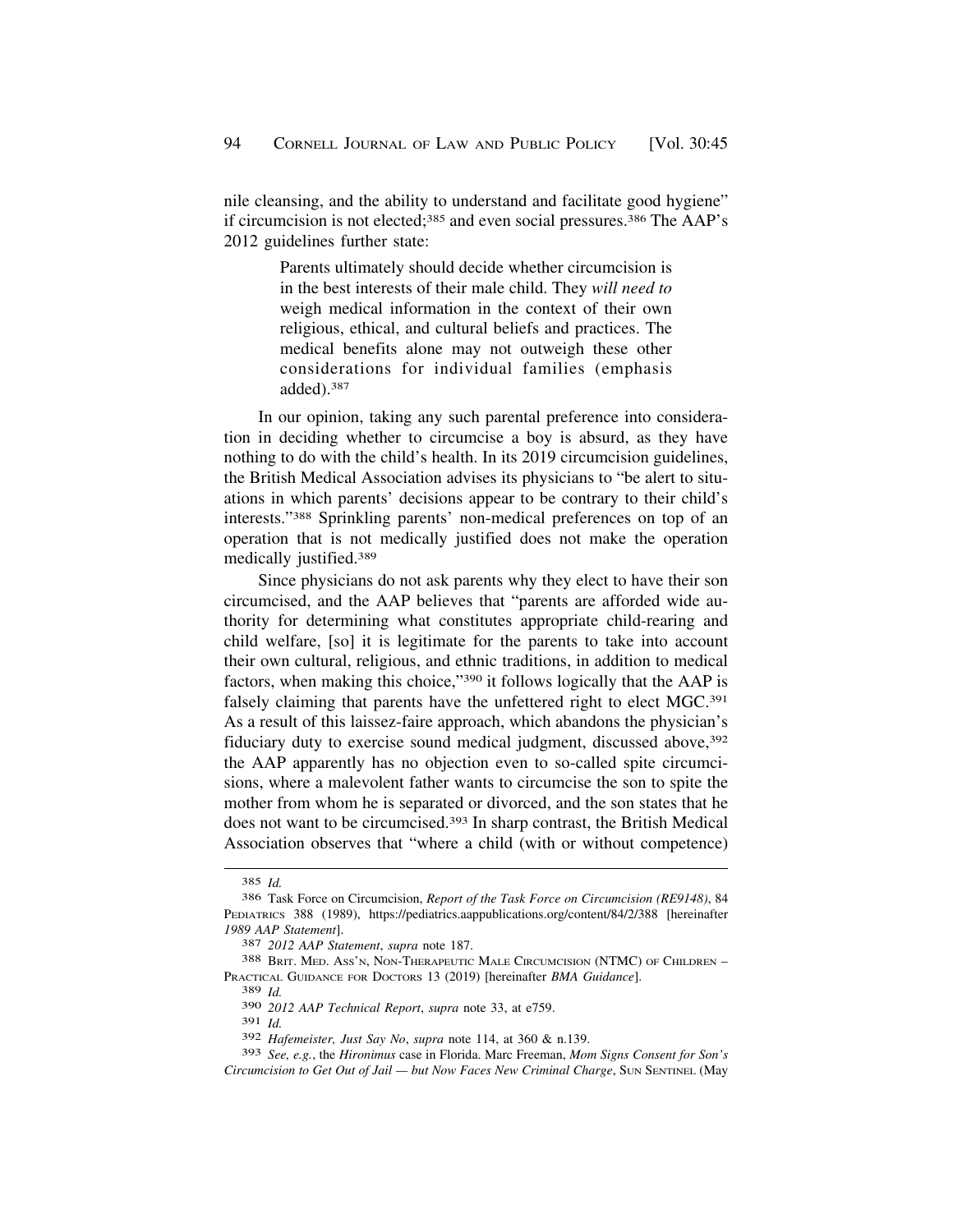nile cleansing, and the ability to understand and facilitate good hygiene" if circumcision is not elected;[385] and even social pressures.[386] The AAP's 2012 guidelines further state:

> Parents ultimately should decide whether circumcision is in the best interests of their male child. They *will need to* weigh medical information in the context of their own religious, ethical, and cultural beliefs and practices. The medical benefits alone may not outweigh these other considerations for individual families (emphasis added).[387]

In our opinion, taking any such parental preference into consideration in deciding whether to circumcise a boy is absurd, as they have nothing to do with the child's health. In its 2019 circumcision guidelines, the British Medical Association advises its physicians to "be alert to situations in which parents' decisions appear to be contrary to their child's interests."[388] Sprinkling parents' non-medical preferences on top of an operation that is not medically justified does not make the operation medically justified.[389]

Since physicians do not ask parents why they elect to have their son circumcised, and the AAP believes that "parents are afforded wide authority for determining what constitutes appropriate child-rearing and child welfare, [so] it is legitimate for the parents to take into account their own cultural, religious, and ethnic traditions, in addition to medical factors, when making this choice,"[390] it follows logically that the AAP is falsely claiming that parents have the unfettered right to elect MGC.[391] As a result of this laissez-faire approach, which abandons the physician's fiduciary duty to exercise sound medical judgment, discussed above,[392] the AAP apparently has no objection even to so-called spite circumcisions, where a malevolent father wants to circumcise the son to spite the mother from whom he is separated or divorced, and the son states that he does not want to be circumcised.[393] In sharp contrast, the British Medical Association observes that "where a child (with or without competence)

---

385 *Id.*

386 Task Force on Circumcision, *Report of the Task Force on Circumcision (RE9148)*, 84 PEDIATRICS 388 (1989), https://pediatrics.aappublications.org/content/84/2/388 [hereinafter *1989 AAP Statement*].

387 *2012 AAP Statement*, *supra* note 187.

388 BRIT. MED. ASS'N, NON-THERAPEUTIC MALE CIRCUMCISION (NTMC) OF CHILDREN – PRACTICAL GUIDANCE FOR DOCTORS 13 (2019) [hereinafter *BMA Guidance*].

389 *Id.*

390 *2012 AAP Technical Report*, *supra* note 33, at e759.

391 *Id.*

392 *Hafemeister, Just Say No*, *supra* note 114, at 360 & n.139.

393 *See, e.g.*, the *Hironimus* case in Florida. Marc Freeman, *Mom Signs Consent for Son's Circumcision to Get Out of Jail — but Now Faces New Criminal Charge*, SUN SENTINEL (May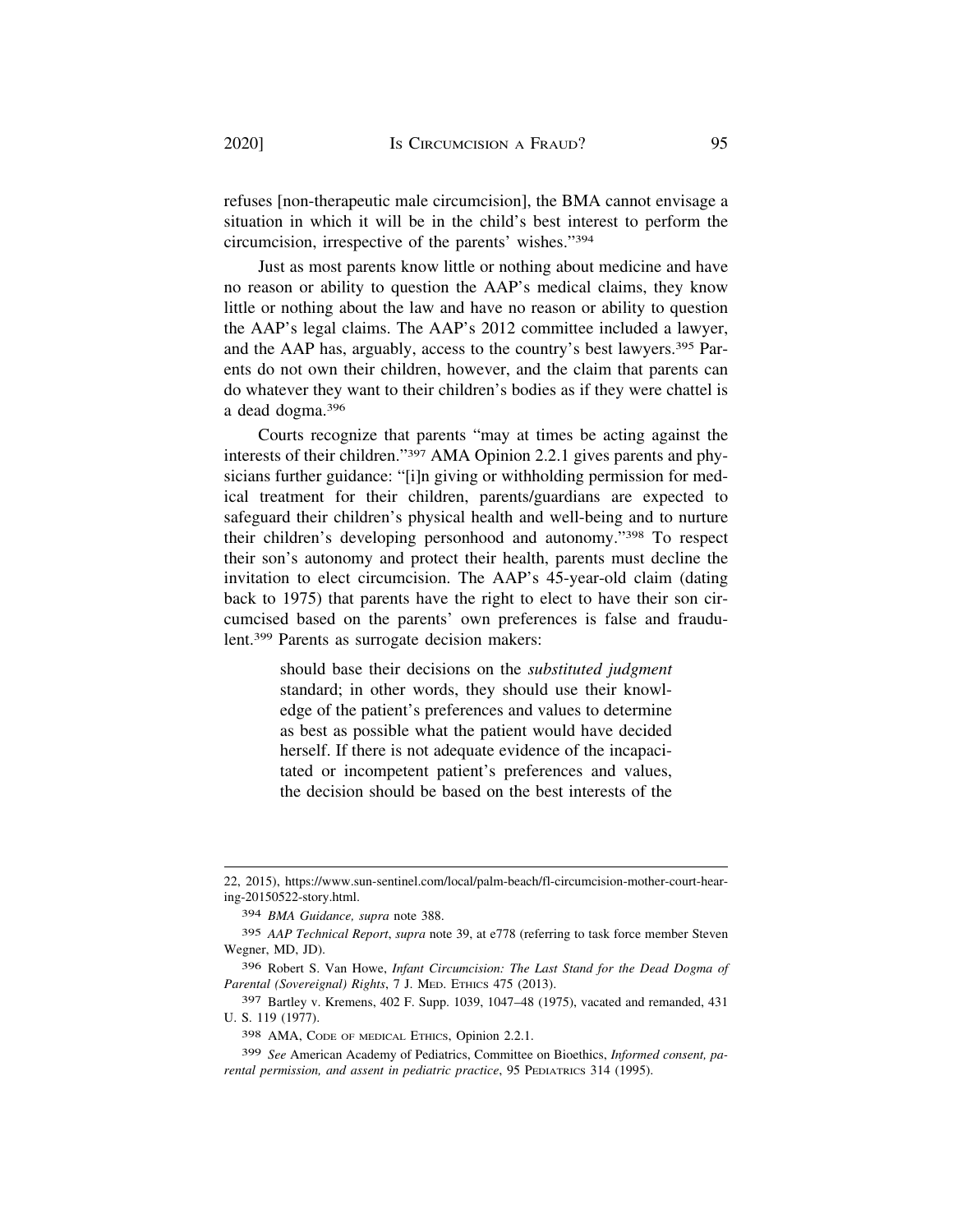refuses [non-therapeutic male circumcision], the BMA cannot envisage a situation in which it will be in the child's best interest to perform the circumcision, irrespective of the parents' wishes."[394]

Just as most parents know little or nothing about medicine and have no reason or ability to question the AAP's medical claims, they know little or nothing about the law and have no reason or ability to question the AAP's legal claims. The AAP's 2012 committee included a lawyer, and the AAP has, arguably, access to the country's best lawyers.[395] Parents do not own their children, however, and the claim that parents can do whatever they want to their children's bodies as if they were chattel is a dead dogma.[396]

Courts recognize that parents "may at times be acting against the interests of their children."[397] AMA Opinion 2.2.1 gives parents and physicians further guidance: "[i]n giving or withholding permission for medical treatment for their children, parents/guardians are expected to safeguard their children's physical health and well-being and to nurture their children's developing personhood and autonomy."[398] To respect their son's autonomy and protect their health, parents must decline the invitation to elect circumcision. The AAP's 45-year-old claim (dating back to 1975) that parents have the right to elect to have their son circumcised based on the parents' own preferences is false and fraudulent.[399] Parents as surrogate decision makers:

> should base their decisions on the *substituted judgment* standard; in other words, they should use their knowledge of the patient's preferences and values to determine as best as possible what the patient would have decided herself. If there is not adequate evidence of the incapacitated or incompetent patient's preferences and values, the decision should be based on the best interests of the

---

22, 2015), https://www.sun-sentinel.com/local/palm-beach/fl-circumcision-mother-court-hearing-20150522-story.html.

394 *BMA Guidance, supra* note 388.

395 *AAP Technical Report*, *supra* note 39, at e778 (referring to task force member Steven Wegner, MD, JD).

396 Robert S. Van Howe, *Infant Circumcision: The Last Stand for the Dead Dogma of Parental (Sovereignal) Rights*, 7 J. MED. ETHICS 475 (2013).

397 Bartley v. Kremens, 402 F. Supp. 1039, 1047–48 (1975), vacated and remanded, 431 U. S. 119 (1977).

398 AMA, CODE OF MEDICAL ETHICS, Opinion 2.2.1.

399 *See* American Academy of Pediatrics, Committee on Bioethics, *Informed consent, parental permission, and assent in pediatric practice*, 95 PEDIATRICS 314 (1995).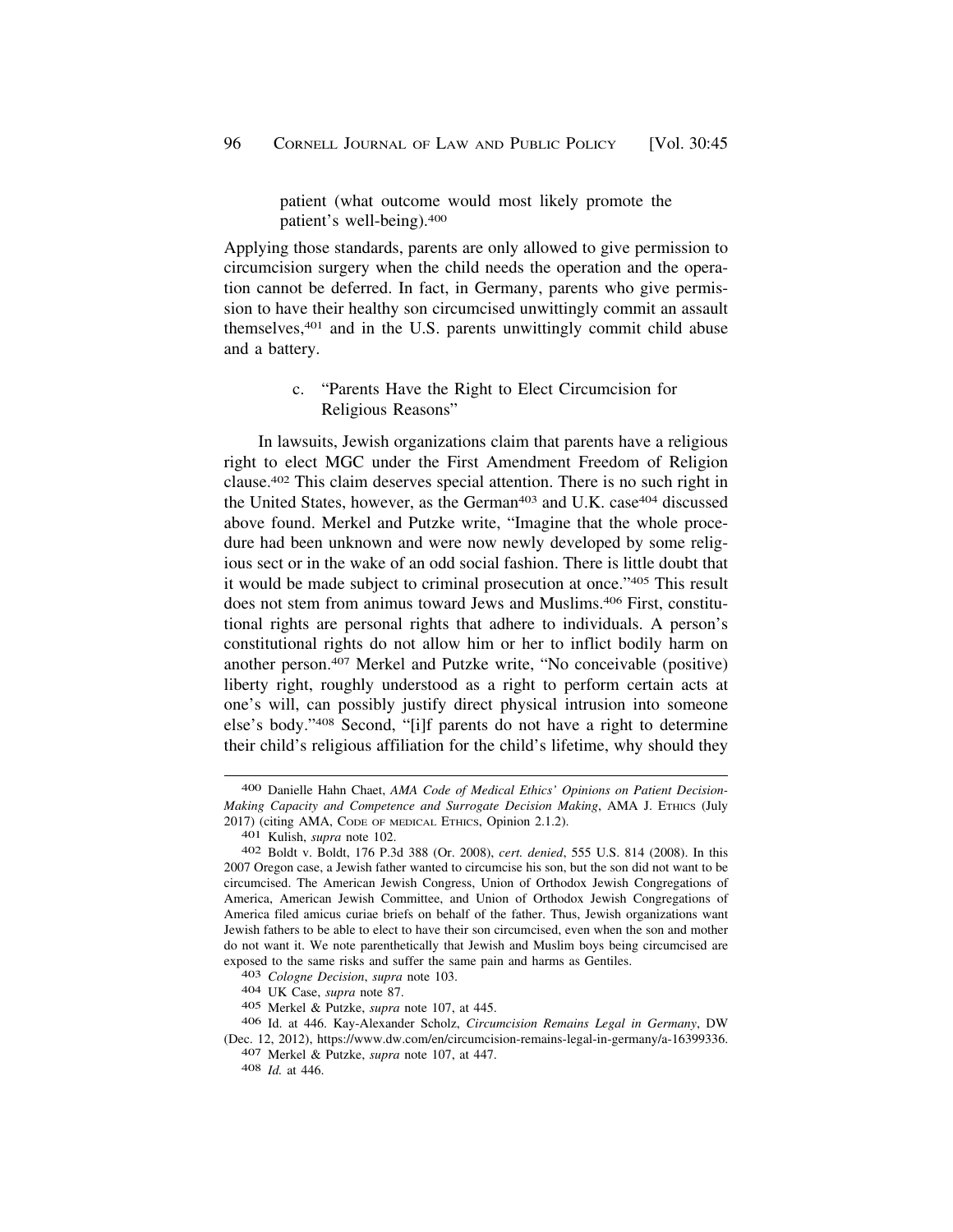patient (what outcome would most likely promote the patient's well-being).[400]

Applying those standards, parents are only allowed to give permission to circumcision surgery when the child needs the operation and the operation cannot be deferred. In fact, in Germany, parents who give permission to have their healthy son circumcised unwittingly commit an assault themselves,[401] and in the U.S. parents unwittingly commit child abuse and a battery.

c. "Parents Have the Right to Elect Circumcision for Religious Reasons"

In lawsuits, Jewish organizations claim that parents have a religious right to elect MGC under the First Amendment Freedom of Religion clause.[402] This claim deserves special attention. There is no such right in the United States, however, as the German[403] and U.K. case[404] discussed above found. Merkel and Putzke write, "Imagine that the whole procedure had been unknown and were now newly developed by some religious sect or in the wake of an odd social fashion. There is little doubt that it would be made subject to criminal prosecution at once."[405] This result does not stem from animus toward Jews and Muslims.[406] First, constitutional rights are personal rights that adhere to individuals. A person's constitutional rights do not allow him or her to inflict bodily harm on another person.[407] Merkel and Putzke write, "No conceivable (positive) liberty right, roughly understood as a right to perform certain acts at one's will, can possibly justify direct physical intrusion into someone else's body."[408] Second, "[i]f parents do not have a right to determine their child's religious affiliation for the child's lifetime, why should they

---

400 Danielle Hahn Chaet, *AMA Code of Medical Ethics' Opinions on Patient Decision-Making Capacity and Competence and Surrogate Decision Making*, AMA J. Ethics (July 2017) (citing AMA, Code of Medical Ethics, Opinion 2.1.2).

401 Kulish, *supra* note 102.

402 Boldt v. Boldt, 176 P.3d 388 (Or. 2008), *cert. denied*, 555 U.S. 814 (2008). In this 2007 Oregon case, a Jewish father wanted to circumcise his son, but the son did not want to be circumcised. The American Jewish Congress, Union of Orthodox Jewish Congregations of America, American Jewish Committee, and Union of Orthodox Jewish Congregations of America filed amicus curiae briefs on behalf of the father. Thus, Jewish organizations want Jewish fathers to be able to elect to have their son circumcised, even when the son and mother do not want it. We note parenthetically that Jewish and Muslim boys being circumcised are exposed to the same risks and suffer the same pain and harms as Gentiles.

403 *Cologne Decision*, *supra* note 103.

404 UK Case, *supra* note 87.

405 Merkel & Putzke, *supra* note 107, at 445.

406 Id. at 446. Kay-Alexander Scholz, *Circumcision Remains Legal in Germany*, DW (Dec. 12, 2012), https://www.dw.com/en/circumcision-remains-legal-in-germany/a-16399336.

407 Merkel & Putzke, *supra* note 107, at 447.

408 *Id.* at 446.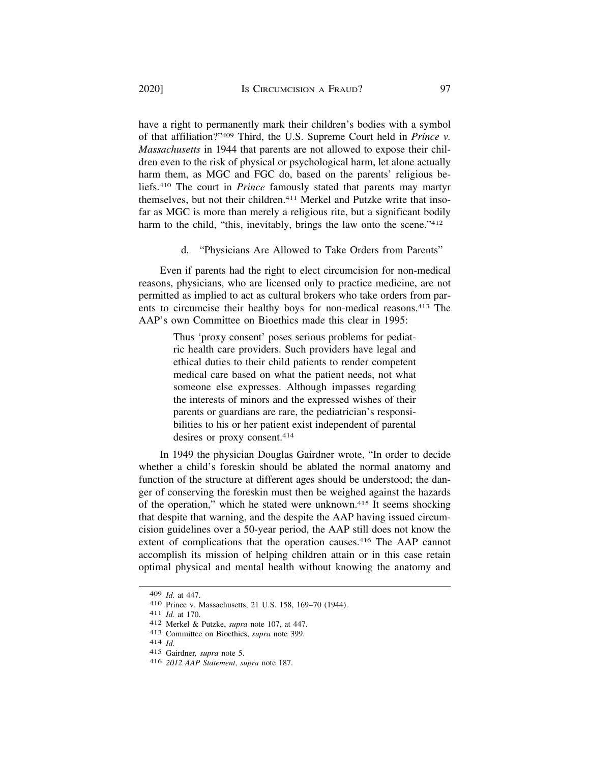have a right to permanently mark their children's bodies with a symbol of that affiliation?"[409] Third, the U.S. Supreme Court held in *Prince v. Massachusetts* in 1944 that parents are not allowed to expose their children even to the risk of physical or psychological harm, let alone actually harm them, as MGC and FGC do, based on the parents' religious beliefs.[410] The court in *Prince* famously stated that parents may martyr themselves, but not their children.[411] Merkel and Putzke write that insofar as MGC is more than merely a religious rite, but a significant bodily harm to the child, "this, inevitably, brings the law onto the scene."[412]

#### d. "Physicians Are Allowed to Take Orders from Parents"

Even if parents had the right to elect circumcision for non-medical reasons, physicians, who are licensed only to practice medicine, are not permitted as implied to act as cultural brokers who take orders from parents to circumcise their healthy boys for non-medical reasons.[413] The AAP's own Committee on Bioethics made this clear in 1995:

> Thus 'proxy consent' poses serious problems for pediatric health care providers. Such providers have legal and ethical duties to their child patients to render competent medical care based on what the patient needs, not what someone else expresses. Although impasses regarding the interests of minors and the expressed wishes of their parents or guardians are rare, the pediatrician's responsibilities to his or her patient exist independent of parental desires or proxy consent.[414]

In 1949 the physician Douglas Gairdner wrote, "In order to decide whether a child's foreskin should be ablated the normal anatomy and function of the structure at different ages should be understood; the danger of conserving the foreskin must then be weighed against the hazards of the operation," which he stated were unknown.[415] It seems shocking that despite that warning, and the despite the AAP having issued circumcision guidelines over a 50-year period, the AAP still does not know the extent of complications that the operation causes.[416] The AAP cannot accomplish its mission of helping children attain or in this case retain optimal physical and mental health without knowing the anatomy and

---

[409] *Id.* at 447.

[410] Prince v. Massachusetts, 21 U.S. 158, 169–70 (1944).

[411] *Id.* at 170.

[412] Merkel & Putzke, *supra* note 107, at 447.

[413] Committee on Bioethics, *supra* note 399.

[414] *Id.*

[415] Gairdner, *supra* note 5.

[416] *2012 AAP Statement*, *supra* note 187.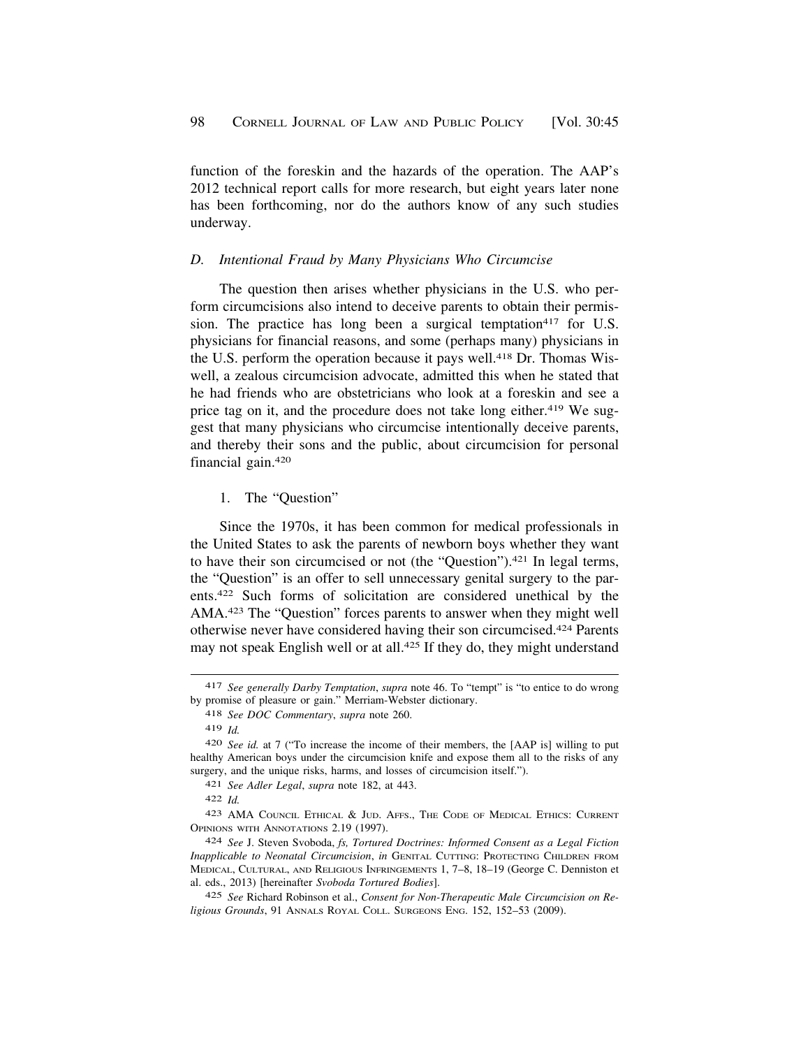function of the foreskin and the hazards of the operation. The AAP's 2012 technical report calls for more research, but eight years later none has been forthcoming, nor do the authors know of any such studies underway.

### *D. Intentional Fraud by Many Physicians Who Circumcise*

The question then arises whether physicians in the U.S. who perform circumcisions also intend to deceive parents to obtain their permission. The practice has long been a surgical temptation[417] for U.S. physicians for financial reasons, and some (perhaps many) physicians in the U.S. perform the operation because it pays well.[418] Dr. Thomas Wiswell, a zealous circumcision advocate, admitted this when he stated that he had friends who are obstetricians who look at a foreskin and see a price tag on it, and the procedure does not take long either.[419] We suggest that many physicians who circumcise intentionally deceive parents, and thereby their sons and the public, about circumcision for personal financial gain.[420]

#### 1. The "Question"

Since the 1970s, it has been common for medical professionals in the United States to ask the parents of newborn boys whether they want to have their son circumcised or not (the "Question").[421] In legal terms, the "Question" is an offer to sell unnecessary genital surgery to the parents.[422] Such forms of solicitation are considered unethical by the AMA.[423] The "Question" forces parents to answer when they might well otherwise never have considered having their son circumcised.[424] Parents may not speak English well or at all.[425] If they do, they might understand

---

[417] *See generally Darby Temptation*, *supra* note 46. To "tempt" is "to entice to do wrong by promise of pleasure or gain." Merriam-Webster dictionary.

[418] *See DOC Commentary*, *supra* note 260.

[419] *Id.*

[420] *See id.* at 7 ("To increase the income of their members, the [AAP is] willing to put healthy American boys under the circumcision knife and expose them all to the risks of any surgery, and the unique risks, harms, and losses of circumcision itself.").

[421] *See Adler Legal*, *supra* note 182, at 443.

[422] *Id.*

[423] AMA Council Ethical & Jud. Affs., The Code of Medical Ethics: Current Opinions with Annotations 2.19 (1997).

[424] *See* J. Steven Svoboda, *fs, Tortured Doctrines: Informed Consent as a Legal Fiction Inapplicable to Neonatal Circumcision*, *in* Genital Cutting: Protecting Children from Medical, Cultural, and Religious Infringements 1, 7–8, 18–19 (George C. Denniston et al. eds., 2013) [hereinafter *Svoboda Tortured Bodies*].

[425] *See* Richard Robinson et al., *Consent for Non-Therapeutic Male Circumcision on Religious Grounds*, 91 Annals Royal Coll. Surgeons Eng. 152, 152–53 (2009).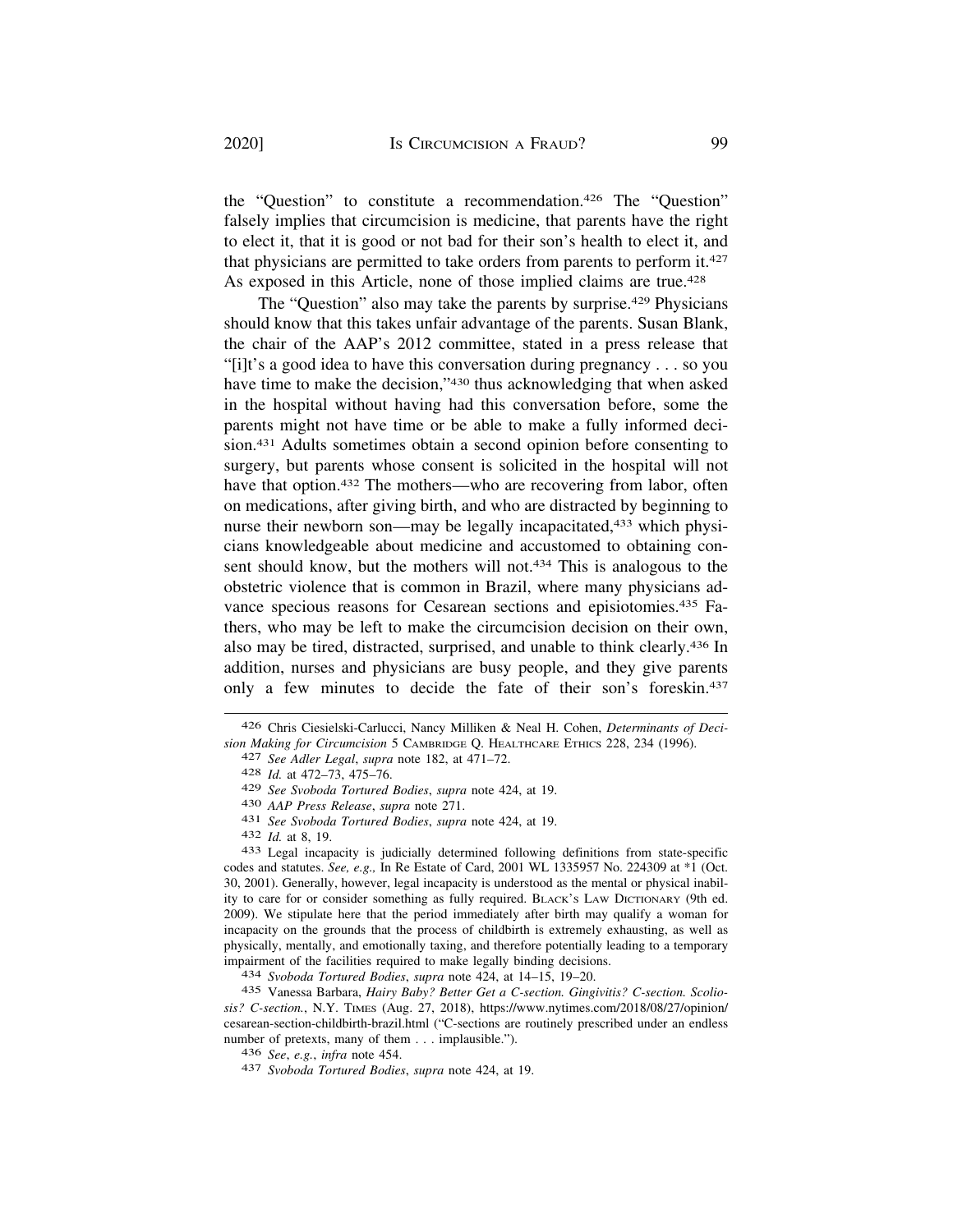the "Question" to constitute a recommendation.[426] The "Question" falsely implies that circumcision is medicine, that parents have the right to elect it, that it is good or not bad for their son's health to elect it, and that physicians are permitted to take orders from parents to perform it.[427] As exposed in this Article, none of those implied claims are true.[428]

The "Question" also may take the parents by surprise.[429] Physicians should know that this takes unfair advantage of the parents. Susan Blank, the chair of the AAP's 2012 committee, stated in a press release that "[i]t's a good idea to have this conversation during pregnancy . . . so you have time to make the decision,"[430] thus acknowledging that when asked in the hospital without having had this conversation before, some the parents might not have time or be able to make a fully informed decision.[431] Adults sometimes obtain a second opinion before consenting to surgery, but parents whose consent is solicited in the hospital will not have that option.[432] The mothers—who are recovering from labor, often on medications, after giving birth, and who are distracted by beginning to nurse their newborn son—may be legally incapacitated,[433] which physicians knowledgeable about medicine and accustomed to obtaining consent should know, but the mothers will not.[434] This is analogous to the obstetric violence that is common in Brazil, where many physicians advance specious reasons for Cesarean sections and episiotomies.[435] Fathers, who may be left to make the circumcision decision on their own, also may be tired, distracted, surprised, and unable to think clearly.[436] In addition, nurses and physicians are busy people, and they give parents only a few minutes to decide the fate of their son's foreskin.[437]

---

[426] Chris Ciesielski-Carlucci, Nancy Milliken & Neal H. Cohen, *Determinants of Decision Making for Circumcision* 5 CAMBRIDGE Q. HEALTHCARE ETHICS 228, 234 (1996).

[427] *See Adler Legal*, *supra* note 182, at 471–72.

[428] *Id.* at 472–73, 475–76.

[429] *See Svoboda Tortured Bodies*, *supra* note 424, at 19.

[430] *AAP Press Release*, *supra* note 271.

[431] *See Svoboda Tortured Bodies*, *supra* note 424, at 19.

[432] *Id.* at 8, 19.

[433] Legal incapacity is judicially determined following definitions from state-specific codes and statutes. *See, e.g.,* In Re Estate of Card, 2001 WL 1335957 No. 224309 at *1 (Oct. 30, 2001). Generally, however, legal incapacity is understood as the mental or physical inability to care for or consider something as fully required. BLACK'S LAW DICTIONARY (9th ed. 2009). We stipulate here that the period immediately after birth may qualify a woman for incapacity on the grounds that the process of childbirth is extremely exhausting, as well as physically, mentally, and emotionally taxing, and therefore potentially leading to a temporary impairment of the facilities required to make legally binding decisions.

[434] *Svoboda Tortured Bodies*, *supra* note 424, at 14–15, 19–20.

[435] Vanessa Barbara, *Hairy Baby? Better Get a C-section. Gingivitis? C-section. Scoliosis? C-section.*, N.Y. TIMES (Aug. 27, 2018), https://www.nytimes.com/2018/08/27/opinion/cesarean-section-childbirth-brazil.html ("C-sections are routinely prescribed under an endless number of pretexts, many of them . . . implausible.").

[436] *See*, *e.g.*, *infra* note 454.

[437] *Svoboda Tortured Bodies*, *supra* note 424, at 19.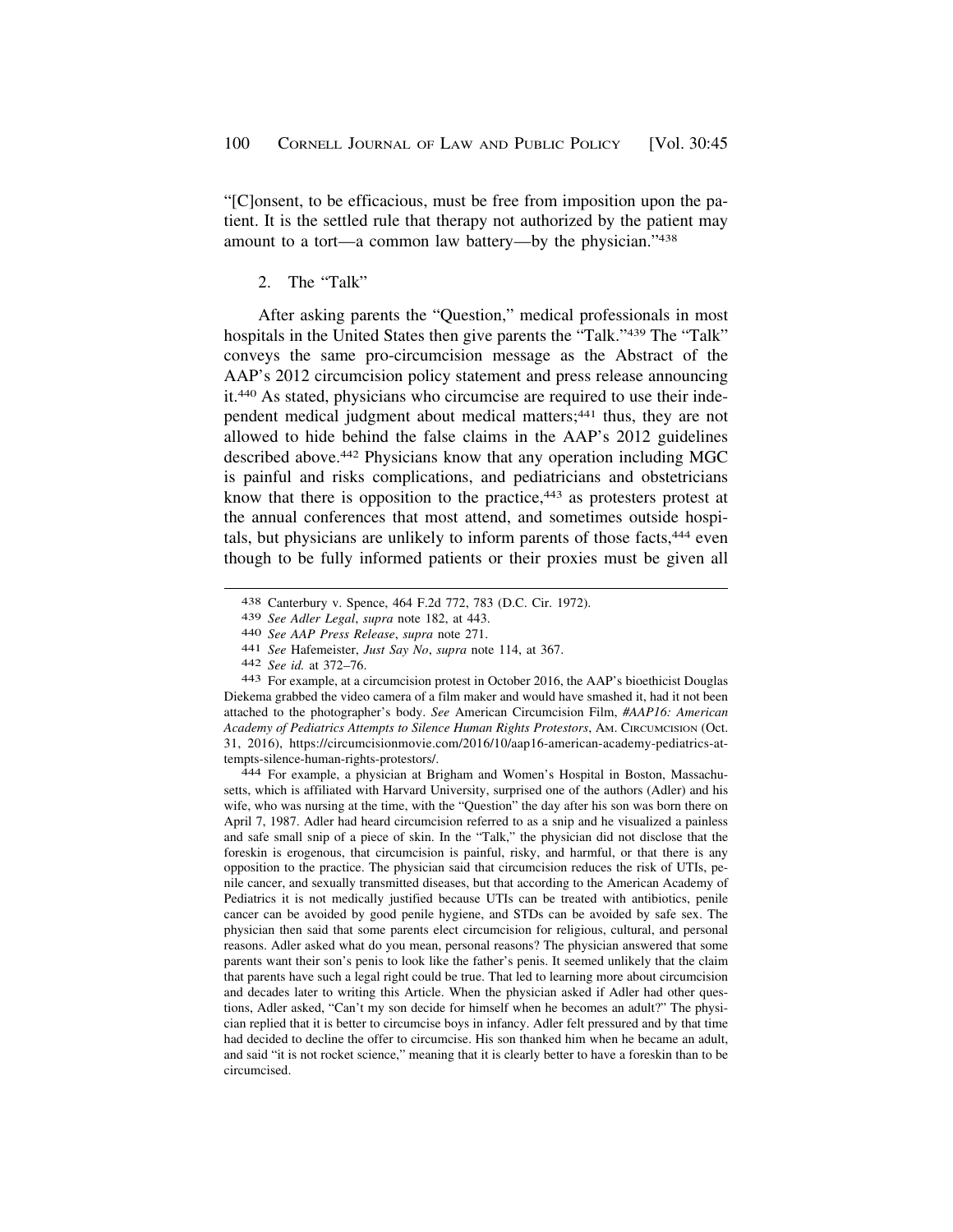"[C]onsent, to be efficacious, must be free from imposition upon the patient. It is the settled rule that therapy not authorized by the patient may amount to a tort—a common law battery—by the physician."[438]

2. The "Talk"

After asking parents the "Question," medical professionals in most hospitals in the United States then give parents the "Talk."[439] The "Talk" conveys the same pro-circumcision message as the Abstract of the AAP's 2012 circumcision policy statement and press release announcing it.[440] As stated, physicians who circumcise are required to use their independent medical judgment about medical matters;[441] thus, they are not allowed to hide behind the false claims in the AAP's 2012 guidelines described above.[442] Physicians know that any operation including MGC is painful and risks complications, and pediatricians and obstetricians know that there is opposition to the practice,[443] as protesters protest at the annual conferences that most attend, and sometimes outside hospitals, but physicians are unlikely to inform parents of those facts,[444] even though to be fully informed patients or their proxies must be given all

---

438 Canterbury v. Spence, 464 F.2d 772, 783 (D.C. Cir. 1972).

439 *See Adler Legal*, *supra* note 182, at 443.

440 *See AAP Press Release*, *supra* note 271.

441 *See* Hafemeister, *Just Say No*, *supra* note 114, at 367.

442 *See id.* at 372–76.

443 For example, at a circumcision protest in October 2016, the AAP's bioethicist Douglas Diekema grabbed the video camera of a film maker and would have smashed it, had it not been attached to the photographer's body. *See* American Circumcision Film, *#AAP16: American Academy of Pediatrics Attempts to Silence Human Rights Protestors*, AM. CIRCUMCISION (Oct. 31, 2016), https://circumcisionmovie.com/2016/10/aap16-american-academy-pediatrics-attempts-silence-human-rights-protestors/.

444 For example, a physician at Brigham and Women's Hospital in Boston, Massachusetts, which is affiliated with Harvard University, surprised one of the authors (Adler) and his wife, who was nursing at the time, with the "Question" the day after his son was born there on April 7, 1987. Adler had heard circumcision referred to as a snip and he visualized a painless and safe small snip of a piece of skin. In the "Talk," the physician did not disclose that the foreskin is erogenous, that circumcision is painful, risky, and harmful, or that there is any opposition to the practice. The physician said that circumcision reduces the risk of UTIs, penile cancer, and sexually transmitted diseases, but that according to the American Academy of Pediatrics it is not medically justified because UTIs can be treated with antibiotics, penile cancer can be avoided by good penile hygiene, and STDs can be avoided by safe sex. The physician then said that some parents elect circumcision for religious, cultural, and personal reasons. Adler asked what do you mean, personal reasons? The physician answered that some parents want their son's penis to look like the father's penis. It seemed unlikely that the claim that parents have such a legal right could be true. That led to learning more about circumcision and decades later to writing this Article. When the physician asked if Adler had other questions, Adler asked, "Can't my son decide for himself when he becomes an adult?" The physician replied that it is better to circumcise boys in infancy. Adler felt pressured and by that time had decided to decline the offer to circumcise. His son thanked him when he became an adult, and said "it is not rocket science," meaning that it is clearly better to have a foreskin than to be circumcised.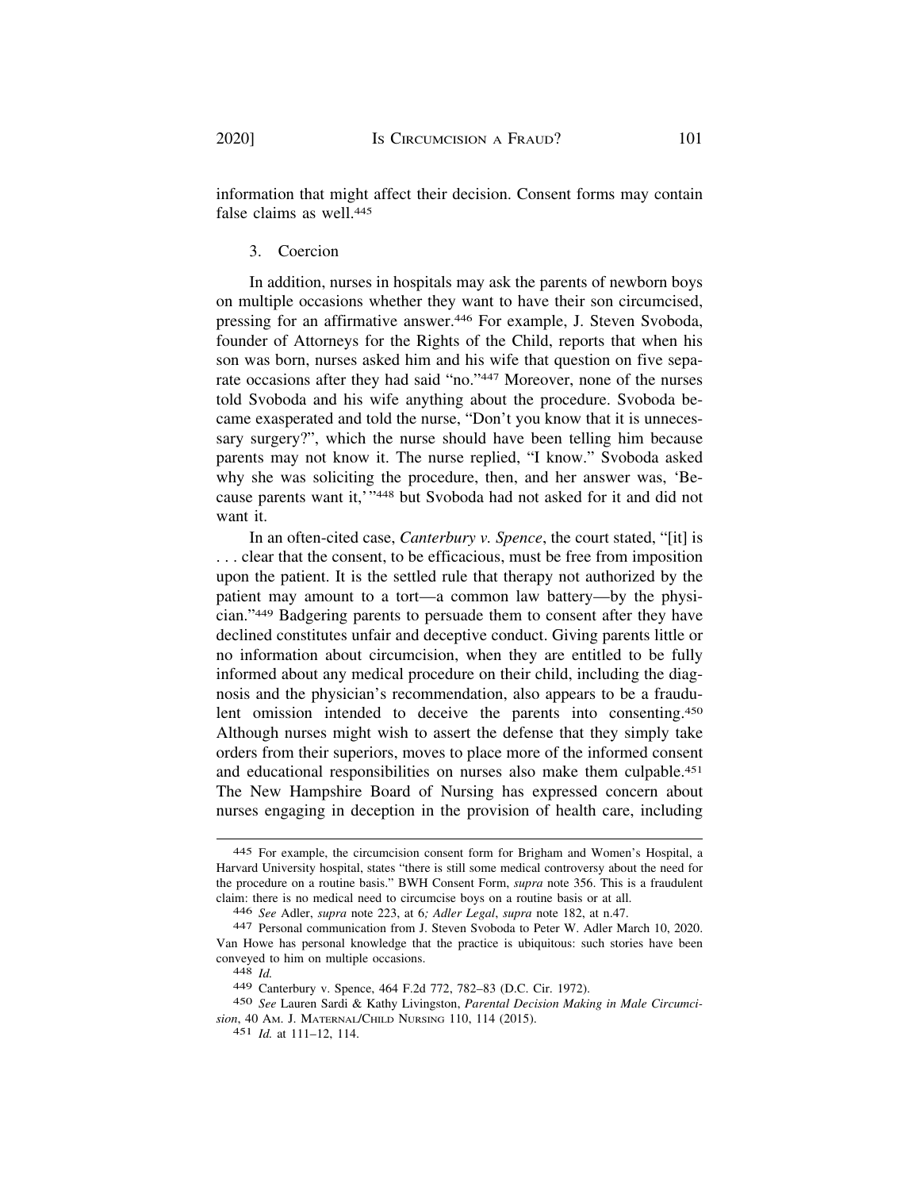information that might affect their decision. Consent forms may contain false claims as well.[445]

3. Coercion

In addition, nurses in hospitals may ask the parents of newborn boys on multiple occasions whether they want to have their son circumcised, pressing for an affirmative answer.[446] For example, J. Steven Svoboda, founder of Attorneys for the Rights of the Child, reports that when his son was born, nurses asked him and his wife that question on five separate occasions after they had said "no."[447] Moreover, none of the nurses told Svoboda and his wife anything about the procedure. Svoboda became exasperated and told the nurse, "Don't you know that it is unnecessary surgery?", which the nurse should have been telling him because parents may not know it. The nurse replied, "I know." Svoboda asked why she was soliciting the procedure, then, and her answer was, 'Because parents want it,'"[448] but Svoboda had not asked for it and did not want it.

In an often-cited case, *Canterbury v. Spence*, the court stated, "[it] is . . . clear that the consent, to be efficacious, must be free from imposition upon the patient. It is the settled rule that therapy not authorized by the patient may amount to a tort—a common law battery—by the physician."[449] Badgering parents to persuade them to consent after they have declined constitutes unfair and deceptive conduct. Giving parents little or no information about circumcision, when they are entitled to be fully informed about any medical procedure on their child, including the diagnosis and the physician's recommendation, also appears to be a fraudulent omission intended to deceive the parents into consenting.[450] Although nurses might wish to assert the defense that they simply take orders from their superiors, moves to place more of the informed consent and educational responsibilities on nurses also make them culpable.[451] The New Hampshire Board of Nursing has expressed concern about nurses engaging in deception in the provision of health care, including

---

445 For example, the circumcision consent form for Brigham and Women's Hospital, a Harvard University hospital, states "there is still some medical controversy about the need for the procedure on a routine basis." BWH Consent Form, *supra* note 356. This is a fraudulent claim: there is no medical need to circumcise boys on a routine basis or at all.

446 *See* Adler, *supra* note 223, at 6*; Adler Legal*, *supra* note 182, at n.47.

447 Personal communication from J. Steven Svoboda to Peter W. Adler March 10, 2020. Van Howe has personal knowledge that the practice is ubiquitous: such stories have been conveyed to him on multiple occasions.

448 *Id.*

449 Canterbury v. Spence, 464 F.2d 772, 782–83 (D.C. Cir. 1972).

450 *See* Lauren Sardi & Kathy Livingston, *Parental Decision Making in Male Circumcision*, 40 AM. J. MATERNAL/CHILD NURSING 110, 114 (2015).

451 *Id.* at 111–12, 114.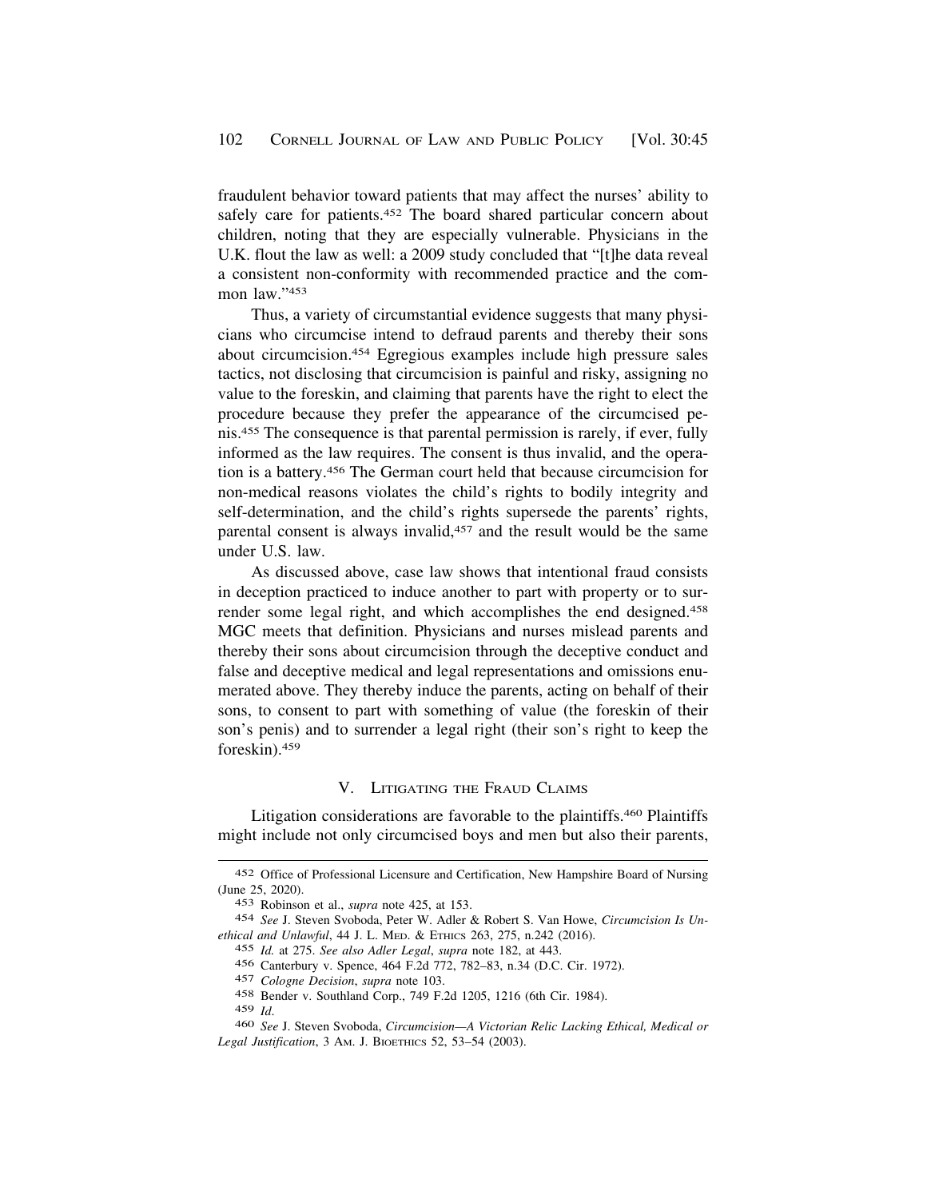fraudulent behavior toward patients that may affect the nurses' ability to safely care for patients.[452] The board shared particular concern about children, noting that they are especially vulnerable. Physicians in the U.K. flout the law as well: a 2009 study concluded that "[t]he data reveal a consistent non-conformity with recommended practice and the common law."[453]

Thus, a variety of circumstantial evidence suggests that many physicians who circumcise intend to defraud parents and thereby their sons about circumcision.[454] Egregious examples include high pressure sales tactics, not disclosing that circumcision is painful and risky, assigning no value to the foreskin, and claiming that parents have the right to elect the procedure because they prefer the appearance of the circumcised penis.[455] The consequence is that parental permission is rarely, if ever, fully informed as the law requires. The consent is thus invalid, and the operation is a battery.[456] The German court held that because circumcision for non-medical reasons violates the child's rights to bodily integrity and self-determination, and the child's rights supersede the parents' rights, parental consent is always invalid,[457] and the result would be the same under U.S. law.

As discussed above, case law shows that intentional fraud consists in deception practiced to induce another to part with property or to surrender some legal right, and which accomplishes the end designed.[458] MGC meets that definition. Physicians and nurses mislead parents and thereby their sons about circumcision through the deceptive conduct and false and deceptive medical and legal representations and omissions enumerated above. They thereby induce the parents, acting on behalf of their sons, to consent to part with something of value (the foreskin of their son's penis) and to surrender a legal right (their son's right to keep the foreskin).[459]

## V. Litigating the Fraud Claims

Litigation considerations are favorable to the plaintiffs.[460] Plaintiffs might include not only circumcised boys and men but also their parents,

---

452 Office of Professional Licensure and Certification, New Hampshire Board of Nursing (June 25, 2020).

453 Robinson et al., *supra* note 425, at 153.

454 *See* J. Steven Svoboda, Peter W. Adler & Robert S. Van Howe, *Circumcision Is Unethical and Unlawful*, 44 J. L. Med. & Ethics 263, 275, n.242 (2016).

455 *Id.* at 275. *See also Adler Legal*, *supra* note 182, at 443.

456 Canterbury v. Spence, 464 F.2d 772, 782–83, n.34 (D.C. Cir. 1972).

457 *Cologne Decision*, *supra* note 103.

458 Bender v. Southland Corp., 749 F.2d 1205, 1216 (6th Cir. 1984).

459 *Id.*

460 *See* J. Steven Svoboda, *Circumcision—A Victorian Relic Lacking Ethical, Medical or Legal Justification*, 3 Am. J. Bioethics 52, 53–54 (2003).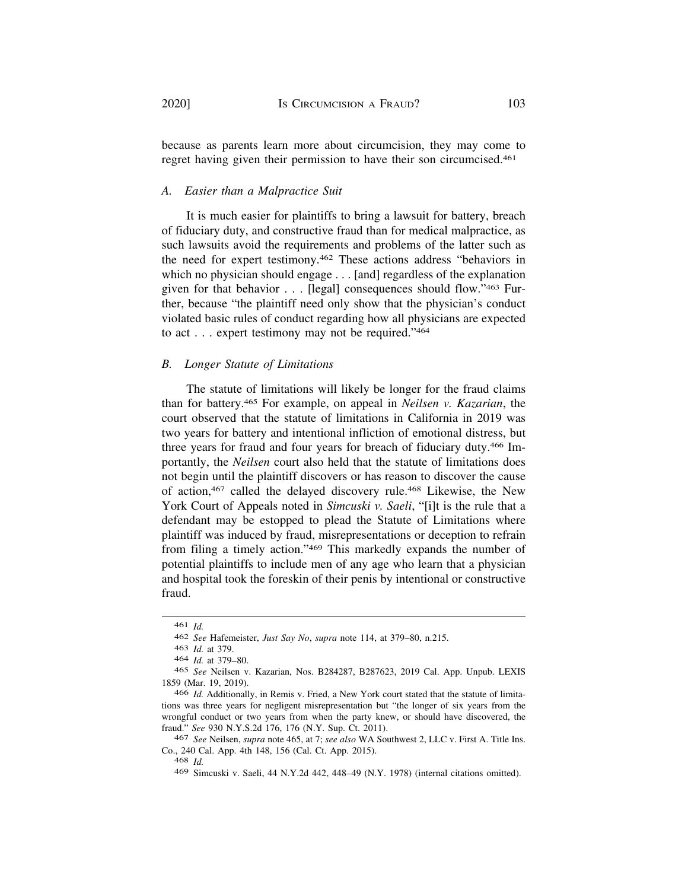because as parents learn more about circumcision, they may come to regret having given their permission to have their son circumcised.[461]

### *A. Easier than a Malpractice Suit*

It is much easier for plaintiffs to bring a lawsuit for battery, breach of fiduciary duty, and constructive fraud than for medical malpractice, as such lawsuits avoid the requirements and problems of the latter such as the need for expert testimony.[462] These actions address "behaviors in which no physician should engage . . . [and] regardless of the explanation given for that behavior . . . [legal] consequences should flow."[463] Further, because "the plaintiff need only show that the physician's conduct violated basic rules of conduct regarding how all physicians are expected to act . . . expert testimony may not be required."[464]

### *B. Longer Statute of Limitations*

The statute of limitations will likely be longer for the fraud claims than for battery.[465] For example, on appeal in *Neilsen v. Kazarian*, the court observed that the statute of limitations in California in 2019 was two years for battery and intentional infliction of emotional distress, but three years for fraud and four years for breach of fiduciary duty.[466] Importantly, the *Neilsen* court also held that the statute of limitations does not begin until the plaintiff discovers or has reason to discover the cause of action,[467] called the delayed discovery rule.[468] Likewise, the New York Court of Appeals noted in *Simcuski v. Saeli*, "[i]t is the rule that a defendant may be estopped to plead the Statute of Limitations where plaintiff was induced by fraud, misrepresentations or deception to refrain from filing a timely action."[469] This markedly expands the number of potential plaintiffs to include men of any age who learn that a physician and hospital took the foreskin of their penis by intentional or constructive fraud.

---

461 *Id.*

462 *See* Hafemeister, *Just Say No*, *supra* note 114, at 379–80, n.215.

463 *Id.* at 379.

464 *Id.* at 379–80.

465 *See* Neilsen v. Kazarian, Nos. B284287, B287623, 2019 Cal. App. Unpub. LEXIS 1859 (Mar. 19, 2019).

466 *Id.* Additionally, in Remis v. Fried, a New York court stated that the statute of limitations was three years for negligent misrepresentation but "the longer of six years from the wrongful conduct or two years from when the party knew, or should have discovered, the fraud." *See* 930 N.Y.S.2d 176, 176 (N.Y. Sup. Ct. 2011).

467 *See* Neilsen, *supra* note 465, at 7; *see also* WA Southwest 2, LLC v. First A. Title Ins. Co., 240 Cal. App. 4th 148, 156 (Cal. Ct. App. 2015).

468 *Id.*

469 Simcuski v. Saeli, 44 N.Y.2d 442, 448–49 (N.Y. 1978) (internal citations omitted).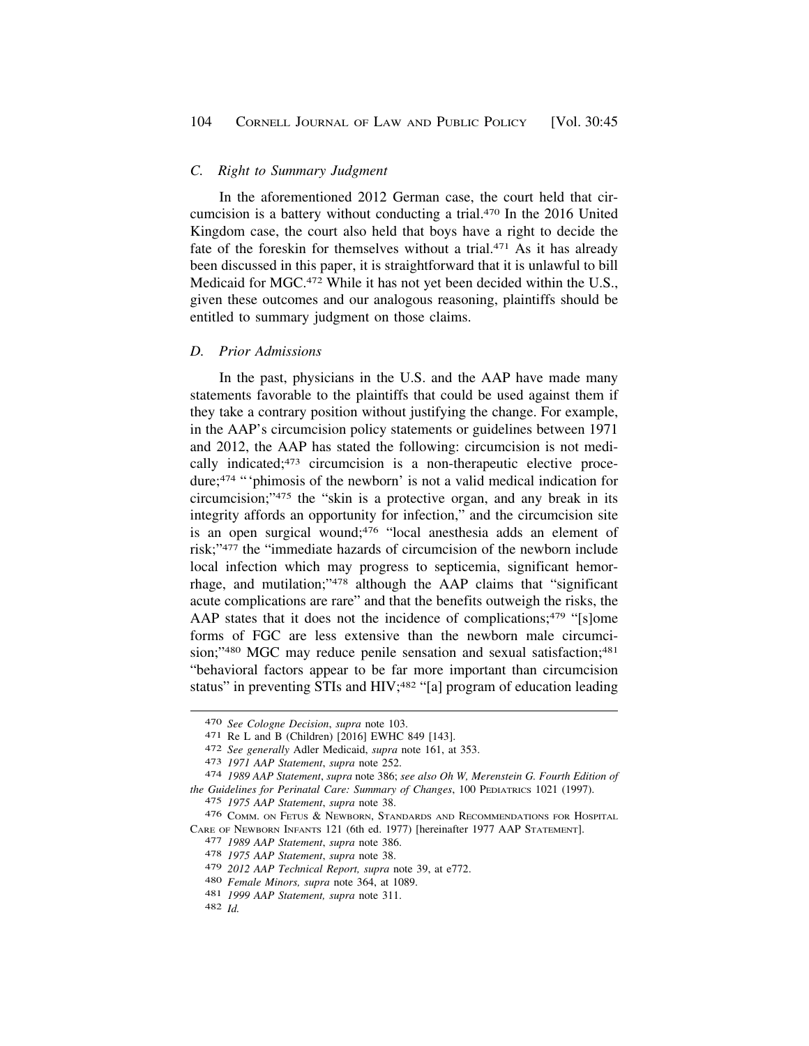### *C. Right to Summary Judgment*

In the aforementioned 2012 German case, the court held that circumcision is a battery without conducting a trial.[470] In the 2016 United Kingdom case, the court also held that boys have a right to decide the fate of the foreskin for themselves without a trial.[471] As it has already been discussed in this paper, it is straightforward that it is unlawful to bill Medicaid for MGC.[472] While it has not yet been decided within the U.S., given these outcomes and our analogous reasoning, plaintiffs should be entitled to summary judgment on those claims.

### *D. Prior Admissions*

In the past, physicians in the U.S. and the AAP have made many statements favorable to the plaintiffs that could be used against them if they take a contrary position without justifying the change. For example, in the AAP's circumcision policy statements or guidelines between 1971 and 2012, the AAP has stated the following: circumcision is not medically indicated;[473] circumcision is a non-therapeutic elective procedure;[474] " 'phimosis of the newborn' is not a valid medical indication for circumcision;"[475] the "skin is a protective organ, and any break in its integrity affords an opportunity for infection," and the circumcision site is an open surgical wound;[476] "local anesthesia adds an element of risk;"[477] the "immediate hazards of circumcision of the newborn include local infection which may progress to septicemia, significant hemorrhage, and mutilation;"[478] although the AAP claims that "significant acute complications are rare" and that the benefits outweigh the risks, the AAP states that it does not the incidence of complications;[479] "[s]ome forms of FGC are less extensive than the newborn male circumcision;"[480] MGC may reduce penile sensation and sexual satisfaction;[481] "behavioral factors appear to be far more important than circumcision status" in preventing STIs and HIV;[482] "[a] program of education leading

---

[470] *See Cologne Decision*, *supra* note 103.

[471] Re L and B (Children) [2016] EWHC 849 [143].

[472] *See generally* Adler Medicaid, *supra* note 161, at 353.

[473] *1971 AAP Statement*, *supra* note 252.

[474] *1989 AAP Statement*, *supra* note 386; *see also Oh W, Merenstein G. Fourth Edition of the Guidelines for Perinatal Care: Summary of Changes*, 100 PEDIATRICS 1021 (1997).

[475] *1975 AAP Statement*, *supra* note 38.

[476] COMM. ON FETUS & NEWBORN, STANDARDS AND RECOMMENDATIONS FOR HOSPITAL CARE OF NEWBORN INFANTS 121 (6th ed. 1977) [hereinafter 1977 AAP STATEMENT].

[477] *1989 AAP Statement*, *supra* note 386.

[478] *1975 AAP Statement*, *supra* note 38.

[479] *2012 AAP Technical Report, supra* note 39, at e772.

[480] *Female Minors, supra* note 364, at 1089.

[481] *1999 AAP Statement, supra* note 311.

[482] *Id.*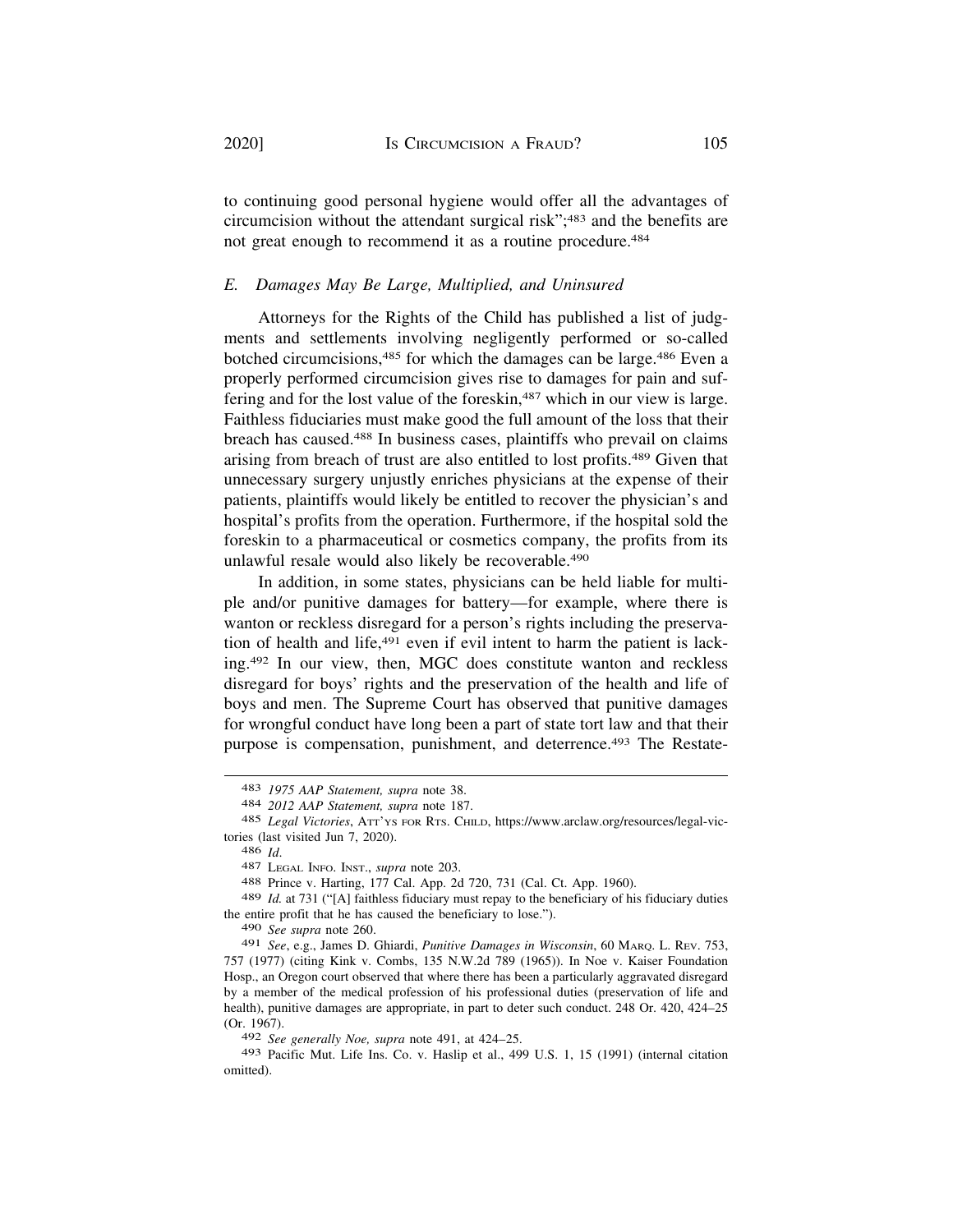to continuing good personal hygiene would offer all the advantages of circumcision without the attendant surgical risk";[483] and the benefits are not great enough to recommend it as a routine procedure.[484]

### *E. Damages May Be Large, Multiplied, and Uninsured*

Attorneys for the Rights of the Child has published a list of judgments and settlements involving negligently performed or so-called botched circumcisions,[485] for which the damages can be large.[486] Even a properly performed circumcision gives rise to damages for pain and suffering and for the lost value of the foreskin,[487] which in our view is large. Faithless fiduciaries must make good the full amount of the loss that their breach has caused.[488] In business cases, plaintiffs who prevail on claims arising from breach of trust are also entitled to lost profits.[489] Given that unnecessary surgery unjustly enriches physicians at the expense of their patients, plaintiffs would likely be entitled to recover the physician's and hospital's profits from the operation. Furthermore, if the hospital sold the foreskin to a pharmaceutical or cosmetics company, the profits from its unlawful resale would also likely be recoverable.[490]

In addition, in some states, physicians can be held liable for multiple and/or punitive damages for battery—for example, where there is wanton or reckless disregard for a person's rights including the preservation of health and life,[491] even if evil intent to harm the patient is lacking.[492] In our view, then, MGC does constitute wanton and reckless disregard for boys' rights and the preservation of the health and life of boys and men. The Supreme Court has observed that punitive damages for wrongful conduct have long been a part of state tort law and that their purpose is compensation, punishment, and deterrence.[493] The Restate-

---

483 *1975 AAP Statement, supra* note 38.

484 *2012 AAP Statement, supra* note 187.

485 *Legal Victories*, ATT'YS FOR RTS. CHILD, https://www.arclaw.org/resources/legal-victories (last visited Jun 7, 2020).

486 *Id*.

487 LEGAL INFO. INST., *supra* note 203.

488 Prince v. Harting, 177 Cal. App. 2d 720, 731 (Cal. Ct. App. 1960).

489 *Id.* at 731 ("[A] faithless fiduciary must repay to the beneficiary of his fiduciary duties the entire profit that he has caused the beneficiary to lose.").

490 *See supra* note 260.

491 *See*, e.g., James D. Ghiardi, *Punitive Damages in Wisconsin*, 60 MARQ. L. REV. 753, 757 (1977) (citing Kink v. Combs, 135 N.W.2d 789 (1965)). In Noe v. Kaiser Foundation Hosp., an Oregon court observed that where there has been a particularly aggravated disregard by a member of the medical profession of his professional duties (preservation of life and health), punitive damages are appropriate, in part to deter such conduct. 248 Or. 420, 424–25 (Or. 1967).

492 *See generally Noe, supra* note 491, at 424–25.

493 Pacific Mut. Life Ins. Co. v. Haslip et al., 499 U.S. 1, 15 (1991) (internal citation omitted).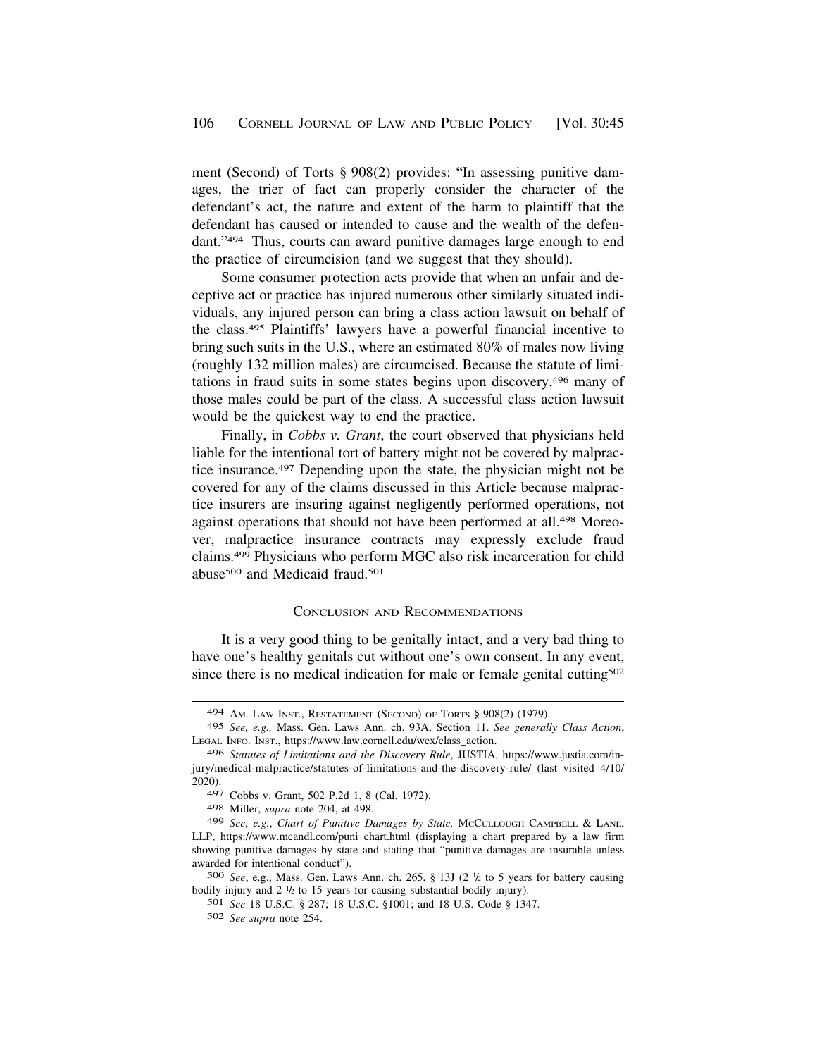ment (Second) of Torts § 908(2) provides: "In assessing punitive damages, the trier of fact can properly consider the character of the defendant's act, the nature and extent of the harm to plaintiff that the defendant has caused or intended to cause and the wealth of the defendant."[494] Thus, courts can award punitive damages large enough to end the practice of circumcision (and we suggest that they should).

Some consumer protection acts provide that when an unfair and deceptive act or practice has injured numerous other similarly situated individuals, any injured person can bring a class action lawsuit on behalf of the class.[495] Plaintiffs' lawyers have a powerful financial incentive to bring such suits in the U.S., where an estimated 80% of males now living (roughly 132 million males) are circumcised. Because the statute of limitations in fraud suits in some states begins upon discovery,[496] many of those males could be part of the class. A successful class action lawsuit would be the quickest way to end the practice.

Finally, in *Cobbs v. Grant*, the court observed that physicians held liable for the intentional tort of battery might not be covered by malpractice insurance.[497] Depending upon the state, the physician might not be covered for any of the claims discussed in this Article because malpractice insurers are insuring against negligently performed operations, not against operations that should not have been performed at all.[498] Moreover, malpractice insurance contracts may expressly exclude fraud claims.[499] Physicians who perform MGC also risk incarceration for child abuse[500] and Medicaid fraud.[501]

## CONCLUSION AND RECOMMENDATIONS

It is a very good thing to be genitally intact, and a very bad thing to have one's healthy genitals cut without one's own consent. In any event, since there is no medical indication for male or female genital cutting[502]

---

[494] AM. LAW INST., RESTATEMENT (SECOND) OF TORTS § 908(2) (1979).

[495] *See, e.g.,* Mass. Gen. Laws Ann. ch. 93A, Section 11. *See generally Class Action*, LEGAL INFO. INST., https://www.law.cornell.edu/wex/class_action.

[496] *Statutes of Limitations and the Discovery Rule*, JUSTIA, https://www.justia.com/injury/medical-malpractice/statutes-of-limitations-and-the-discovery-rule/ (last visited 4/10/2020).

[497] Cobbs v. Grant, 502 P.2d 1, 8 (Cal. 1972).

[498] Miller, *supra* note 204, at 498.

[499] *See, e.g.*, *Chart of Punitive Damages by State,* MCCULLOUGH CAMPBELL & LANE, LLP, https://www.mcandl.com/puni_chart.html (displaying a chart prepared by a law firm showing punitive damages by state and stating that "punitive damages are insurable unless awarded for intentional conduct").

[500] *See*, e.g., Mass. Gen. Laws Ann. ch. 265, § 13J (2 ½ to 5 years for battery causing bodily injury and 2 ½ to 15 years for causing substantial bodily injury).

[501] *See* 18 U.S.C. § 287; 18 U.S.C. §1001; and 18 U.S. Code § 1347.

[502] *See supra* note 254.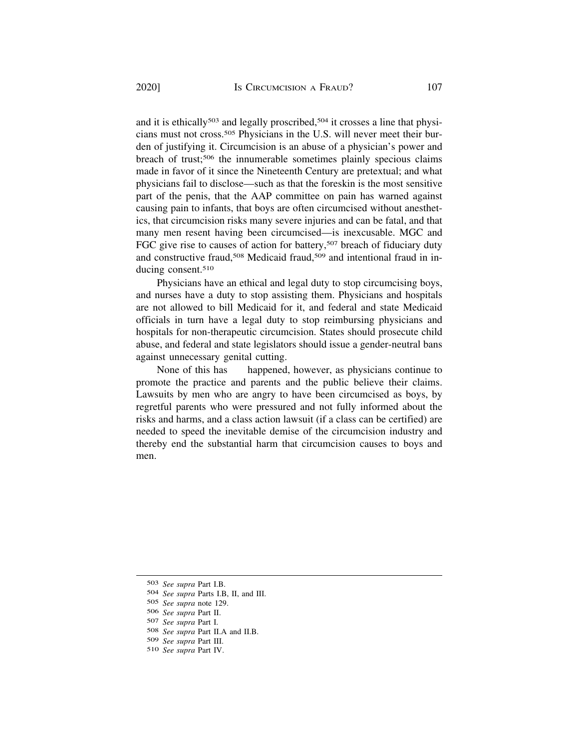and it is ethically[503] and legally proscribed,[504] it crosses a line that physicians must not cross.[505] Physicians in the U.S. will never meet their burden of justifying it. Circumcision is an abuse of a physician's power and breach of trust;[506] the innumerable sometimes plainly specious claims made in favor of it since the Nineteenth Century are pretextual; and what physicians fail to disclose—such as that the foreskin is the most sensitive part of the penis, that the AAP committee on pain has warned against causing pain to infants, that boys are often circumcised without anesthetics, that circumcision risks many severe injuries and can be fatal, and that many men resent having been circumcised—is inexcusable. MGC and FGC give rise to causes of action for battery,[507] breach of fiduciary duty and constructive fraud,[508] Medicaid fraud,[509] and intentional fraud in inducing consent.[510]

Physicians have an ethical and legal duty to stop circumcising boys, and nurses have a duty to stop assisting them. Physicians and hospitals are not allowed to bill Medicaid for it, and federal and state Medicaid officials in turn have a legal duty to stop reimbursing physicians and hospitals for non-therapeutic circumcision. States should prosecute child abuse, and federal and state legislators should issue a gender-neutral bans against unnecessary genital cutting.

None of this has happened, however, as physicians continue to promote the practice and parents and the public believe their claims. Lawsuits by men who are angry to have been circumcised as boys, by regretful parents who were pressured and not fully informed about the risks and harms, and a class action lawsuit (if a class can be certified) are needed to speed the inevitable demise of the circumcision industry and thereby end the substantial harm that circumcision causes to boys and men.

---

503 *See supra* Part I.B.

504 *See supra* Parts I.B, II, and III.

505 *See supra* note 129.

506 *See supra* Part II.

507 *See supra* Part I.

508 *See supra* Part II.A and II.B.

509 *See supra* Part III.

510 *See supra* Part IV.